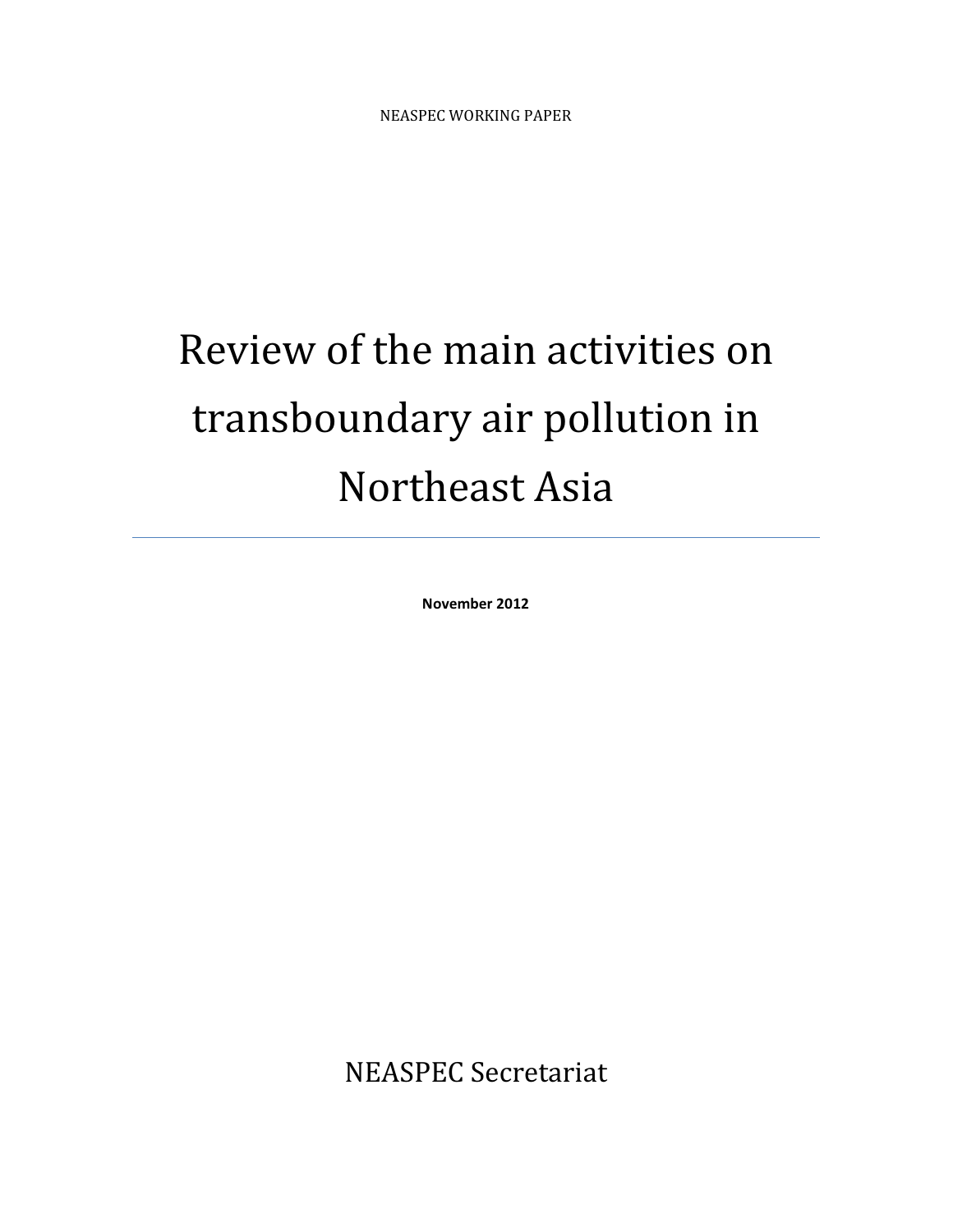NEASPEC WORKING PAPER

# Review of the main activities on transboundary air pollution in Northeast Asia

---

**November 2012**

NEASPEC Secretariat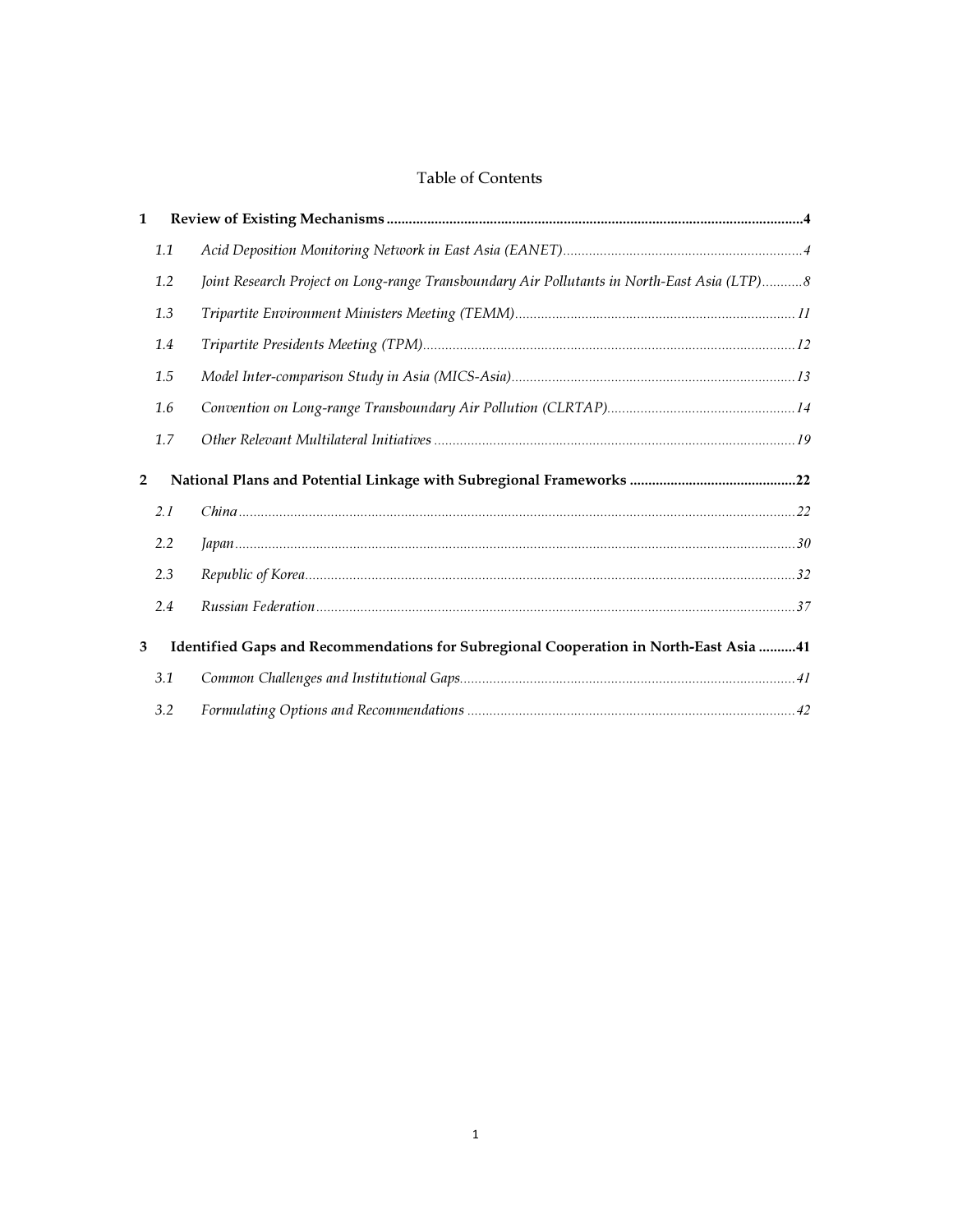# Table of Contents

**1 Review of Existing Mechanisms ......................................................................................................4**

*1.1 Acid Deposition Monitoring Network in East Asia (EANET)......................................................................4*

*1.2 Joint Research Project on Long-range Transboundary Air Pollutants in North-East Asia (LTP)...........8*

*1.3 Tripartite Environment Ministers Meeting (TEMM)..........................................................................11*

*1.4 Tripartite Presidents Meeting (TPM)..................................................................................................12*

*1.5 Model Inter-comparison Study in Asia (MICS-Asia)..........................................................................13*

*1.6 Convention on Long-range Transboundary Air Pollution (CLRTAP)................................................14*

*1.7 Other Relevant Multilateral Initiatives ...............................................................................................19*

**2 National Plans and Potential Linkage with Subregional Frameworks ............................................22**

*2.1 China ..................................................................................................................................................22*

*2.2 Japan...................................................................................................................................................30*

*2.3 Republic of Korea...............................................................................................................................32*

*2.4 Russian Federation.............................................................................................................................37*

**3 Identified Gaps and Recommendations for Subregional Cooperation in North-East Asia ..........41**

*3.1 Common Challenges and Institutional Gaps.......................................................................................41*

*3.2 Formulating Options and Recommendations ....................................................................................42*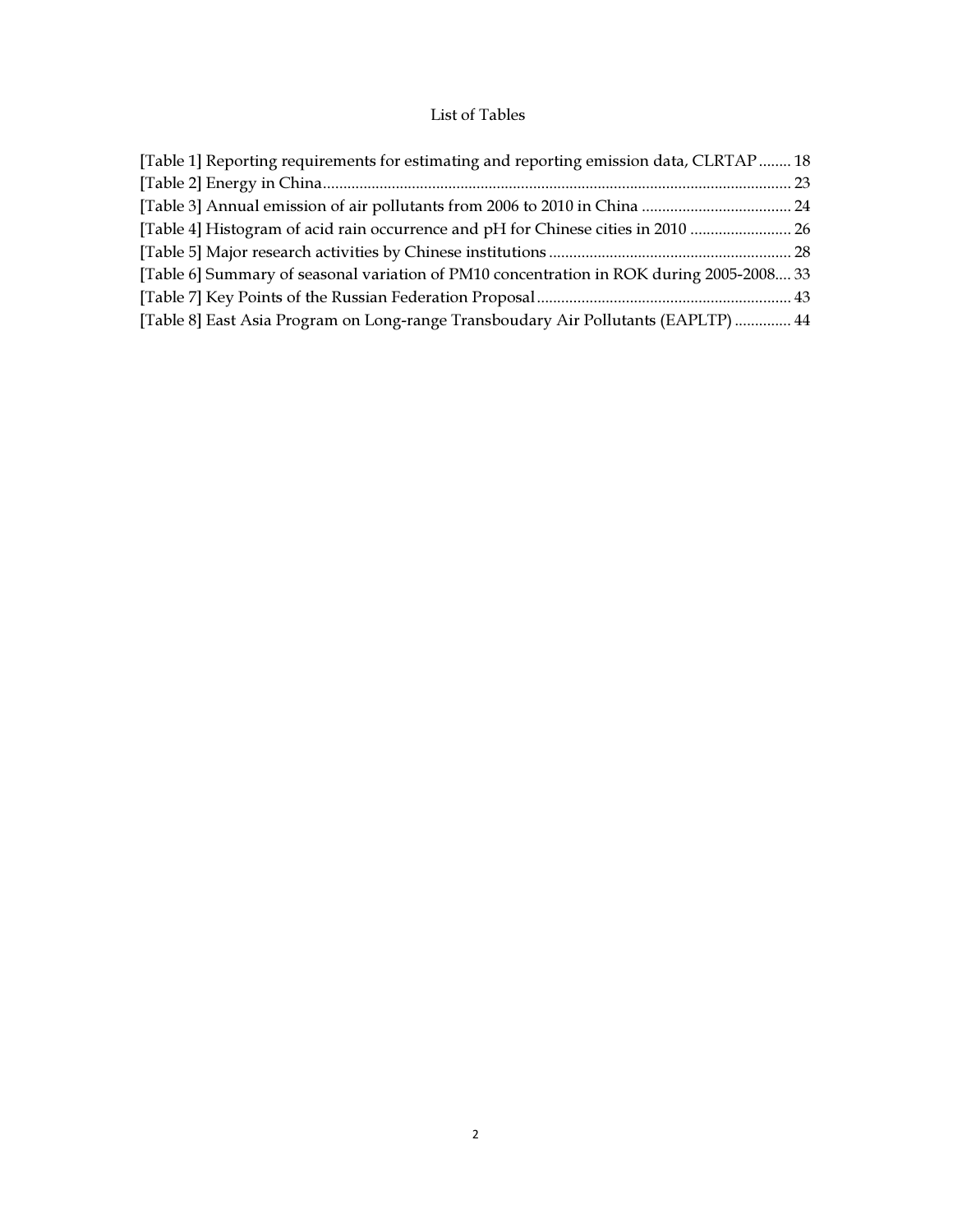# List of Tables

[Table 1] Reporting requirements for estimating and reporting emission data, CLRTAP ........ 18
[Table 2] Energy in China ........ 23
[Table 3] Annual emission of air pollutants from 2006 to 2010 in China ........ 24
[Table 4] Histogram of acid rain occurrence and pH for Chinese cities in 2010 ........ 26
[Table 5] Major research activities by Chinese institutions ........ 28
[Table 6] Summary of seasonal variation of PM10 concentration in ROK during 2005-2008.... 33
[Table 7] Key Points of the Russian Federation Proposal ........ 43
[Table 8] East Asia Program on Long-range Transboudary Air Pollutants (EAPLTP) ........ 44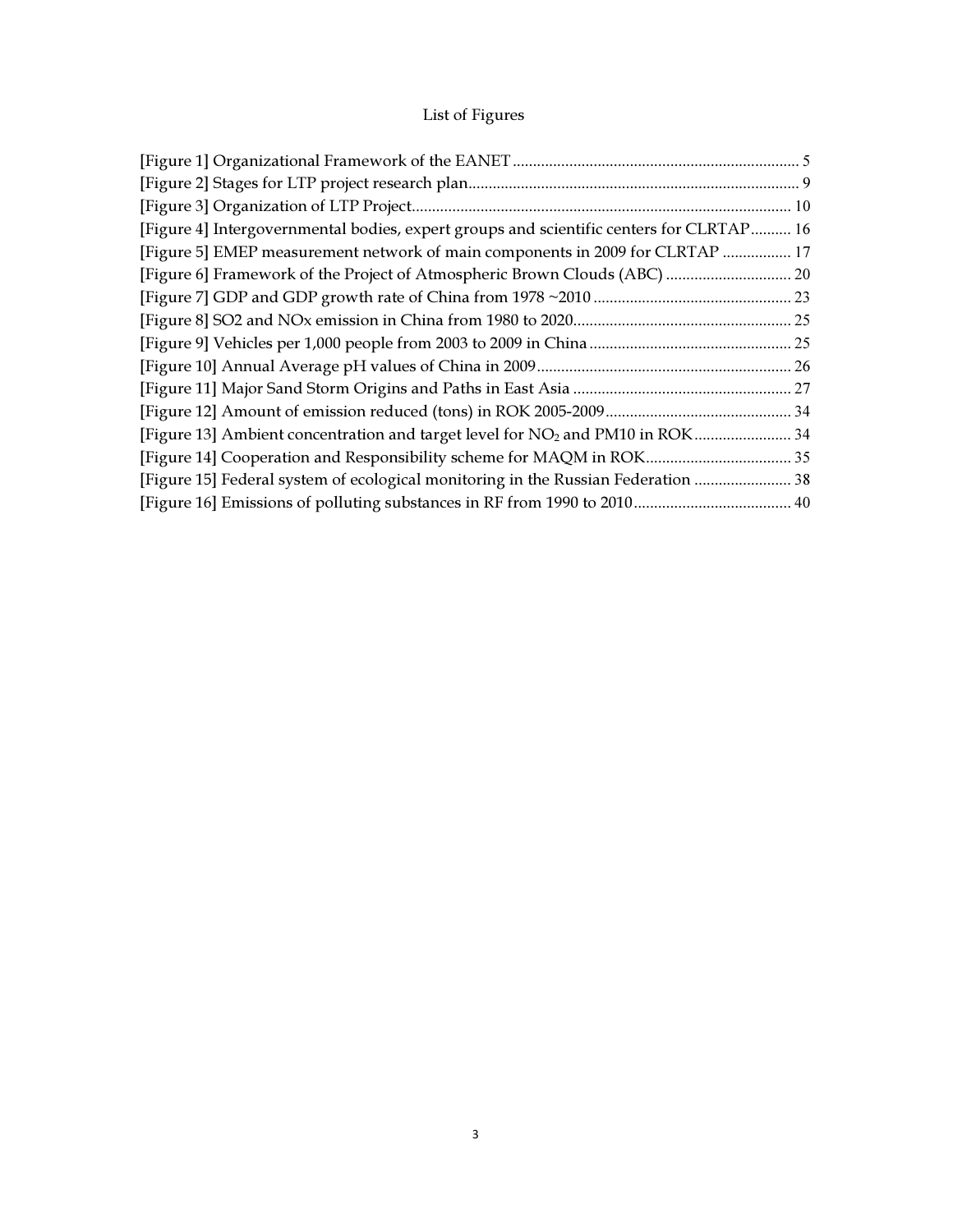# List of Figures

[Figure 1] Organizational Framework of the EANET ....................................................................... 5
[Figure 2] Stages for LTP project research plan .................................................................................. 9
[Figure 3] Organization of LTP Project.............................................................................................. 10
[Figure 4] Intergovernmental bodies, expert groups and scientific centers for CLRTAP.......... 16
[Figure 5] EMEP measurement network of main components in 2009 for CLRTAP ................. 17
[Figure 6] Framework of the Project of Atmospheric Brown Clouds (ABC) ............................... 20
[Figure 7] GDP and GDP growth rate of China from 1978 ~2010 ................................................. 23
[Figure 8] SO2 and NOx emission in China from 1980 to 2020...................................................... 25
[Figure 9] Vehicles per 1,000 people from 2003 to 2009 in China ................................................. 25
[Figure 10] Annual Average pH values of China in 2009 ............................................................... 26
[Figure 11] Major Sand Storm Origins and Paths in East Asia ...................................................... 27
[Figure 12] Amount of emission reduced (tons) in ROK 2005-2009.............................................. 34
[Figure 13] Ambient concentration and target level for $NO_2$ and PM10 in ROK ........................ 34
[Figure 14] Cooperation and Responsibility scheme for MAQM in ROK.................................... 35
[Figure 15] Federal system of ecological monitoring in the Russian Federation ........................ 38
[Figure 16] Emissions of polluting substances in RF from 1990 to 2010....................................... 40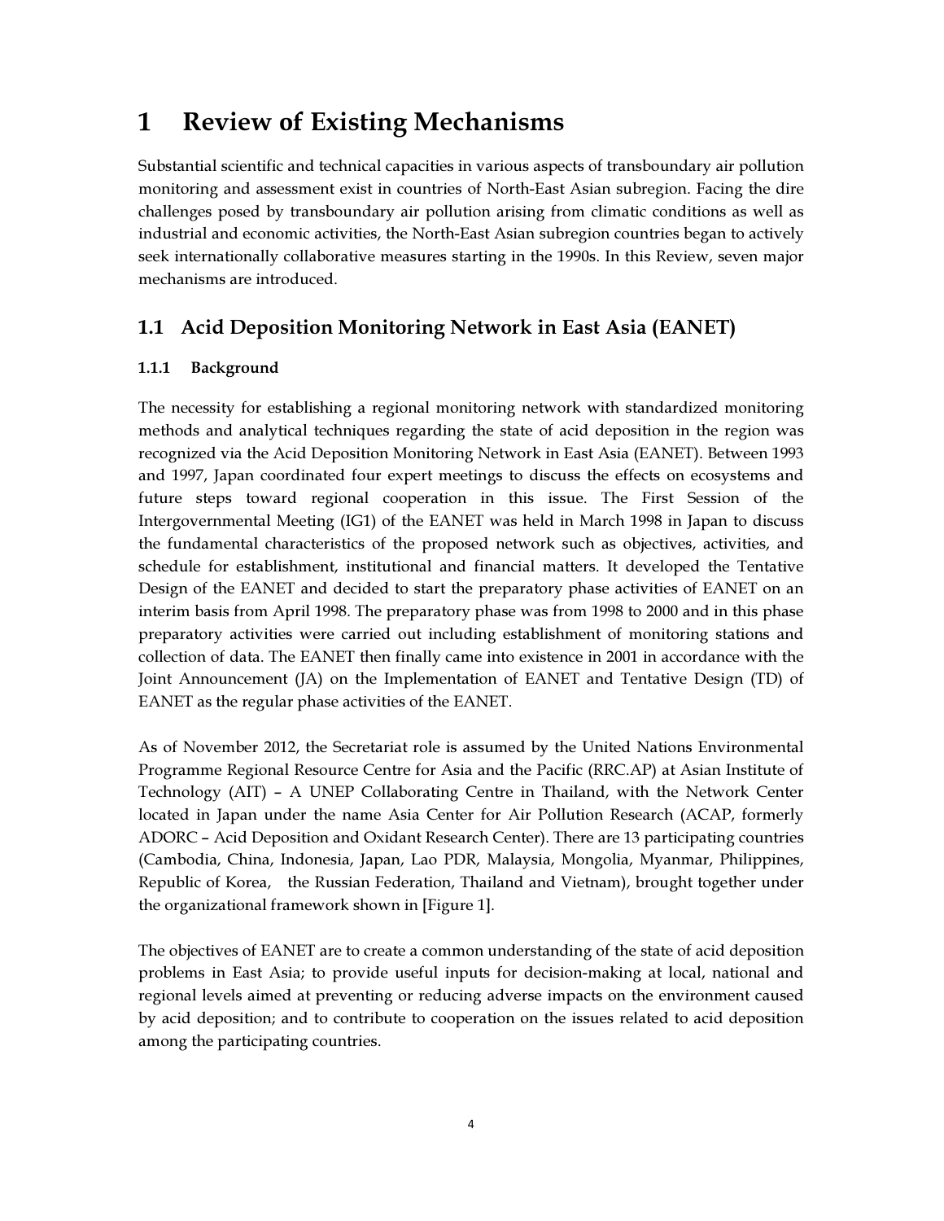# 1 Review of Existing Mechanisms

Substantial scientific and technical capacities in various aspects of transboundary air pollution monitoring and assessment exist in countries of North-East Asian subregion. Facing the dire challenges posed by transboundary air pollution arising from climatic conditions as well as industrial and economic activities, the North-East Asian subregion countries began to actively seek internationally collaborative measures starting in the 1990s. In this Review, seven major mechanisms are introduced.

## 1.1 Acid Deposition Monitoring Network in East Asia (EANET)

### 1.1.1 Background

The necessity for establishing a regional monitoring network with standardized monitoring methods and analytical techniques regarding the state of acid deposition in the region was recognized via the Acid Deposition Monitoring Network in East Asia (EANET). Between 1993 and 1997, Japan coordinated four expert meetings to discuss the effects on ecosystems and future steps toward regional cooperation in this issue. The First Session of the Intergovernmental Meeting (IG1) of the EANET was held in March 1998 in Japan to discuss the fundamental characteristics of the proposed network such as objectives, activities, and schedule for establishment, institutional and financial matters. It developed the Tentative Design of the EANET and decided to start the preparatory phase activities of EANET on an interim basis from April 1998. The preparatory phase was from 1998 to 2000 and in this phase preparatory activities were carried out including establishment of monitoring stations and collection of data. The EANET then finally came into existence in 2001 in accordance with the Joint Announcement (JA) on the Implementation of EANET and Tentative Design (TD) of EANET as the regular phase activities of the EANET.

As of November 2012, the Secretariat role is assumed by the United Nations Environmental Programme Regional Resource Centre for Asia and the Pacific (RRC.AP) at Asian Institute of Technology (AIT) – A UNEP Collaborating Centre in Thailand, with the Network Center located in Japan under the name Asia Center for Air Pollution Research (ACAP, formerly ADORC – Acid Deposition and Oxidant Research Center). There are 13 participating countries (Cambodia, China, Indonesia, Japan, Lao PDR, Malaysia, Mongolia, Myanmar, Philippines, Republic of Korea, the Russian Federation, Thailand and Vietnam), brought together under the organizational framework shown in [Figure 1].

The objectives of EANET are to create a common understanding of the state of acid deposition problems in East Asia; to provide useful inputs for decision-making at local, national and regional levels aimed at preventing or reducing adverse impacts on the environment caused by acid deposition; and to contribute to cooperation on the issues related to acid deposition among the participating countries.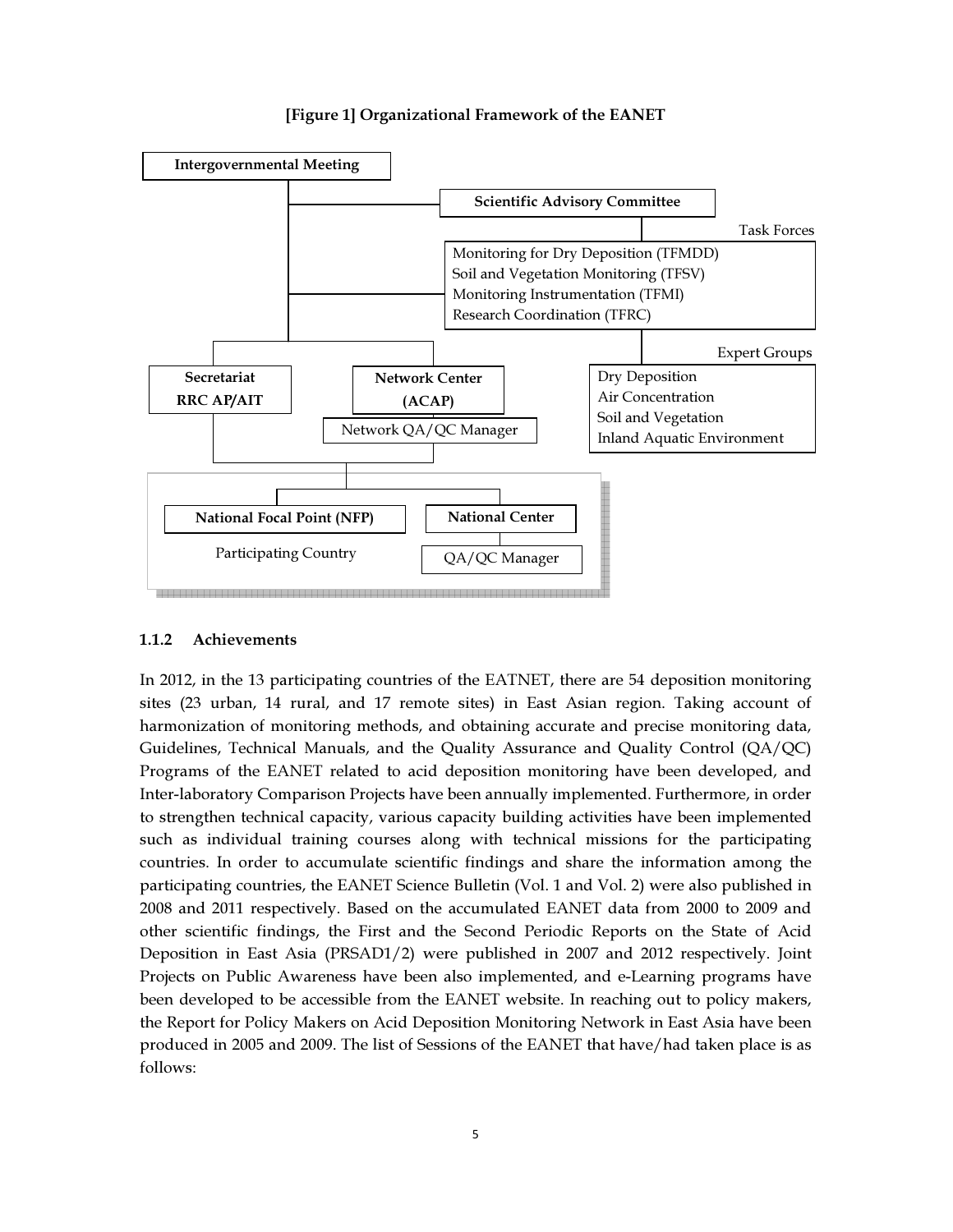**[Figure 1] Organizational Framework of the EANET**

Intergovernmental Meeting

Scientific Advisory Committee

Task Forces

Monitoring for Dry Deposition (TFMDD)
Soil and Vegetation Monitoring (TFSV)
Monitoring Instrumentation (TFMI)
Research Coordination (TFRC)

Expert Groups

Dry Deposition
Air Concentration
Soil and Vegetation
Inland Aquatic Environment

Secretariat
RRC AP/AIT

Network Center
(ACAP)

Network QA/QC Manager

National Focal Point (NFP)

National Center

QA/QC Manager

Participating Country

### 1.1.2 Achievements

In 2012, in the 13 participating countries of the EATNET, there are 54 deposition monitoring sites (23 urban, 14 rural, and 17 remote sites) in East Asian region. Taking account of harmonization of monitoring methods, and obtaining accurate and precise monitoring data, Guidelines, Technical Manuals, and the Quality Assurance and Quality Control (QA/QC) Programs of the EANET related to acid deposition monitoring have been developed, and Inter-laboratory Comparison Projects have been annually implemented. Furthermore, in order to strengthen technical capacity, various capacity building activities have been implemented such as individual training courses along with technical missions for the participating countries. In order to accumulate scientific findings and share the information among the participating countries, the EANET Science Bulletin (Vol. 1 and Vol. 2) were also published in 2008 and 2011 respectively. Based on the accumulated EANET data from 2000 to 2009 and other scientific findings, the First and the Second Periodic Reports on the State of Acid Deposition in East Asia (PRSAD1/2) were published in 2007 and 2012 respectively. Joint Projects on Public Awareness have been also implemented, and e-Learning programs have been developed to be accessible from the EANET website. In reaching out to policy makers, the Report for Policy Makers on Acid Deposition Monitoring Network in East Asia have been produced in 2005 and 2009. The list of Sessions of the EANET that have/had taken place is as follows: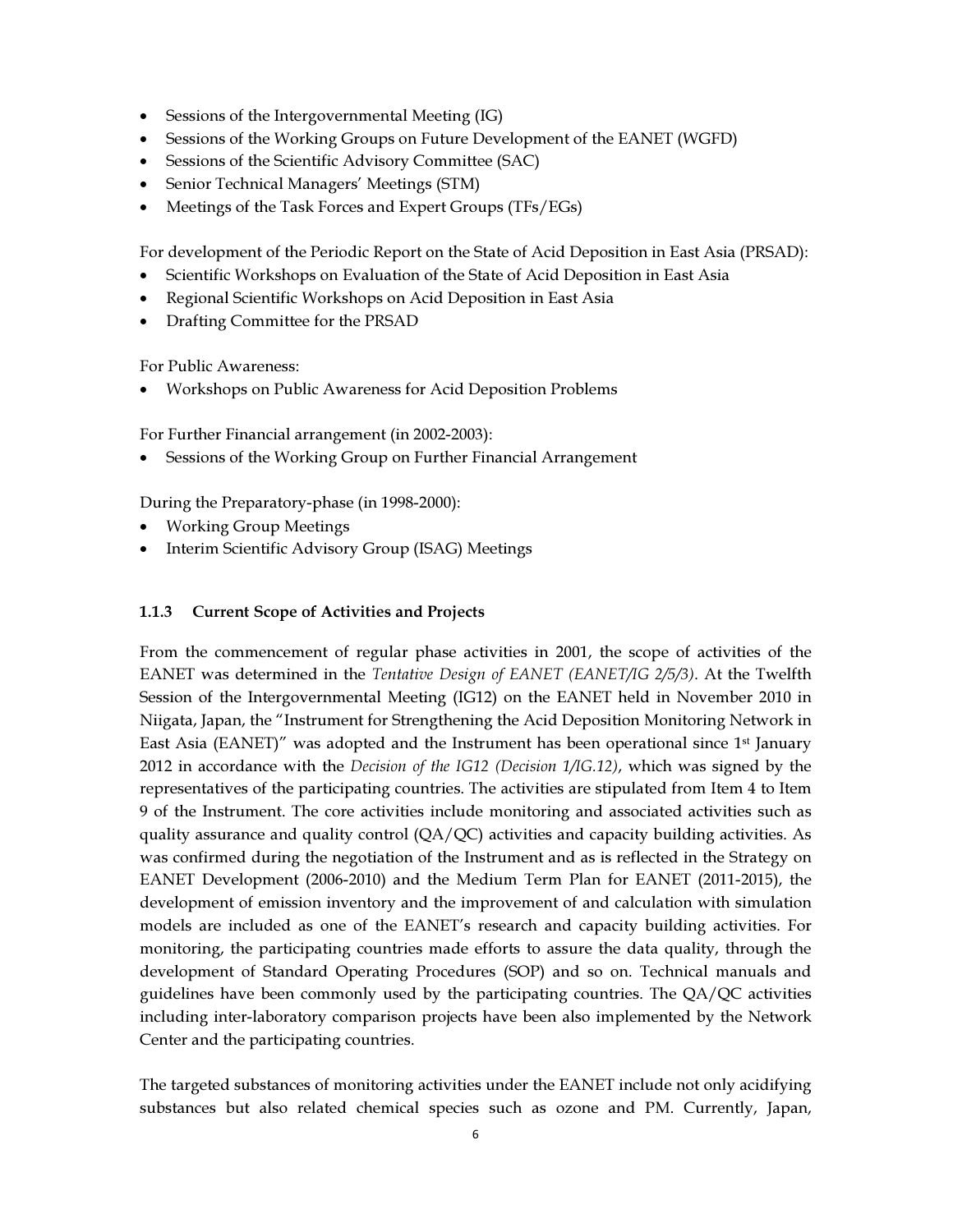- Sessions of the Intergovernmental Meeting (IG)
- Sessions of the Working Groups on Future Development of the EANET (WGFD)
- Sessions of the Scientific Advisory Committee (SAC)
- Senior Technical Managers' Meetings (STM)
- Meetings of the Task Forces and Expert Groups (TFs/EGs)

For development of the Periodic Report on the State of Acid Deposition in East Asia (PRSAD):

- Scientific Workshops on Evaluation of the State of Acid Deposition in East Asia
- Regional Scientific Workshops on Acid Deposition in East Asia
- Drafting Committee for the PRSAD

For Public Awareness:

- Workshops on Public Awareness for Acid Deposition Problems

For Further Financial arrangement (in 2002-2003):

- Sessions of the Working Group on Further Financial Arrangement

During the Preparatory-phase (in 1998-2000):

- Working Group Meetings
- Interim Scientific Advisory Group (ISAG) Meetings

### 1.1.3 Current Scope of Activities and Projects

From the commencement of regular phase activities in 2001, the scope of activities of the EANET was determined in the *Tentative Design of EANET (EANET/IG 2/5/3)*. At the Twelfth Session of the Intergovernmental Meeting (IG12) on the EANET held in November 2010 in Niigata, Japan, the "Instrument for Strengthening the Acid Deposition Monitoring Network in East Asia (EANET)" was adopted and the Instrument has been operational since 1st January 2012 in accordance with the *Decision of the IG12 (Decision 1/IG.12)*, which was signed by the representatives of the participating countries. The activities are stipulated from Item 4 to Item 9 of the Instrument. The core activities include monitoring and associated activities such as quality assurance and quality control (QA/QC) activities and capacity building activities. As was confirmed during the negotiation of the Instrument and as is reflected in the Strategy on EANET Development (2006-2010) and the Medium Term Plan for EANET (2011-2015), the development of emission inventory and the improvement of and calculation with simulation models are included as one of the EANET's research and capacity building activities. For monitoring, the participating countries made efforts to assure the data quality, through the development of Standard Operating Procedures (SOP) and so on. Technical manuals and guidelines have been commonly used by the participating countries. The QA/QC activities including inter-laboratory comparison projects have been also implemented by the Network Center and the participating countries.

The targeted substances of monitoring activities under the EANET include not only acidifying substances but also related chemical species such as ozone and PM. Currently, Japan,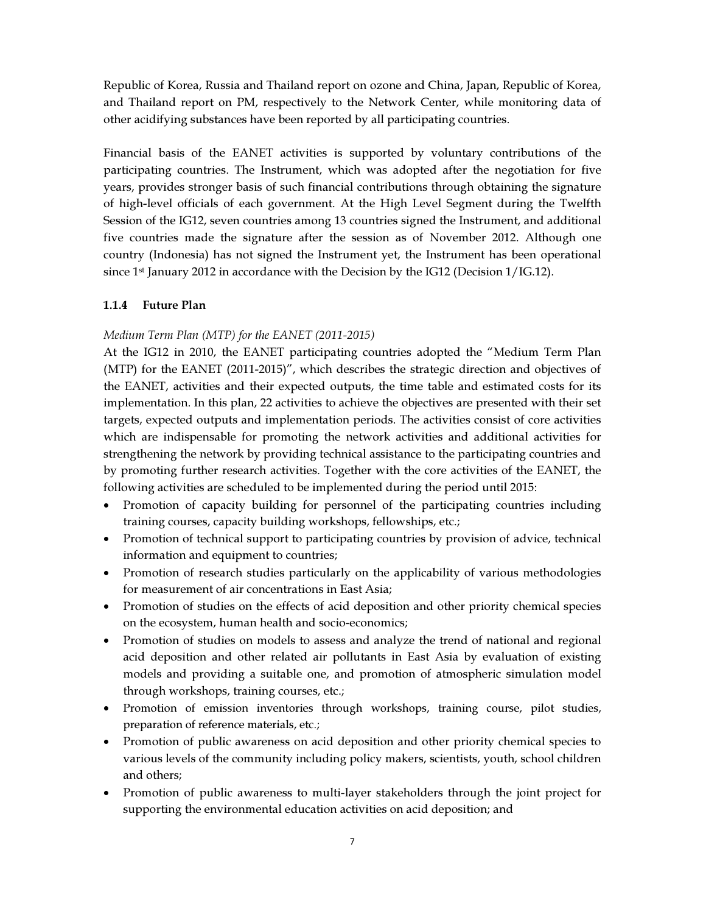Republic of Korea, Russia and Thailand report on ozone and China, Japan, Republic of Korea, and Thailand report on PM, respectively to the Network Center, while monitoring data of other acidifying substances have been reported by all participating countries.

Financial basis of the EANET activities is supported by voluntary contributions of the participating countries. The Instrument, which was adopted after the negotiation for five years, provides stronger basis of such financial contributions through obtaining the signature of high-level officials of each government. At the High Level Segment during the Twelfth Session of the IG12, seven countries among 13 countries signed the Instrument, and additional five countries made the signature after the session as of November 2012. Although one country (Indonesia) has not signed the Instrument yet, the Instrument has been operational since 1st January 2012 in accordance with the Decision by the IG12 (Decision 1/IG.12).

### 1.1.4 Future Plan

*Medium Term Plan (MTP) for the EANET (2011-2015)*

At the IG12 in 2010, the EANET participating countries adopted the "Medium Term Plan (MTP) for the EANET (2011-2015)", which describes the strategic direction and objectives of the EANET, activities and their expected outputs, the time table and estimated costs for its implementation. In this plan, 22 activities to achieve the objectives are presented with their set targets, expected outputs and implementation periods. The activities consist of core activities which are indispensable for promoting the network activities and additional activities for strengthening the network by providing technical assistance to the participating countries and by promoting further research activities. Together with the core activities of the EANET, the following activities are scheduled to be implemented during the period until 2015:

- Promotion of capacity building for personnel of the participating countries including training courses, capacity building workshops, fellowships, etc.;
- Promotion of technical support to participating countries by provision of advice, technical information and equipment to countries;
- Promotion of research studies particularly on the applicability of various methodologies for measurement of air concentrations in East Asia;
- Promotion of studies on the effects of acid deposition and other priority chemical species on the ecosystem, human health and socio-economics;
- Promotion of studies on models to assess and analyze the trend of national and regional acid deposition and other related air pollutants in East Asia by evaluation of existing models and providing a suitable one, and promotion of atmospheric simulation model through workshops, training courses, etc.;
- Promotion of emission inventories through workshops, training course, pilot studies, preparation of reference materials, etc.;
- Promotion of public awareness on acid deposition and other priority chemical species to various levels of the community including policy makers, scientists, youth, school children and others;
- Promotion of public awareness to multi-layer stakeholders through the joint project for supporting the environmental education activities on acid deposition; and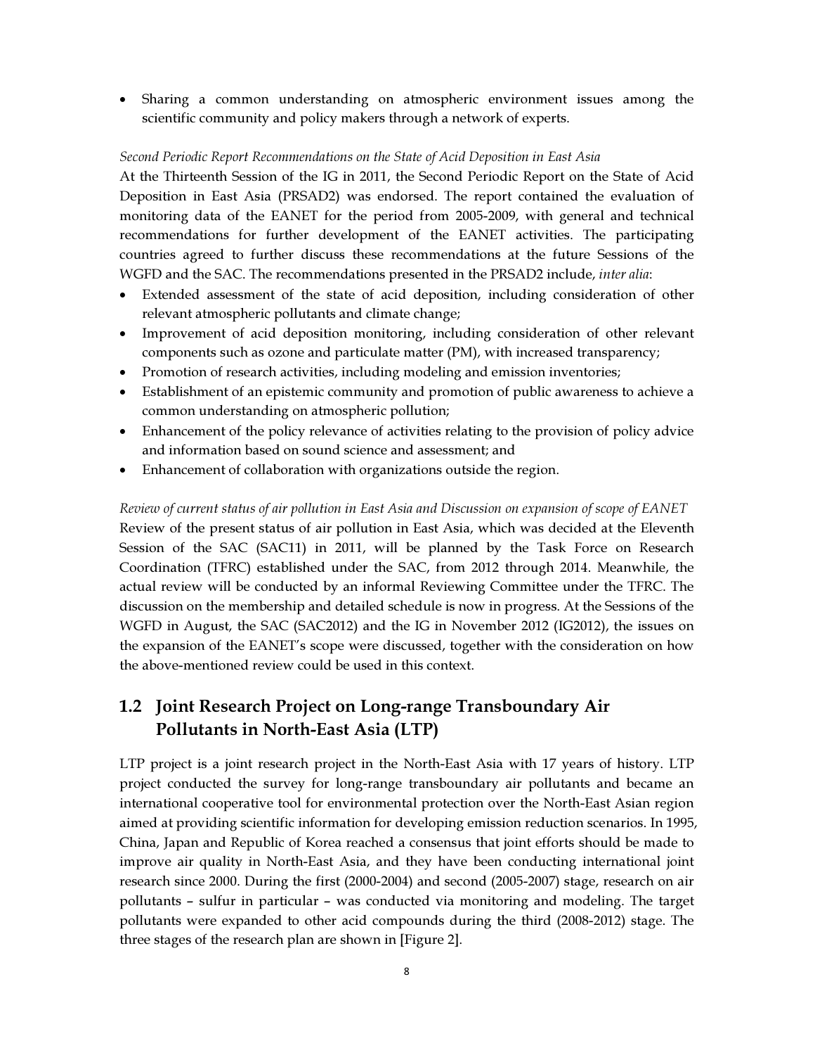- Sharing a common understanding on atmospheric environment issues among the scientific community and policy makers through a network of experts.

*Second Periodic Report Recommendations on the State of Acid Deposition in East Asia*

At the Thirteenth Session of the IG in 2011, the Second Periodic Report on the State of Acid Deposition in East Asia (PRSAD2) was endorsed. The report contained the evaluation of monitoring data of the EANET for the period from 2005-2009, with general and technical recommendations for further development of the EANET activities. The participating countries agreed to further discuss these recommendations at the future Sessions of the WGFD and the SAC. The recommendations presented in the PRSAD2 include, *inter alia*:

- Extended assessment of the state of acid deposition, including consideration of other relevant atmospheric pollutants and climate change;
- Improvement of acid deposition monitoring, including consideration of other relevant components such as ozone and particulate matter (PM), with increased transparency;
- Promotion of research activities, including modeling and emission inventories;
- Establishment of an epistemic community and promotion of public awareness to achieve a common understanding on atmospheric pollution;
- Enhancement of the policy relevance of activities relating to the provision of policy advice and information based on sound science and assessment; and
- Enhancement of collaboration with organizations outside the region.

*Review of current status of air pollution in East Asia and Discussion on expansion of scope of EANET*

Review of the present status of air pollution in East Asia, which was decided at the Eleventh Session of the SAC (SAC11) in 2011, will be planned by the Task Force on Research Coordination (TFRC) established under the SAC, from 2012 through 2014. Meanwhile, the actual review will be conducted by an informal Reviewing Committee under the TFRC. The discussion on the membership and detailed schedule is now in progress. At the Sessions of the WGFD in August, the SAC (SAC2012) and the IG in November 2012 (IG2012), the issues on the expansion of the EANET's scope were discussed, together with the consideration on how the above-mentioned review could be used in this context.

## 1.2 Joint Research Project on Long-range Transboundary Air Pollutants in North-East Asia (LTP)

LTP project is a joint research project in the North-East Asia with 17 years of history. LTP project conducted the survey for long-range transboundary air pollutants and became an international cooperative tool for environmental protection over the North-East Asian region aimed at providing scientific information for developing emission reduction scenarios. In 1995, China, Japan and Republic of Korea reached a consensus that joint efforts should be made to improve air quality in North-East Asia, and they have been conducting international joint research since 2000. During the first (2000-2004) and second (2005-2007) stage, research on air pollutants – sulfur in particular – was conducted via monitoring and modeling. The target pollutants were expanded to other acid compounds during the third (2008-2012) stage. The three stages of the research plan are shown in [Figure 2].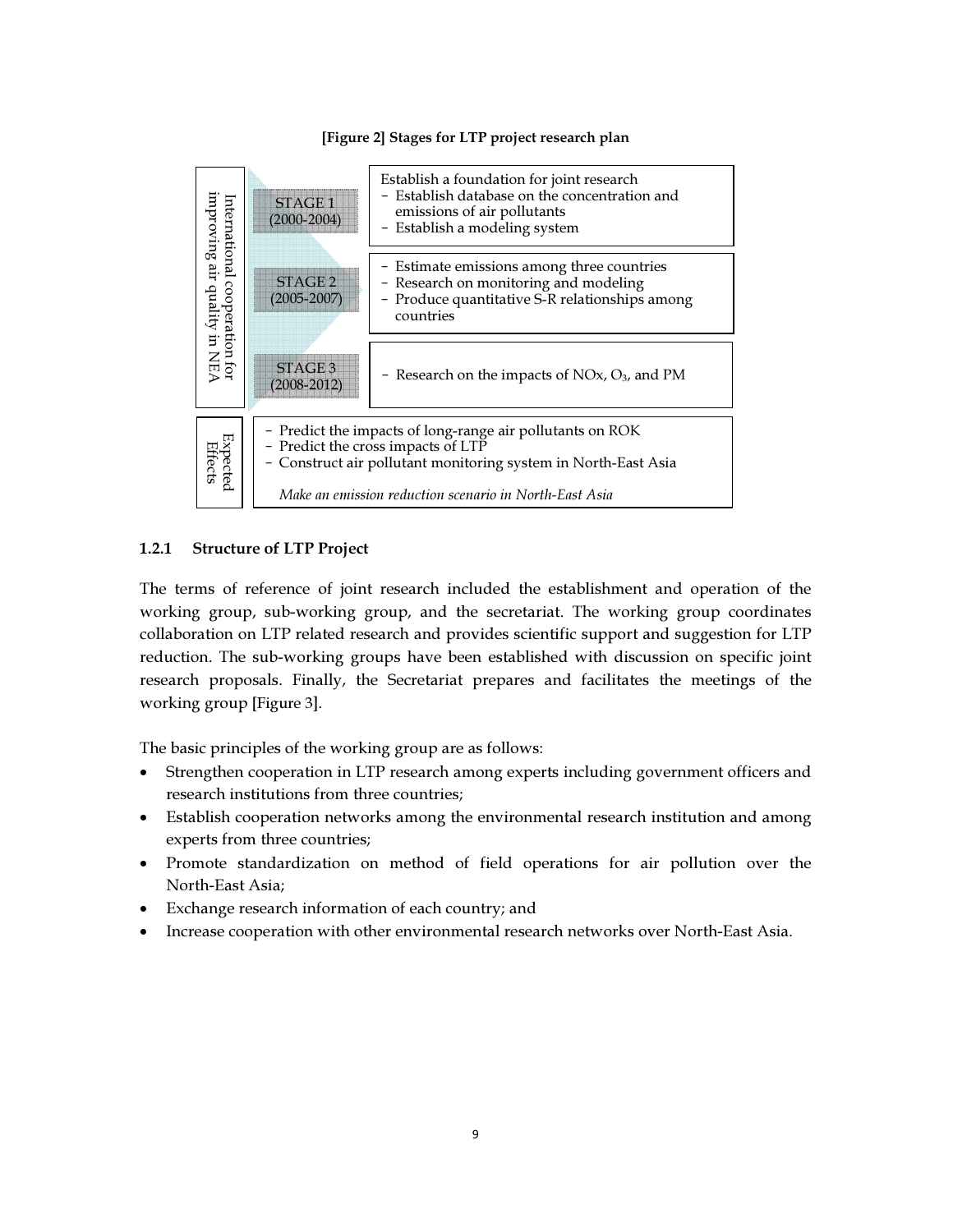**[Figure 2] Stages for LTP project research plan**

| International cooperation for improving air quality in NEA | | |
|---|---|---|
| | STAGE 1 (2000-2004) | Establish a foundation for joint research<br>- Establish database on the concentration and emissions of air pollutants<br>- Establish a modeling system |
| | STAGE 2 (2005-2007) | - Estimate emissions among three countries<br>- Research on monitoring and modeling<br>- Produce quantitative S-R relationships among countries |
| | STAGE 3 (2008-2012) | - Research on the impacts of NOx, $O_3$, and PM |
| Expected Effects | | - Predict the impacts of long-range air pollutants on ROK<br>- Predict the cross impacts of LTP<br>- Construct air pollutant monitoring system in North-East Asia<br>*Make an emission reduction scenario in North-East Asia* |

### 1.2.1 Structure of LTP Project

The terms of reference of joint research included the establishment and operation of the working group, sub-working group, and the secretariat. The working group coordinates collaboration on LTP related research and provides scientific support and suggestion for LTP reduction. The sub-working groups have been established with discussion on specific joint research proposals. Finally, the Secretariat prepares and facilitates the meetings of the working group [Figure 3].

The basic principles of the working group are as follows:

- Strengthen cooperation in LTP research among experts including government officers and research institutions from three countries;
- Establish cooperation networks among the environmental research institution and among experts from three countries;
- Promote standardization on method of field operations for air pollution over the North-East Asia;
- Exchange research information of each country; and
- Increase cooperation with other environmental research networks over North-East Asia.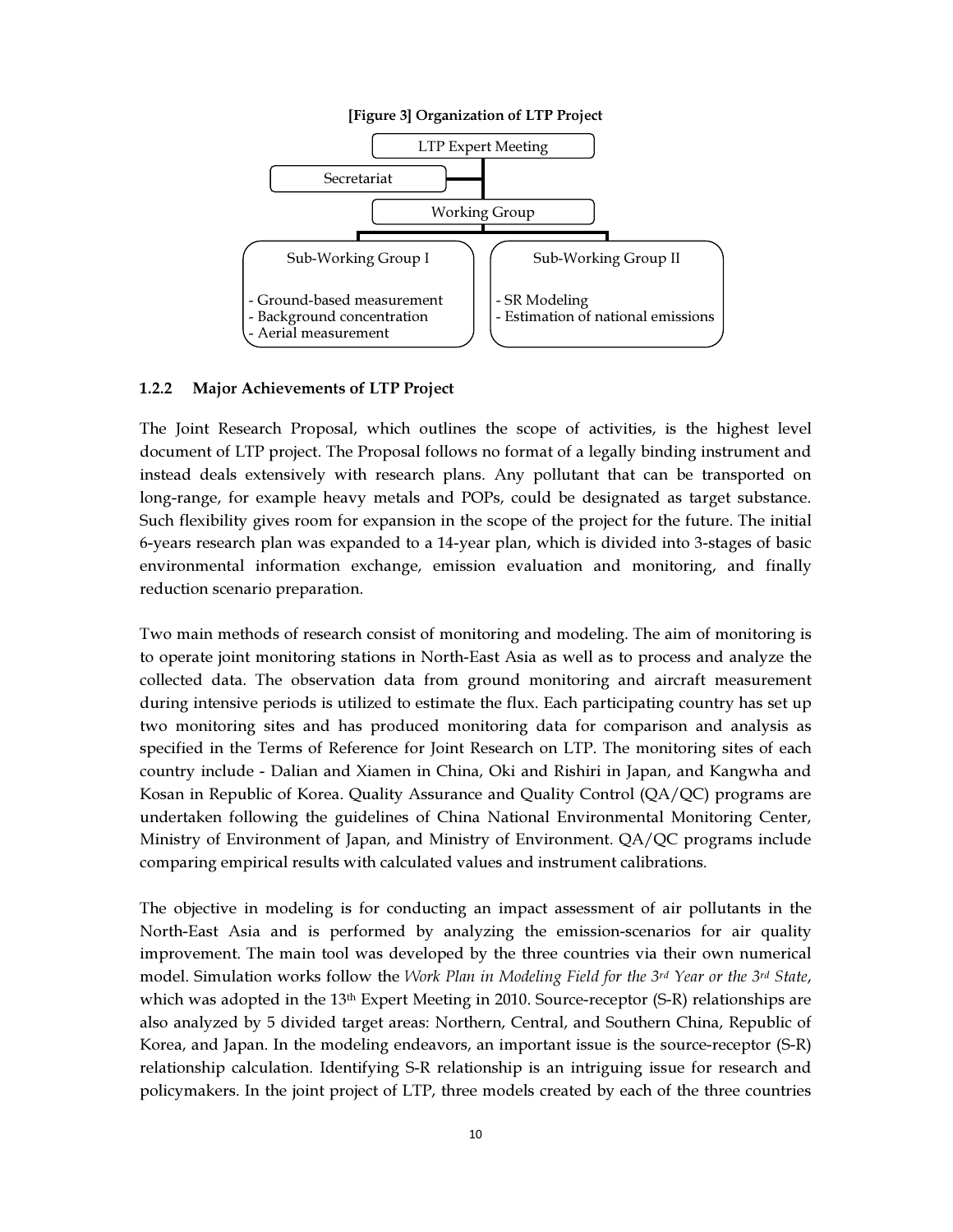**[Figure 3] Organization of LTP Project**

- LTP Expert Meeting
  - Secretariat
  - Working Group
    - Sub-Working Group I
      - Ground-based measurement
      - Background concentration
      - Aerial measurement
    - Sub-Working Group II
      - SR Modeling
      - Estimation of national emissions

### 1.2.2 Major Achievements of LTP Project

The Joint Research Proposal, which outlines the scope of activities, is the highest level document of LTP project. The Proposal follows no format of a legally binding instrument and instead deals extensively with research plans. Any pollutant that can be transported on long-range, for example heavy metals and POPs, could be designated as target substance. Such flexibility gives room for expansion in the scope of the project for the future. The initial 6-years research plan was expanded to a 14-year plan, which is divided into 3-stages of basic environmental information exchange, emission evaluation and monitoring, and finally reduction scenario preparation.

Two main methods of research consist of monitoring and modeling. The aim of monitoring is to operate joint monitoring stations in North-East Asia as well as to process and analyze the collected data. The observation data from ground monitoring and aircraft measurement during intensive periods is utilized to estimate the flux. Each participating country has set up two monitoring sites and has produced monitoring data for comparison and analysis as specified in the Terms of Reference for Joint Research on LTP. The monitoring sites of each country include - Dalian and Xiamen in China, Oki and Rishiri in Japan, and Kangwha and Kosan in Republic of Korea. Quality Assurance and Quality Control (QA/QC) programs are undertaken following the guidelines of China National Environmental Monitoring Center, Ministry of Environment of Japan, and Ministry of Environment. QA/QC programs include comparing empirical results with calculated values and instrument calibrations.

The objective in modeling is for conducting an impact assessment of air pollutants in the North-East Asia and is performed by analyzing the emission-scenarios for air quality improvement. The main tool was developed by the three countries via their own numerical model. Simulation works follow the *Work Plan in Modeling Field for the 3rd Year or the 3rd State*, which was adopted in the 13th Expert Meeting in 2010. Source-receptor (S-R) relationships are also analyzed by 5 divided target areas: Northern, Central, and Southern China, Republic of Korea, and Japan. In the modeling endeavors, an important issue is the source-receptor (S-R) relationship calculation. Identifying S-R relationship is an intriguing issue for research and policymakers. In the joint project of LTP, three models created by each of the three countries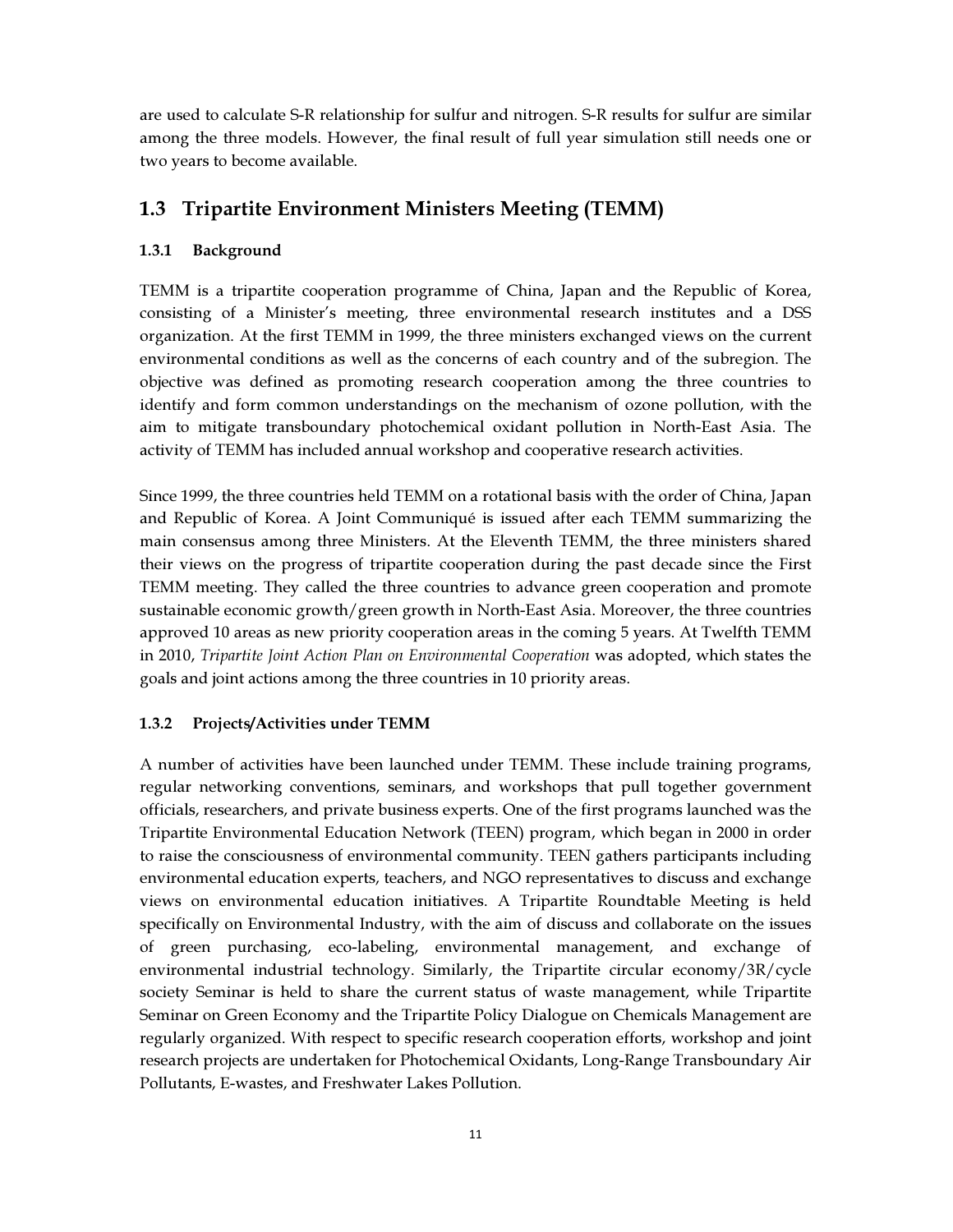are used to calculate S-R relationship for sulfur and nitrogen. S-R results for sulfur are similar among the three models. However, the final result of full year simulation still needs one or two years to become available.

## 1.3 Tripartite Environment Ministers Meeting (TEMM)

### 1.3.1 Background

TEMM is a tripartite cooperation programme of China, Japan and the Republic of Korea, consisting of a Minister's meeting, three environmental research institutes and a DSS organization. At the first TEMM in 1999, the three ministers exchanged views on the current environmental conditions as well as the concerns of each country and of the subregion. The objective was defined as promoting research cooperation among the three countries to identify and form common understandings on the mechanism of ozone pollution, with the aim to mitigate transboundary photochemical oxidant pollution in North-East Asia. The activity of TEMM has included annual workshop and cooperative research activities.

Since 1999, the three countries held TEMM on a rotational basis with the order of China, Japan and Republic of Korea. A Joint Communiqué is issued after each TEMM summarizing the main consensus among three Ministers. At the Eleventh TEMM, the three ministers shared their views on the progress of tripartite cooperation during the past decade since the First TEMM meeting. They called the three countries to advance green cooperation and promote sustainable economic growth/green growth in North-East Asia. Moreover, the three countries approved 10 areas as new priority cooperation areas in the coming 5 years. At Twelfth TEMM in 2010, *Tripartite Joint Action Plan on Environmental Cooperation* was adopted, which states the goals and joint actions among the three countries in 10 priority areas.

### 1.3.2 Projects/Activities under TEMM

A number of activities have been launched under TEMM. These include training programs, regular networking conventions, seminars, and workshops that pull together government officials, researchers, and private business experts. One of the first programs launched was the Tripartite Environmental Education Network (TEEN) program, which began in 2000 in order to raise the consciousness of environmental community. TEEN gathers participants including environmental education experts, teachers, and NGO representatives to discuss and exchange views on environmental education initiatives. A Tripartite Roundtable Meeting is held specifically on Environmental Industry, with the aim of discuss and collaborate on the issues of green purchasing, eco-labeling, environmental management, and exchange of environmental industrial technology. Similarly, the Tripartite circular economy/3R/cycle society Seminar is held to share the current status of waste management, while Tripartite Seminar on Green Economy and the Tripartite Policy Dialogue on Chemicals Management are regularly organized. With respect to specific research cooperation efforts, workshop and joint research projects are undertaken for Photochemical Oxidants, Long-Range Transboundary Air Pollutants, E-wastes, and Freshwater Lakes Pollution.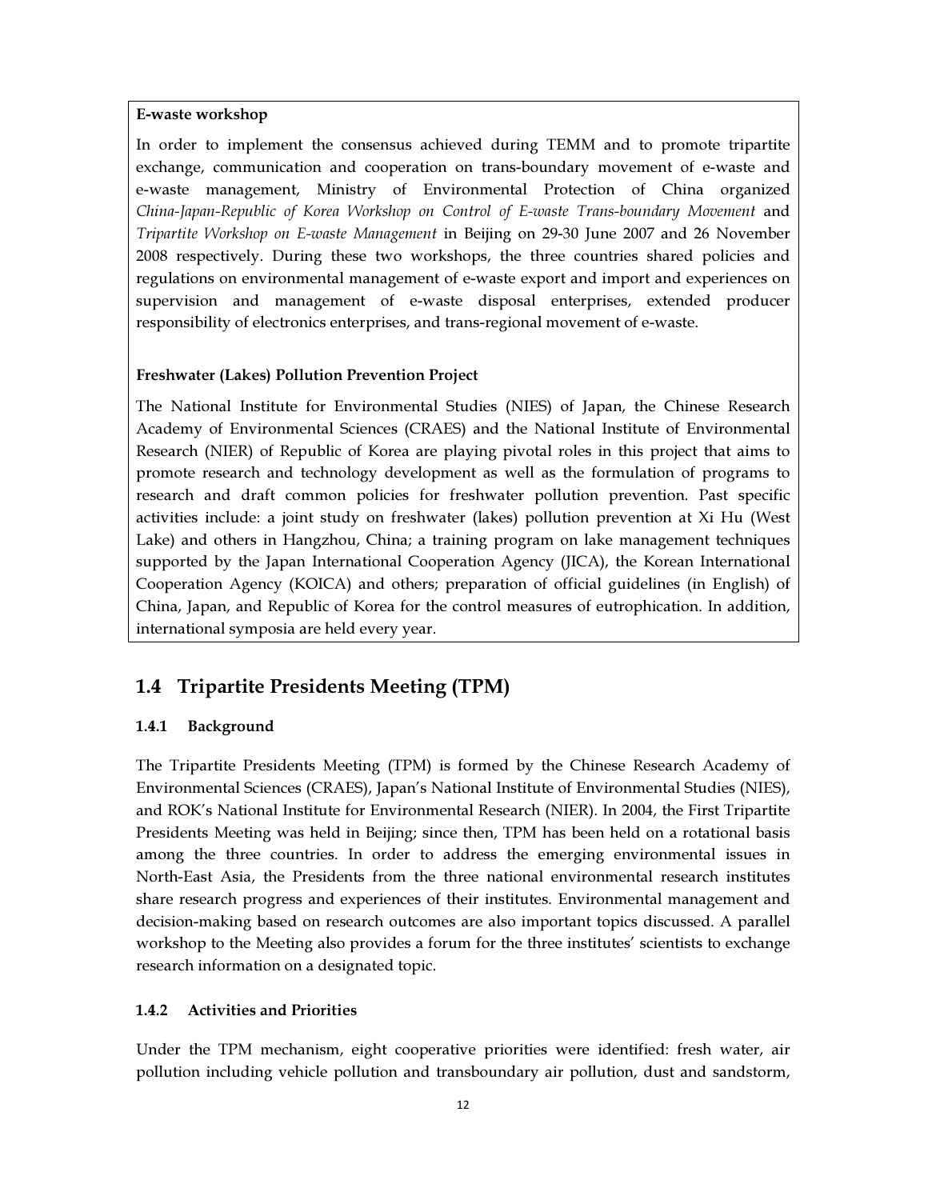**E-waste workshop**

In order to implement the consensus achieved during TEMM and to promote tripartite exchange, communication and cooperation on trans-boundary movement of e-waste and e-waste management, Ministry of Environmental Protection of China organized *China-Japan-Republic of Korea Workshop on Control of E-waste Trans-boundary Movement* and *Tripartite Workshop on E-waste Management* in Beijing on 29-30 June 2007 and 26 November 2008 respectively. During these two workshops, the three countries shared policies and regulations on environmental management of e-waste export and import and experiences on supervision and management of e-waste disposal enterprises, extended producer responsibility of electronics enterprises, and trans-regional movement of e-waste.

**Freshwater (Lakes) Pollution Prevention Project**

The National Institute for Environmental Studies (NIES) of Japan, the Chinese Research Academy of Environmental Sciences (CRAES) and the National Institute of Environmental Research (NIER) of Republic of Korea are playing pivotal roles in this project that aims to promote research and technology development as well as the formulation of programs to research and draft common policies for freshwater pollution prevention. Past specific activities include: a joint study on freshwater (lakes) pollution prevention at Xi Hu (West Lake) and others in Hangzhou, China; a training program on lake management techniques supported by the Japan International Cooperation Agency (JICA), the Korean International Cooperation Agency (KOICA) and others; preparation of official guidelines (in English) of China, Japan, and Republic of Korea for the control measures of eutrophication. In addition, international symposia are held every year.

## 1.4 Tripartite Presidents Meeting (TPM)

### 1.4.1 Background

The Tripartite Presidents Meeting (TPM) is formed by the Chinese Research Academy of Environmental Sciences (CRAES), Japan's National Institute of Environmental Studies (NIES), and ROK's National Institute for Environmental Research (NIER). In 2004, the First Tripartite Presidents Meeting was held in Beijing; since then, TPM has been held on a rotational basis among the three countries. In order to address the emerging environmental issues in North-East Asia, the Presidents from the three national environmental research institutes share research progress and experiences of their institutes. Environmental management and decision-making based on research outcomes are also important topics discussed. A parallel workshop to the Meeting also provides a forum for the three institutes' scientists to exchange research information on a designated topic.

### 1.4.2 Activities and Priorities

Under the TPM mechanism, eight cooperative priorities were identified: fresh water, air pollution including vehicle pollution and transboundary air pollution, dust and sandstorm,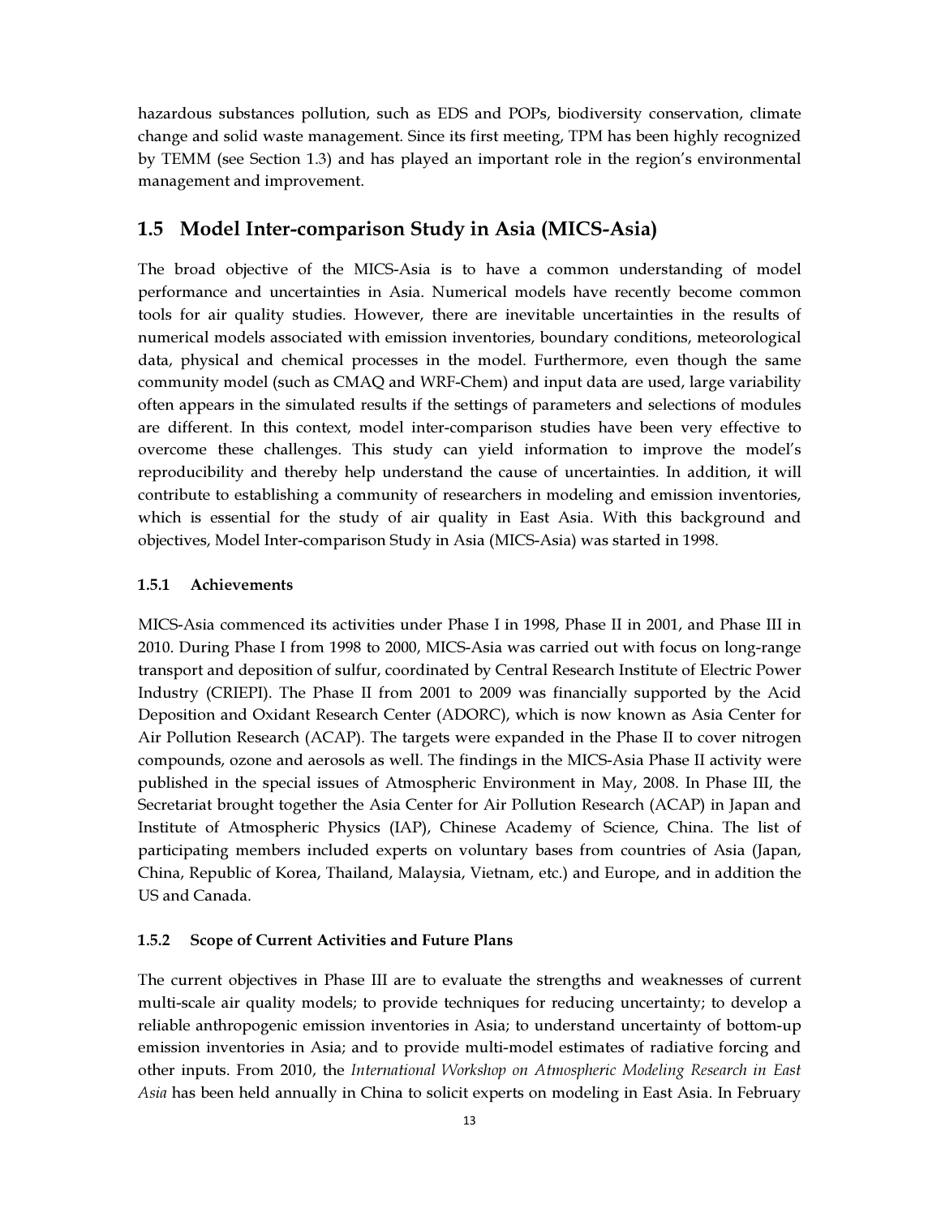hazardous substances pollution, such as EDS and POPs, biodiversity conservation, climate change and solid waste management. Since its first meeting, TPM has been highly recognized by TEMM (see Section 1.3) and has played an important role in the region's environmental management and improvement.

## 1.5 Model Inter-comparison Study in Asia (MICS-Asia)

The broad objective of the MICS-Asia is to have a common understanding of model performance and uncertainties in Asia. Numerical models have recently become common tools for air quality studies. However, there are inevitable uncertainties in the results of numerical models associated with emission inventories, boundary conditions, meteorological data, physical and chemical processes in the model. Furthermore, even though the same community model (such as CMAQ and WRF-Chem) and input data are used, large variability often appears in the simulated results if the settings of parameters and selections of modules are different. In this context, model inter-comparison studies have been very effective to overcome these challenges. This study can yield information to improve the model's reproducibility and thereby help understand the cause of uncertainties. In addition, it will contribute to establishing a community of researchers in modeling and emission inventories, which is essential for the study of air quality in East Asia. With this background and objectives, Model Inter-comparison Study in Asia (MICS-Asia) was started in 1998.

### 1.5.1 Achievements

MICS-Asia commenced its activities under Phase I in 1998, Phase II in 2001, and Phase III in 2010. During Phase I from 1998 to 2000, MICS-Asia was carried out with focus on long-range transport and deposition of sulfur, coordinated by Central Research Institute of Electric Power Industry (CRIEPI). The Phase II from 2001 to 2009 was financially supported by the Acid Deposition and Oxidant Research Center (ADORC), which is now known as Asia Center for Air Pollution Research (ACAP). The targets were expanded in the Phase II to cover nitrogen compounds, ozone and aerosols as well. The findings in the MICS-Asia Phase II activity were published in the special issues of Atmospheric Environment in May, 2008. In Phase III, the Secretariat brought together the Asia Center for Air Pollution Research (ACAP) in Japan and Institute of Atmospheric Physics (IAP), Chinese Academy of Science, China. The list of participating members included experts on voluntary bases from countries of Asia (Japan, China, Republic of Korea, Thailand, Malaysia, Vietnam, etc.) and Europe, and in addition the US and Canada.

### 1.5.2 Scope of Current Activities and Future Plans

The current objectives in Phase III are to evaluate the strengths and weaknesses of current multi-scale air quality models; to provide techniques for reducing uncertainty; to develop a reliable anthropogenic emission inventories in Asia; to understand uncertainty of bottom-up emission inventories in Asia; and to provide multi-model estimates of radiative forcing and other inputs. From 2010, the *International Workshop on Atmospheric Modeling Research in East Asia* has been held annually in China to solicit experts on modeling in East Asia. In February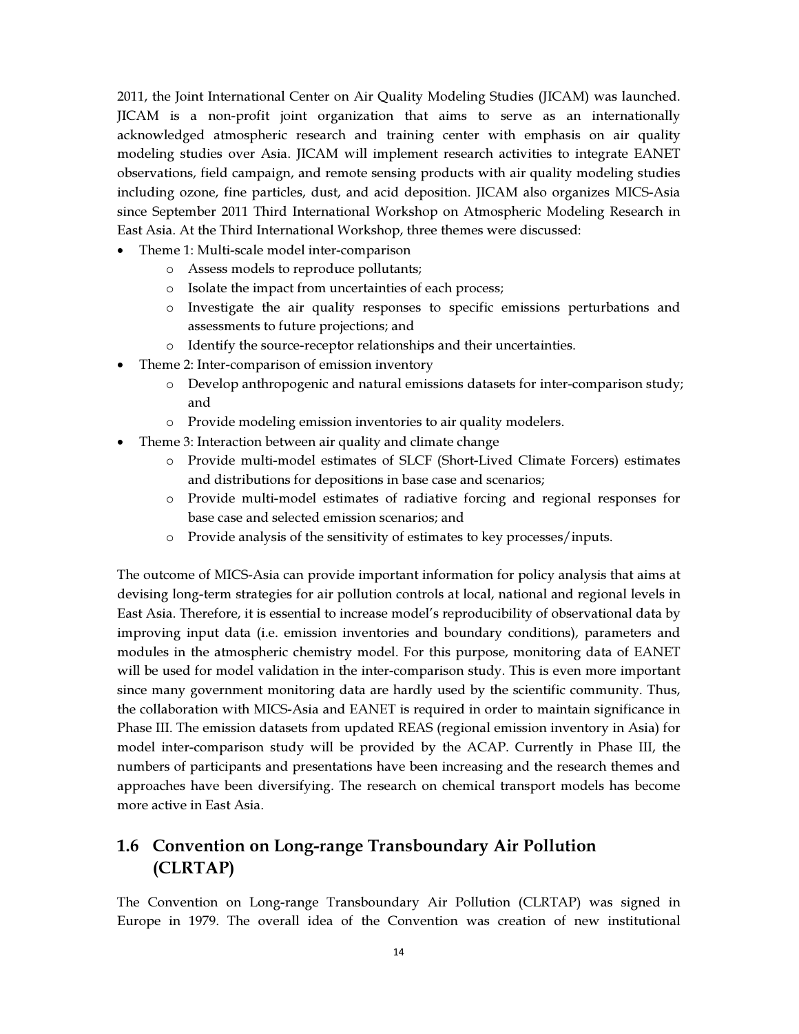2011, the Joint International Center on Air Quality Modeling Studies (JICAM) was launched. JICAM is a non-profit joint organization that aims to serve as an internationally acknowledged atmospheric research and training center with emphasis on air quality modeling studies over Asia. JICAM will implement research activities to integrate EANET observations, field campaign, and remote sensing products with air quality modeling studies including ozone, fine particles, dust, and acid deposition. JICAM also organizes MICS-Asia since September 2011 Third International Workshop on Atmospheric Modeling Research in East Asia. At the Third International Workshop, three themes were discussed:

- Theme 1: Multi-scale model inter-comparison
  - Assess models to reproduce pollutants;
  - Isolate the impact from uncertainties of each process;
  - Investigate the air quality responses to specific emissions perturbations and assessments to future projections; and
  - Identify the source-receptor relationships and their uncertainties.
- Theme 2: Inter-comparison of emission inventory
  - Develop anthropogenic and natural emissions datasets for inter-comparison study; and
  - Provide modeling emission inventories to air quality modelers.
- Theme 3: Interaction between air quality and climate change
  - Provide multi-model estimates of SLCF (Short-Lived Climate Forcers) estimates and distributions for depositions in base case and scenarios;
  - Provide multi-model estimates of radiative forcing and regional responses for base case and selected emission scenarios; and
  - Provide analysis of the sensitivity of estimates to key processes/inputs.

The outcome of MICS-Asia can provide important information for policy analysis that aims at devising long-term strategies for air pollution controls at local, national and regional levels in East Asia. Therefore, it is essential to increase model's reproducibility of observational data by improving input data (i.e. emission inventories and boundary conditions), parameters and modules in the atmospheric chemistry model. For this purpose, monitoring data of EANET will be used for model validation in the inter-comparison study. This is even more important since many government monitoring data are hardly used by the scientific community. Thus, the collaboration with MICS-Asia and EANET is required in order to maintain significance in Phase III. The emission datasets from updated REAS (regional emission inventory in Asia) for model inter-comparison study will be provided by the ACAP. Currently in Phase III, the numbers of participants and presentations have been increasing and the research themes and approaches have been diversifying. The research on chemical transport models has become more active in East Asia.

## 1.6 Convention on Long-range Transboundary Air Pollution (CLRTAP)

The Convention on Long-range Transboundary Air Pollution (CLRTAP) was signed in Europe in 1979. The overall idea of the Convention was creation of new institutional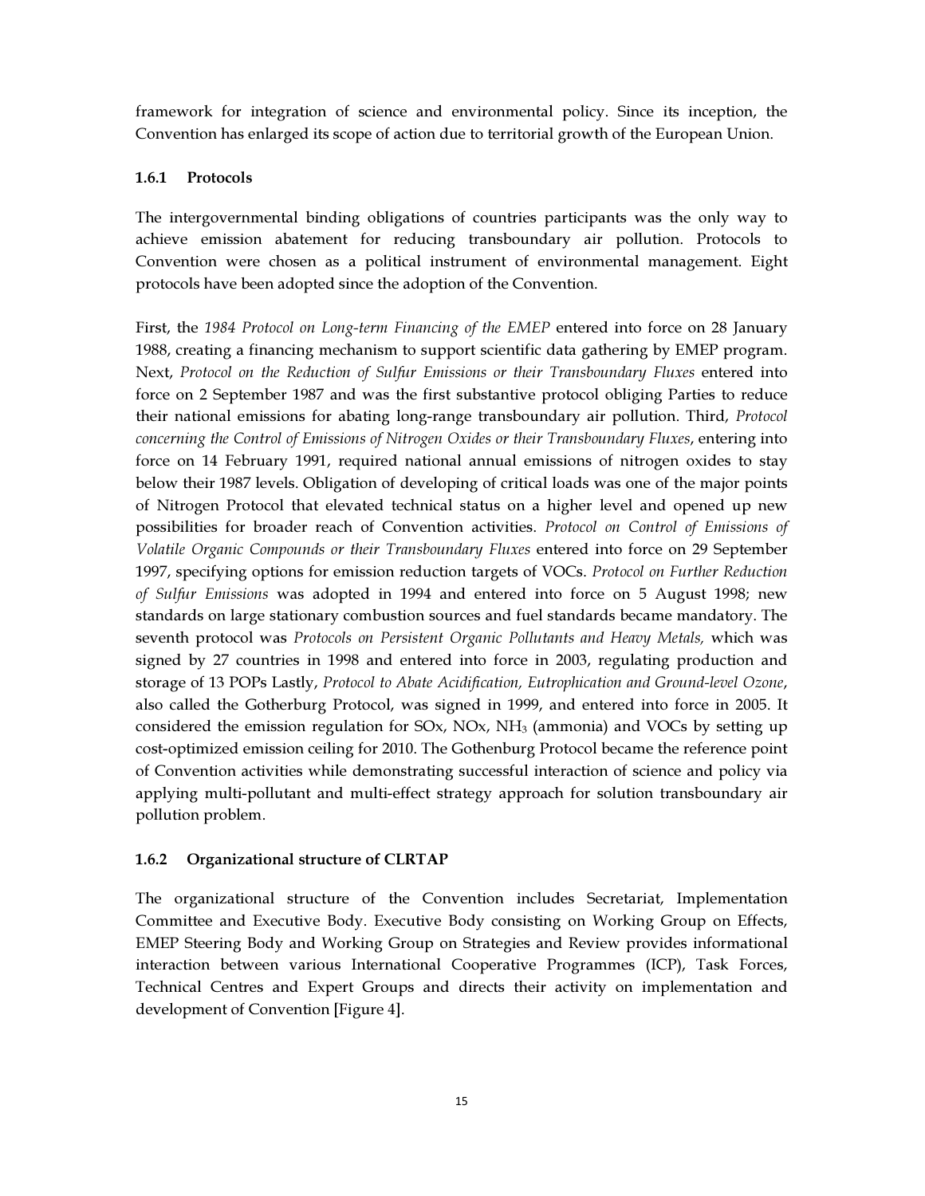framework for integration of science and environmental policy. Since its inception, the Convention has enlarged its scope of action due to territorial growth of the European Union.

### 1.6.1 Protocols

The intergovernmental binding obligations of countries participants was the only way to achieve emission abatement for reducing transboundary air pollution. Protocols to Convention were chosen as a political instrument of environmental management. Eight protocols have been adopted since the adoption of the Convention.

First, the *1984 Protocol on Long-term Financing of the EMEP* entered into force on 28 January 1988, creating a financing mechanism to support scientific data gathering by EMEP program. Next, *Protocol on the Reduction of Sulfur Emissions or their Transboundary Fluxes* entered into force on 2 September 1987 and was the first substantive protocol obliging Parties to reduce their national emissions for abating long-range transboundary air pollution. Third, *Protocol concerning the Control of Emissions of Nitrogen Oxides or their Transboundary Fluxes*, entering into force on 14 February 1991, required national annual emissions of nitrogen oxides to stay below their 1987 levels. Obligation of developing of critical loads was one of the major points of Nitrogen Protocol that elevated technical status on a higher level and opened up new possibilities for broader reach of Convention activities. *Protocol on Control of Emissions of Volatile Organic Compounds or their Transboundary Fluxes* entered into force on 29 September 1997, specifying options for emission reduction targets of VOCs. *Protocol on Further Reduction of Sulfur Emissions* was adopted in 1994 and entered into force on 5 August 1998; new standards on large stationary combustion sources and fuel standards became mandatory. The seventh protocol was *Protocols on Persistent Organic Pollutants and Heavy Metals,* which was signed by 27 countries in 1998 and entered into force in 2003, regulating production and storage of 13 POPs Lastly, *Protocol to Abate Acidification, Eutrophication and Ground-level Ozone*, also called the Gotherburg Protocol, was signed in 1999, and entered into force in 2005. It considered the emission regulation for SOx, NOx, $NH_3$ (ammonia) and VOCs by setting up cost-optimized emission ceiling for 2010. The Gothenburg Protocol became the reference point of Convention activities while demonstrating successful interaction of science and policy via applying multi-pollutant and multi-effect strategy approach for solution transboundary air pollution problem.

### 1.6.2 Organizational structure of CLRTAP

The organizational structure of the Convention includes Secretariat, Implementation Committee and Executive Body. Executive Body consisting on Working Group on Effects, EMEP Steering Body and Working Group on Strategies and Review provides informational interaction between various International Cooperative Programmes (ICP), Task Forces, Technical Centres and Expert Groups and directs their activity on implementation and development of Convention [Figure 4].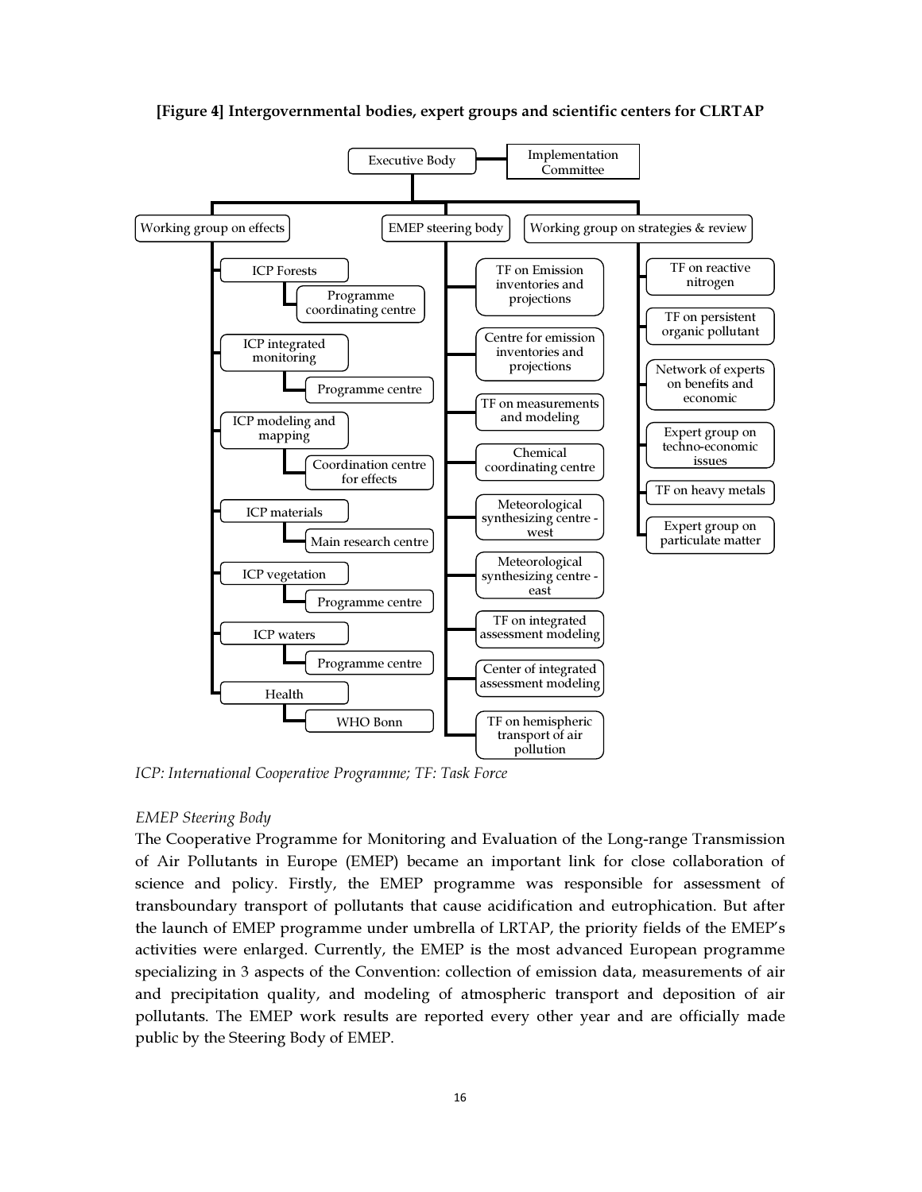**[Figure 4] Intergovernmental bodies, expert groups and scientific centers for CLRTAP**

- Executive Body — Implementation Committee
  - Working group on effects
    - ICP Forests
      - Programme coordinating centre
    - ICP integrated monitoring
      - Programme centre
    - ICP modeling and mapping
      - Coordination centre for effects
    - ICP materials
      - Main research centre
    - ICP vegetation
      - Programme centre
    - ICP waters
      - Programme centre
    - Health
      - WHO Bonn
  - EMEP steering body
    - TF on Emission inventories and projections
    - Centre for emission inventories and projections
    - TF on measurements and modeling
    - Chemical coordinating centre
    - Meteorological synthesizing centre - west
    - Meteorological synthesizing centre - east
    - TF on integrated assessment modeling
    - Center of integrated assessment modeling
    - TF on hemispheric transport of air pollution
  - Working group on strategies & review
    - TF on reactive nitrogen
    - TF on persistent organic pollutant
    - Network of experts on benefits and economic
    - Expert group on techno-economic issues
    - TF on heavy metals
    - Expert group on particulate matter

*ICP: International Cooperative Programme; TF: Task Force*

*EMEP Steering Body*

The Cooperative Programme for Monitoring and Evaluation of the Long-range Transmission of Air Pollutants in Europe (EMEP) became an important link for close collaboration of science and policy. Firstly, the EMEP programme was responsible for assessment of transboundary transport of pollutants that cause acidification and eutrophication. But after the launch of EMEP programme under umbrella of LRTAP, the priority fields of the EMEP's activities were enlarged. Currently, the EMEP is the most advanced European programme specializing in 3 aspects of the Convention: collection of emission data, measurements of air and precipitation quality, and modeling of atmospheric transport and deposition of air pollutants. The EMEP work results are reported every other year and are officially made public by the Steering Body of EMEP.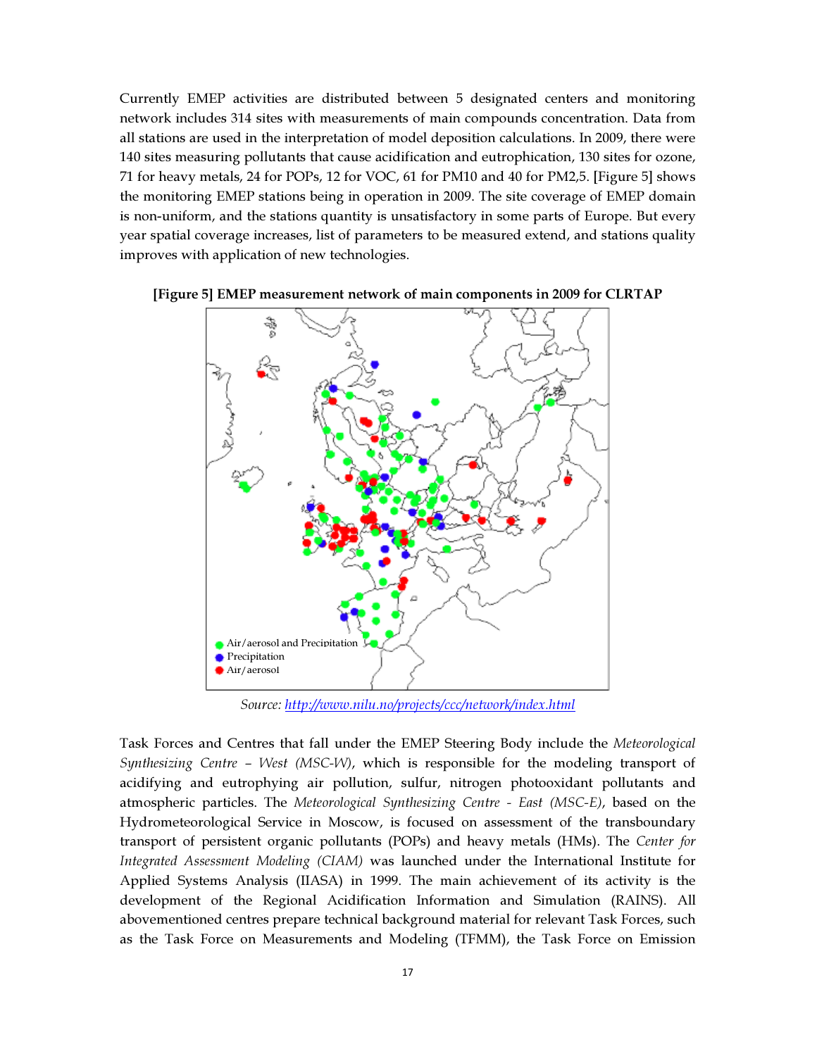Currently EMEP activities are distributed between 5 designated centers and monitoring network includes 314 sites with measurements of main compounds concentration. Data from all stations are used in the interpretation of model deposition calculations. In 2009, there were 140 sites measuring pollutants that cause acidification and eutrophication, 130 sites for ozone, 71 for heavy metals, 24 for POPs, 12 for VOC, 61 for PM10 and 40 for PM2,5. [Figure 5] shows the monitoring EMEP stations being in operation in 2009. The site coverage of EMEP domain is non-uniform, and the stations quantity is unsatisfactory in some parts of Europe. But every year spatial coverage increases, list of parameters to be measured extend, and stations quality improves with application of new technologies.

**[Figure 5] EMEP measurement network of main components in 2009 for CLRTAP**

Air/aerosol and Precipitation
Precipitation
Air/aerosol

*Source: http://www.nilu.no/projects/ccc/network/index.html*

Task Forces and Centres that fall under the EMEP Steering Body include the *Meteorological Synthesizing Centre – West (MSC-W)*, which is responsible for the modeling transport of acidifying and eutrophying air pollution, sulfur, nitrogen photooxidant pollutants and atmospheric particles. The *Meteorological Synthesizing Centre - East (MSC-E)*, based on the Hydrometeorological Service in Moscow, is focused on assessment of the transboundary transport of persistent organic pollutants (POPs) and heavy metals (HMs). The *Center for Integrated Assessment Modeling (CIAM)* was launched under the International Institute for Applied Systems Analysis (IIASA) in 1999. The main achievement of its activity is the development of the Regional Acidification Information and Simulation (RAINS). All abovementioned centres prepare technical background material for relevant Task Forces, such as the Task Force on Measurements and Modeling (TFMM), the Task Force on Emission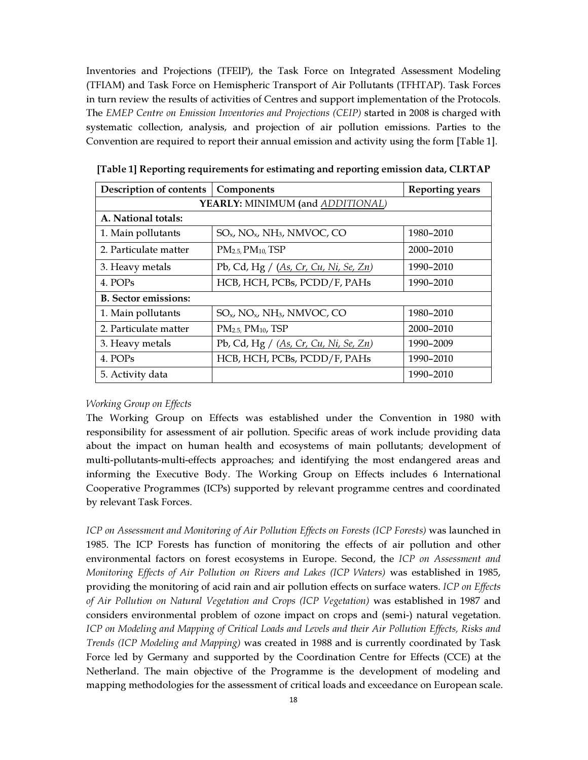Inventories and Projections (TFEIP), the Task Force on Integrated Assessment Modeling (TFIAM) and Task Force on Hemispheric Transport of Air Pollutants (TFHTAP). Task Forces in turn review the results of activities of Centres and support implementation of the Protocols. The *EMEP Centre on Emission Inventories and Projections (CEIP)* started in 2008 is charged with systematic collection, analysis, and projection of air pollution emissions. Parties to the Convention are required to report their annual emission and activity using the form [Table 1].

**[Table 1] Reporting requirements for estimating and reporting emission data, CLRTAP**

| Description of contents | Components | Reporting years |
|---|---|---|
| **YEARLY:** MINIMUM **(**and *ADDITIONAL)* | | |
| **A. National totals:** | | |
| 1. Main pollutants | $SO_x$, $NO_x$, $NH_3$, NMVOC, CO | 1980–2010 |
| 2. Particulate matter | $PM_{2.5}$, $PM_{10}$, TSP | 2000–2010 |
| 3. Heavy metals | Pb, Cd, Hg / (*As, Cr, Cu, Ni, Se, Zn*) | 1990–2010 |
| 4. POPs | HCB, HCH, PCBs, PCDD/F, PAHs | 1990–2010 |
| **B. Sector emissions:** | | |
| 1. Main pollutants | $SO_x$, $NO_x$, $NH_3$, NMVOC, CO | 1980–2010 |
| 2. Particulate matter | $PM_{2.5}$, $PM_{10}$, TSP | 2000–2010 |
| 3. Heavy metals | Pb, Cd, Hg / *(As, Cr, Cu, Ni, Se, Zn)* | 1990–2009 |
| 4. POPs | HCB, HCH, PCBs, PCDD/F, PAHs | 1990–2010 |
| 5. Activity data | | 1990–2010 |

*Working Group on Effects*

The Working Group on Effects was established under the Convention in 1980 with responsibility for assessment of air pollution. Specific areas of work include providing data about the impact on human health and ecosystems of main pollutants; development of multi-pollutants-multi-effects approaches; and identifying the most endangered areas and informing the Executive Body. The Working Group on Effects includes 6 International Cooperative Programmes (ICPs) supported by relevant programme centres and coordinated by relevant Task Forces.

*ICP on Assessment and Monitoring of Air Pollution Effects on Forests (ICP Forests)* was launched in 1985. The ICP Forests has function of monitoring the effects of air pollution and other environmental factors on forest ecosystems in Europe. Second, the *ICP on Assessment and Monitoring Effects of Air Pollution on Rivers and Lakes (ICP Waters)* was established in 1985, providing the monitoring of acid rain and air pollution effects on surface waters. *ICP on Effects of Air Pollution on Natural Vegetation and Crops (ICP Vegetation)* was established in 1987 and considers environmental problem of ozone impact on crops and (semi-) natural vegetation. *ICP on Modeling and Mapping of Critical Loads and Levels and their Air Pollution Effects, Risks and Trends (ICP Modeling and Mapping)* was created in 1988 and is currently coordinated by Task Force led by Germany and supported by the Coordination Centre for Effects (CCE) at the Netherland. The main objective of the Programme is the development of modeling and mapping methodologies for the assessment of critical loads and exceedance on European scale.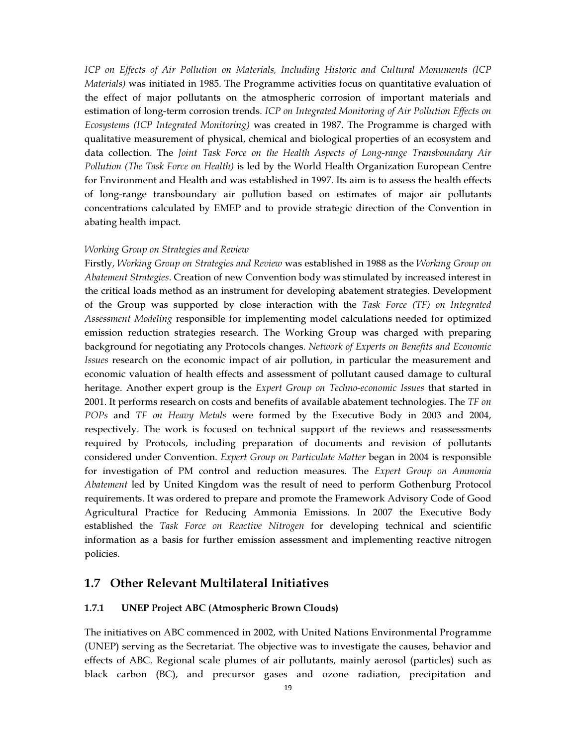*ICP on Effects of Air Pollution on Materials, Including Historic and Cultural Monuments (ICP Materials)* was initiated in 1985. The Programme activities focus on quantitative evaluation of the effect of major pollutants on the atmospheric corrosion of important materials and estimation of long-term corrosion trends. *ICP on Integrated Monitoring of Air Pollution Effects on Ecosystems (ICP Integrated Monitoring)* was created in 1987. The Programme is charged with qualitative measurement of physical, chemical and biological properties of an ecosystem and data collection. The *Joint Task Force on the Health Aspects of Long-range Transboundary Air Pollution (The Task Force on Health)* is led by the World Health Organization European Centre for Environment and Health and was established in 1997. Its aim is to assess the health effects of long-range transboundary air pollution based on estimates of major air pollutants concentrations calculated by EMEP and to provide strategic direction of the Convention in abating health impact.

*Working Group on Strategies and Review*

Firstly, *Working Group on Strategies and Review* was established in 1988 as the *Working Group on Abatement Strategies*. Creation of new Convention body was stimulated by increased interest in the critical loads method as an instrument for developing abatement strategies. Development of the Group was supported by close interaction with the *Task Force (TF) on Integrated Assessment Modeling* responsible for implementing model calculations needed for optimized emission reduction strategies research. The Working Group was charged with preparing background for negotiating any Protocols changes. *Network of Experts on Benefits and Economic Issues* research on the economic impact of air pollution, in particular the measurement and economic valuation of health effects and assessment of pollutant caused damage to cultural heritage. Another expert group is the *Expert Group on Techno-economic Issues* that started in 2001. It performs research on costs and benefits of available abatement technologies. The *TF on POPs* and *TF on Heavy Metals* were formed by the Executive Body in 2003 and 2004, respectively. The work is focused on technical support of the reviews and reassessments required by Protocols, including preparation of documents and revision of pollutants considered under Convention. *Expert Group on Particulate Matter* began in 2004 is responsible for investigation of PM control and reduction measures. The *Expert Group on Ammonia Abatement* led by United Kingdom was the result of need to perform Gothenburg Protocol requirements. It was ordered to prepare and promote the Framework Advisory Code of Good Agricultural Practice for Reducing Ammonia Emissions. In 2007 the Executive Body established the *Task Force on Reactive Nitrogen* for developing technical and scientific information as a basis for further emission assessment and implementing reactive nitrogen policies.

## 1.7 Other Relevant Multilateral Initiatives

### 1.7.1 UNEP Project ABC (Atmospheric Brown Clouds)

The initiatives on ABC commenced in 2002, with United Nations Environmental Programme (UNEP) serving as the Secretariat. The objective was to investigate the causes, behavior and effects of ABC. Regional scale plumes of air pollutants, mainly aerosol (particles) such as black carbon (BC), and precursor gases and ozone radiation, precipitation and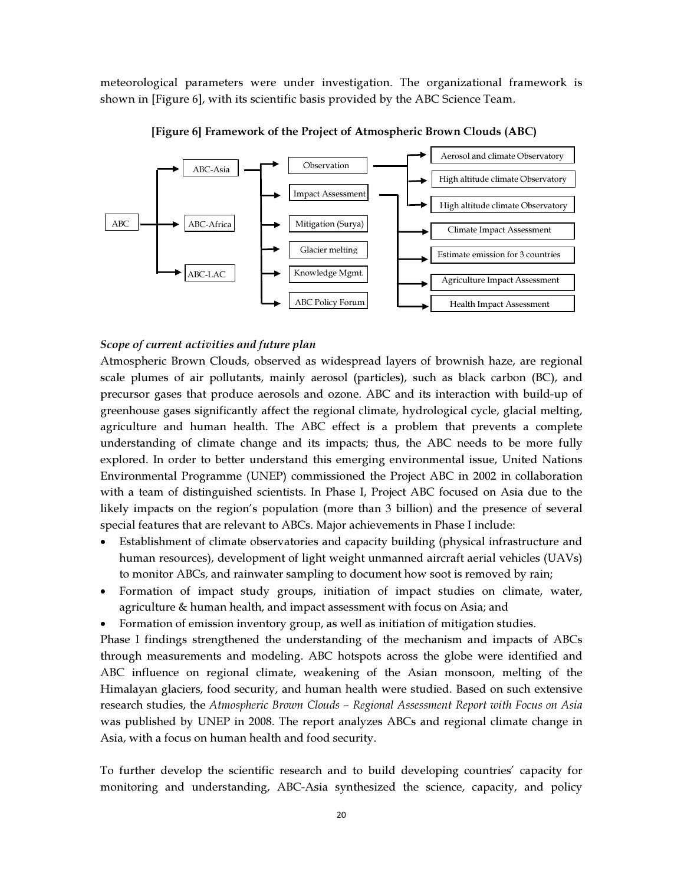meteorological parameters were under investigation. The organizational framework is shown in [Figure 6], with its scientific basis provided by the ABC Science Team.

**[Figure 6] Framework of the Project of Atmospheric Brown Clouds (ABC)**

ABC → ABC-Asia, ABC-Africa, ABC-LAC

ABC-Asia → Observation, Impact Assessment, Mitigation (Surya), Glacier melting, Knowledge Mgmt., ABC Policy Forum

Observation → Aerosol and climate Observatory, High altitude climate Observatory, High altitude climate Observatory

Impact Assessment → Climate Impact Assessment, Estimate emission for 3 countries, Agriculture Impact Assessment, Health Impact Assessment

*Scope of current activities and future plan*

Atmospheric Brown Clouds, observed as widespread layers of brownish haze, are regional scale plumes of air pollutants, mainly aerosol (particles), such as black carbon (BC), and precursor gases that produce aerosols and ozone. ABC and its interaction with build-up of greenhouse gases significantly affect the regional climate, hydrological cycle, glacial melting, agriculture and human health. The ABC effect is a problem that prevents a complete understanding of climate change and its impacts; thus, the ABC needs to be more fully explored. In order to better understand this emerging environmental issue, United Nations Environmental Programme (UNEP) commissioned the Project ABC in 2002 in collaboration with a team of distinguished scientists. In Phase I, Project ABC focused on Asia due to the likely impacts on the region's population (more than 3 billion) and the presence of several special features that are relevant to ABCs. Major achievements in Phase I include:

- Establishment of climate observatories and capacity building (physical infrastructure and human resources), development of light weight unmanned aircraft aerial vehicles (UAVs) to monitor ABCs, and rainwater sampling to document how soot is removed by rain;
- Formation of impact study groups, initiation of impact studies on climate, water, agriculture & human health, and impact assessment with focus on Asia; and
- Formation of emission inventory group, as well as initiation of mitigation studies.

Phase I findings strengthened the understanding of the mechanism and impacts of ABCs through measurements and modeling. ABC hotspots across the globe were identified and ABC influence on regional climate, weakening of the Asian monsoon, melting of the Himalayan glaciers, food security, and human health were studied. Based on such extensive research studies, the *Atmospheric Brown Clouds – Regional Assessment Report with Focus on Asia* was published by UNEP in 2008. The report analyzes ABCs and regional climate change in Asia, with a focus on human health and food security.

To further develop the scientific research and to build developing countries' capacity for monitoring and understanding, ABC-Asia synthesized the science, capacity, and policy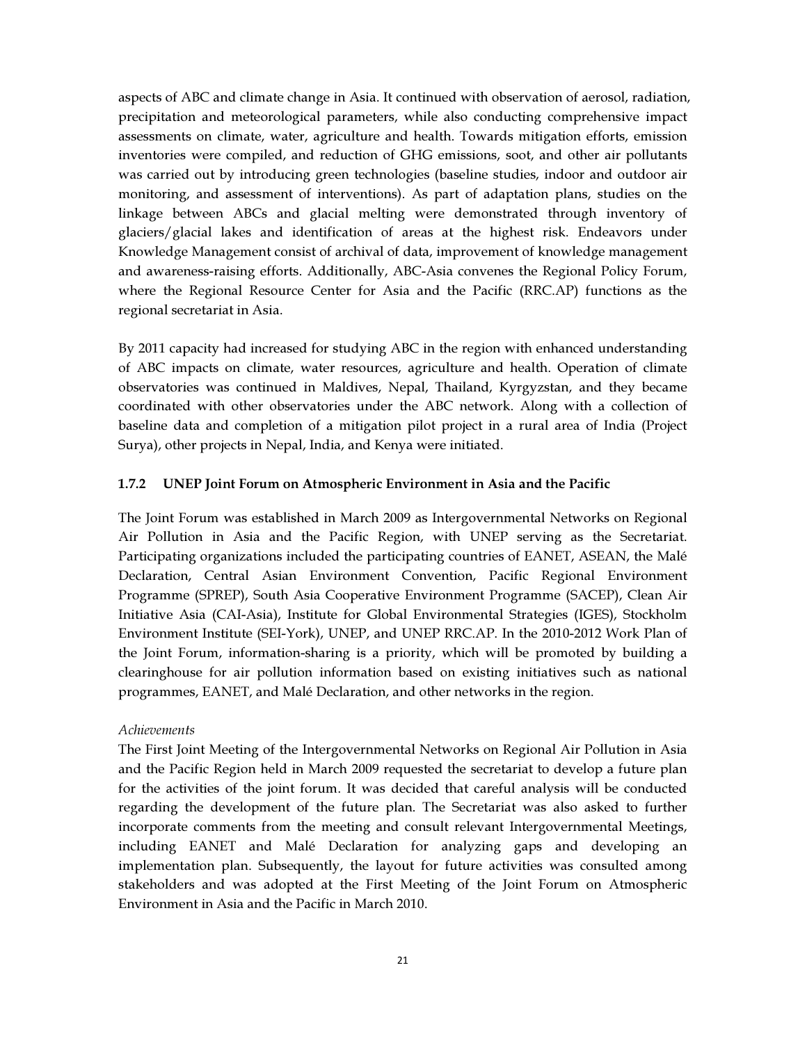aspects of ABC and climate change in Asia. It continued with observation of aerosol, radiation, precipitation and meteorological parameters, while also conducting comprehensive impact assessments on climate, water, agriculture and health. Towards mitigation efforts, emission inventories were compiled, and reduction of GHG emissions, soot, and other air pollutants was carried out by introducing green technologies (baseline studies, indoor and outdoor air monitoring, and assessment of interventions). As part of adaptation plans, studies on the linkage between ABCs and glacial melting were demonstrated through inventory of glaciers/glacial lakes and identification of areas at the highest risk. Endeavors under Knowledge Management consist of archival of data, improvement of knowledge management and awareness-raising efforts. Additionally, ABC-Asia convenes the Regional Policy Forum, where the Regional Resource Center for Asia and the Pacific (RRC.AP) functions as the regional secretariat in Asia.

By 2011 capacity had increased for studying ABC in the region with enhanced understanding of ABC impacts on climate, water resources, agriculture and health. Operation of climate observatories was continued in Maldives, Nepal, Thailand, Kyrgyzstan, and they became coordinated with other observatories under the ABC network. Along with a collection of baseline data and completion of a mitigation pilot project in a rural area of India (Project Surya), other projects in Nepal, India, and Kenya were initiated.

### 1.7.2 UNEP Joint Forum on Atmospheric Environment in Asia and the Pacific

The Joint Forum was established in March 2009 as Intergovernmental Networks on Regional Air Pollution in Asia and the Pacific Region, with UNEP serving as the Secretariat. Participating organizations included the participating countries of EANET, ASEAN, the Malé Declaration, Central Asian Environment Convention, Pacific Regional Environment Programme (SPREP), South Asia Cooperative Environment Programme (SACEP), Clean Air Initiative Asia (CAI-Asia), Institute for Global Environmental Strategies (IGES), Stockholm Environment Institute (SEI-York), UNEP, and UNEP RRC.AP. In the 2010-2012 Work Plan of the Joint Forum, information-sharing is a priority, which will be promoted by building a clearinghouse for air pollution information based on existing initiatives such as national programmes, EANET, and Malé Declaration, and other networks in the region.

*Achievements*

The First Joint Meeting of the Intergovernmental Networks on Regional Air Pollution in Asia and the Pacific Region held in March 2009 requested the secretariat to develop a future plan for the activities of the joint forum. It was decided that careful analysis will be conducted regarding the development of the future plan. The Secretariat was also asked to further incorporate comments from the meeting and consult relevant Intergovernmental Meetings, including EANET and Malé Declaration for analyzing gaps and developing an implementation plan. Subsequently, the layout for future activities was consulted among stakeholders and was adopted at the First Meeting of the Joint Forum on Atmospheric Environment in Asia and the Pacific in March 2010.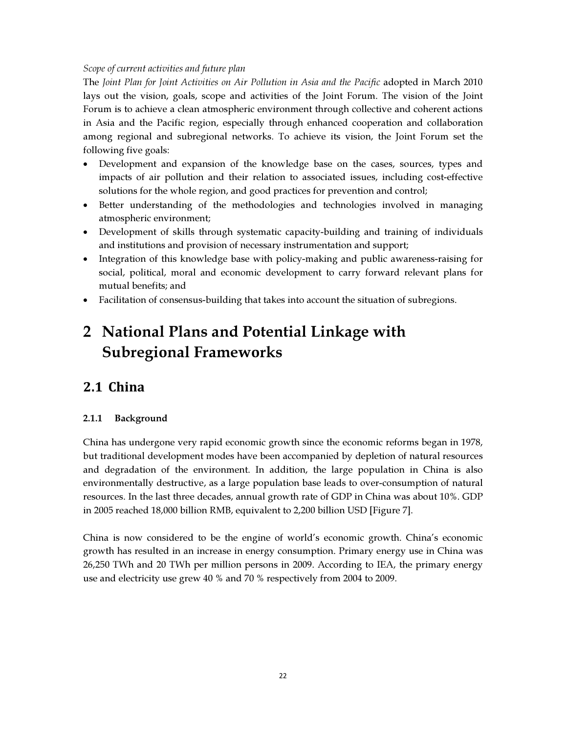*Scope of current activities and future plan*

The *Joint Plan for Joint Activities on Air Pollution in Asia and the Pacific* adopted in March 2010 lays out the vision, goals, scope and activities of the Joint Forum. The vision of the Joint Forum is to achieve a clean atmospheric environment through collective and coherent actions in Asia and the Pacific region, especially through enhanced cooperation and collaboration among regional and subregional networks. To achieve its vision, the Joint Forum set the following five goals:

- Development and expansion of the knowledge base on the cases, sources, types and impacts of air pollution and their relation to associated issues, including cost-effective solutions for the whole region, and good practices for prevention and control;
- Better understanding of the methodologies and technologies involved in managing atmospheric environment;
- Development of skills through systematic capacity-building and training of individuals and institutions and provision of necessary instrumentation and support;
- Integration of this knowledge base with policy-making and public awareness-raising for social, political, moral and economic development to carry forward relevant plans for mutual benefits; and
- Facilitation of consensus-building that takes into account the situation of subregions.

# 2 National Plans and Potential Linkage with Subregional Frameworks

## 2.1 China

### 2.1.1 Background

China has undergone very rapid economic growth since the economic reforms began in 1978, but traditional development modes have been accompanied by depletion of natural resources and degradation of the environment. In addition, the large population in China is also environmentally destructive, as a large population base leads to over-consumption of natural resources. In the last three decades, annual growth rate of GDP in China was about 10%. GDP in 2005 reached 18,000 billion RMB, equivalent to 2,200 billion USD [Figure 7].

China is now considered to be the engine of world's economic growth. China's economic growth has resulted in an increase in energy consumption. Primary energy use in China was 26,250 TWh and 20 TWh per million persons in 2009. According to IEA, the primary energy use and electricity use grew 40 % and 70 % respectively from 2004 to 2009.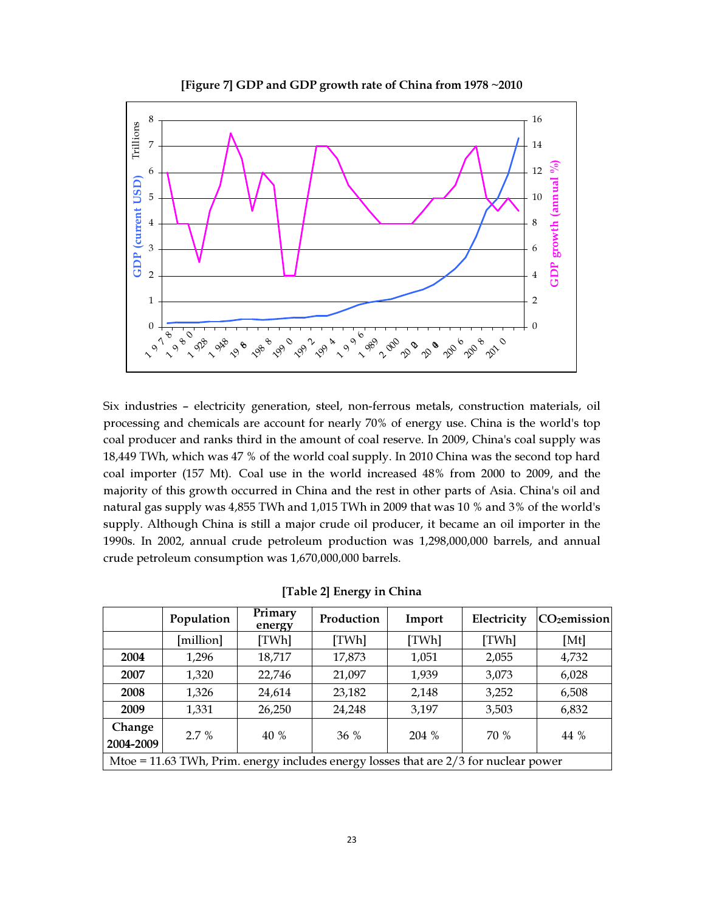**[Figure 7] GDP and GDP growth rate of China from 1978 ~2010**

Six industries – electricity generation, steel, non-ferrous metals, construction materials, oil processing and chemicals are account for nearly 70% of energy use. China is the world's top coal producer and ranks third in the amount of coal reserve. In 2009, China's coal supply was 18,449 TWh, which was 47 % of the world coal supply. In 2010 China was the second top hard coal importer (157 Mt). Coal use in the world increased 48% from 2000 to 2009, and the majority of this growth occurred in China and the rest in other parts of Asia. China's oil and natural gas supply was 4,855 TWh and 1,015 TWh in 2009 that was 10 % and 3% of the world's supply. Although China is still a major crude oil producer, it became an oil importer in the 1990s. In 2002, annual crude petroleum production was 1,298,000,000 barrels, and annual crude petroleum consumption was 1,670,000,000 barrels.

**[Table 2] Energy in China**

| | Population | Primary energy | Production | Import | Electricity | $CO_2$ emission |
|---|---|---|---|---|---|---|
| | [million] | [TWh] | [TWh] | [TWh] | [TWh] | [Mt] |
| **2004** | 1,296 | 18,717 | 17,873 | 1,051 | 2,055 | 4,732 |
| **2007** | 1,320 | 22,746 | 21,097 | 1,939 | 3,073 | 6,028 |
| **2008** | 1,326 | 24,614 | 23,182 | 2,148 | 3,252 | 6,508 |
| **2009** | 1,331 | 26,250 | 24,248 | 3,197 | 3,503 | 6,832 |
| **Change 2004-2009** | 2.7 % | 40 % | 36 % | 204 % | 70 % | 44 % |
| Mtoe = 11.63 TWh, Prim. energy includes energy losses that are 2/3 for nuclear power | | | | | | |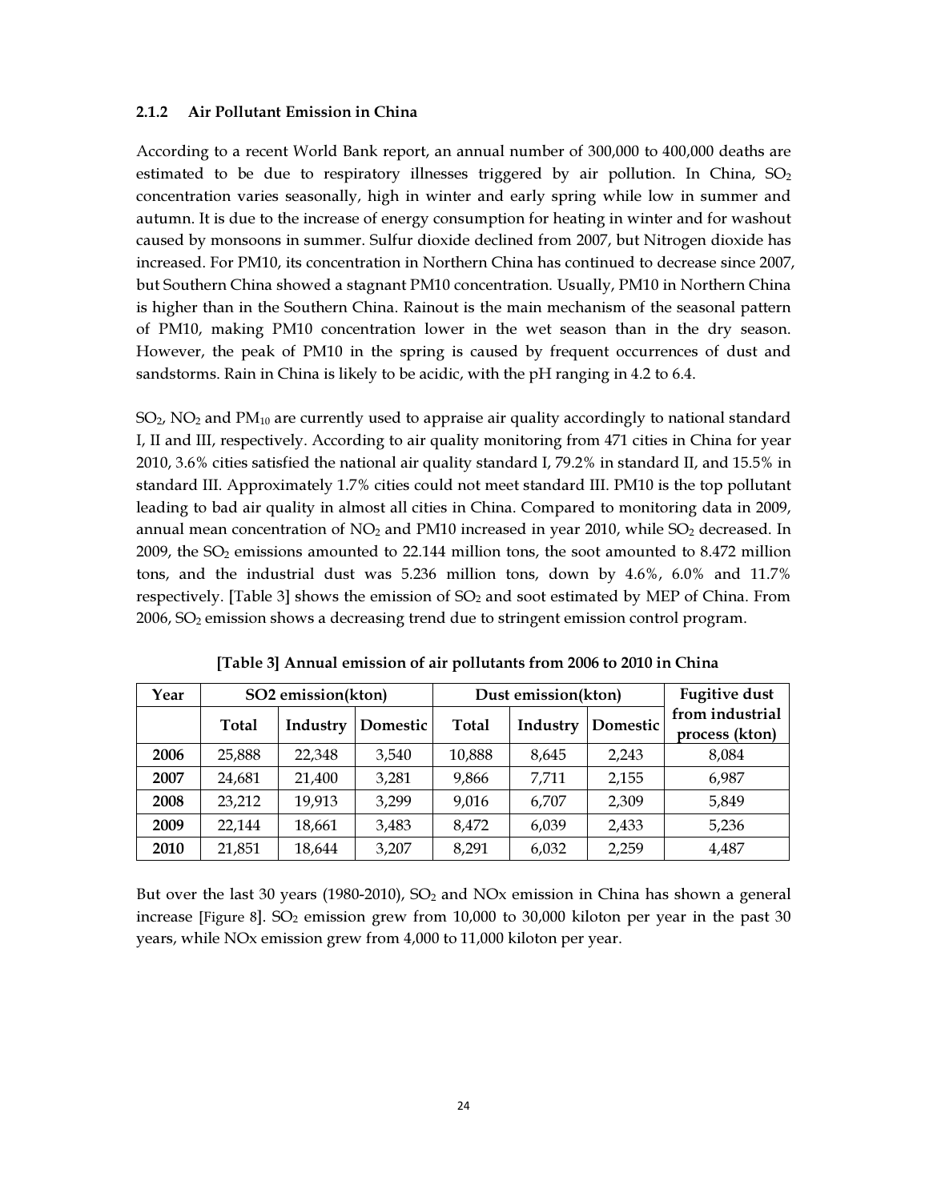### 2.1.2 Air Pollutant Emission in China

According to a recent World Bank report, an annual number of 300,000 to 400,000 deaths are estimated to be due to respiratory illnesses triggered by air pollution. In China, $SO_2$ concentration varies seasonally, high in winter and early spring while low in summer and autumn. It is due to the increase of energy consumption for heating in winter and for washout caused by monsoons in summer. Sulfur dioxide declined from 2007, but Nitrogen dioxide has increased. For PM10, its concentration in Northern China has continued to decrease since 2007, but Southern China showed a stagnant PM10 concentration. Usually, PM10 in Northern China is higher than in the Southern China. Rainout is the main mechanism of the seasonal pattern of PM10, making PM10 concentration lower in the wet season than in the dry season. However, the peak of PM10 in the spring is caused by frequent occurrences of dust and sandstorms. Rain in China is likely to be acidic, with the pH ranging in 4.2 to 6.4.

$SO_2$, $NO_2$ and $PM_{10}$ are currently used to appraise air quality accordingly to national standard I, II and III, respectively. According to air quality monitoring from 471 cities in China for year 2010, 3.6% cities satisfied the national air quality standard I, 79.2% in standard II, and 15.5% in standard III. Approximately 1.7% cities could not meet standard III. PM10 is the top pollutant leading to bad air quality in almost all cities in China. Compared to monitoring data in 2009, annual mean concentration of $NO_2$ and PM10 increased in year 2010, while $SO_2$ decreased. In 2009, the $SO_2$ emissions amounted to 22.144 million tons, the soot amounted to 8.472 million tons, and the industrial dust was 5.236 million tons, down by 4.6%, 6.0% and 11.7% respectively. [Table 3] shows the emission of $SO_2$ and soot estimated by MEP of China. From 2006, $SO_2$ emission shows a decreasing trend due to stringent emission control program.

**[Table 3] Annual emission of air pollutants from 2006 to 2010 in China**

| Year | SO2 emission(kton) | | | Dust emission(kton) | | | Fugitive dust from industrial process (kton) |
|---|---|---|---|---|---|---|---|
| | Total | Industry | Domestic | Total | Industry | Domestic | |
| **2006** | 25,888 | 22,348 | 3,540 | 10,888 | 8,645 | 2,243 | 8,084 |
| **2007** | 24,681 | 21,400 | 3,281 | 9,866 | 7,711 | 2,155 | 6,987 |
| **2008** | 23,212 | 19,913 | 3,299 | 9,016 | 6,707 | 2,309 | 5,849 |
| **2009** | 22,144 | 18,661 | 3,483 | 8,472 | 6,039 | 2,433 | 5,236 |
| **2010** | 21,851 | 18,644 | 3,207 | 8,291 | 6,032 | 2,259 | 4,487 |

But over the last 30 years (1980-2010), $SO_2$ and NOx emission in China has shown a general increase [Figure 8]. $SO_2$ emission grew from 10,000 to 30,000 kiloton per year in the past 30 years, while NOx emission grew from 4,000 to 11,000 kiloton per year.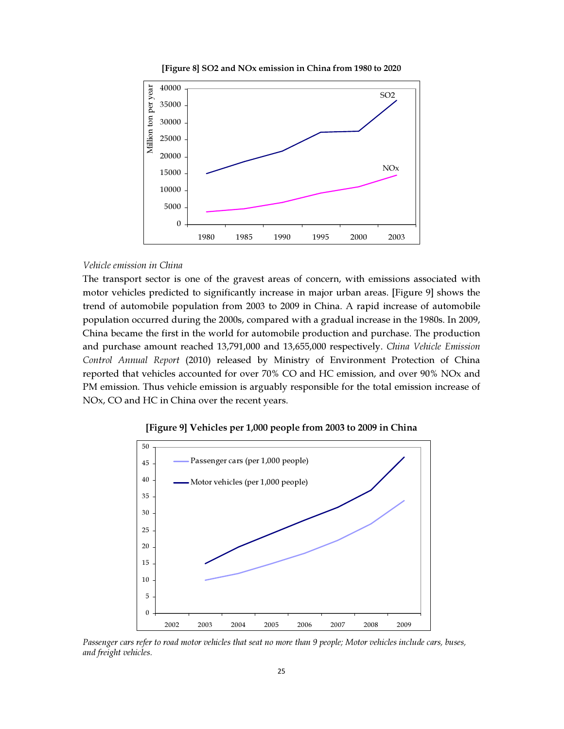**[Figure 8] $SO_2$ and $NO_x$ emission in China from 1980 to 2020**

*Vehicle emission in China*

The transport sector is one of the gravest areas of concern, with emissions associated with motor vehicles predicted to significantly increase in major urban areas. [Figure 9] shows the trend of automobile population from 2003 to 2009 in China. A rapid increase of automobile population occurred during the 2000s, compared with a gradual increase in the 1980s. In 2009, China became the first in the world for automobile production and purchase. The production and purchase amount reached 13,791,000 and 13,655,000 respectively. *China Vehicle Emission Control Annual Report* (2010) released by Ministry of Environment Protection of China reported that vehicles accounted for over 70% CO and HC emission, and over 90% $NO_x$ and PM emission. Thus vehicle emission is arguably responsible for the total emission increase of $NO_x$, CO and HC in China over the recent years.

**[Figure 9] Vehicles per 1,000 people from 2003 to 2009 in China**

*Passenger cars refer to road motor vehicles that seat no more than 9 people; Motor vehicles include cars, buses, and freight vehicles.*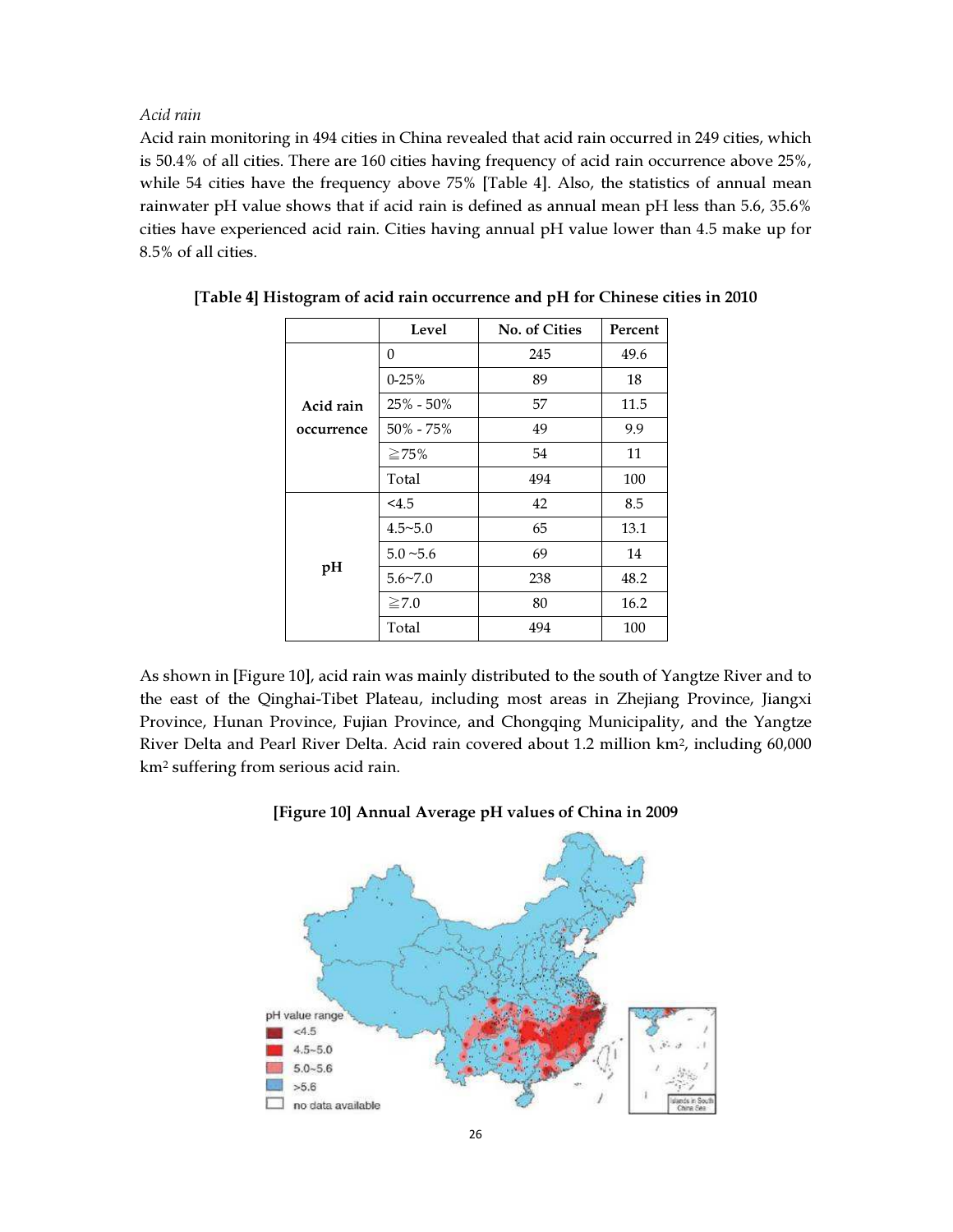*Acid rain*

Acid rain monitoring in 494 cities in China revealed that acid rain occurred in 249 cities, which is 50.4% of all cities. There are 160 cities having frequency of acid rain occurrence above 25%, while 54 cities have the frequency above 75% [Table 4]. Also, the statistics of annual mean rainwater pH value shows that if acid rain is defined as annual mean pH less than 5.6, 35.6% cities have experienced acid rain. Cities having annual pH value lower than 4.5 make up for 8.5% of all cities.

**[Table 4] Histogram of acid rain occurrence and pH for Chinese cities in 2010**

| | Level | No. of Cities | Percent |
|---|---|---|---|
| **Acid rain occurrence** | 0 | 245 | 49.6 |
| | 0-25% | 89 | 18 |
| | 25% - 50% | 57 | 11.5 |
| | 50% - 75% | 49 | 9.9 |
| | ≧75% | 54 | 11 |
| | Total | 494 | 100 |
| **pH** | <4.5 | 42 | 8.5 |
| | 4.5~5.0 | 65 | 13.1 |
| | 5.0 ~5.6 | 69 | 14 |
| | 5.6~7.0 | 238 | 48.2 |
| | ≧7.0 | 80 | 16.2 |
| | Total | 494 | 100 |

As shown in [Figure 10], acid rain was mainly distributed to the south of Yangtze River and to the east of the Qinghai-Tibet Plateau, including most areas in Zhejiang Province, Jiangxi Province, Hunan Province, Fujian Province, and Chongqing Municipality, and the Yangtze River Delta and Pearl River Delta. Acid rain covered about 1.2 million km$^2$, including 60,000 km$^2$ suffering from serious acid rain.

**[Figure 10] Annual Average pH values of China in 2009**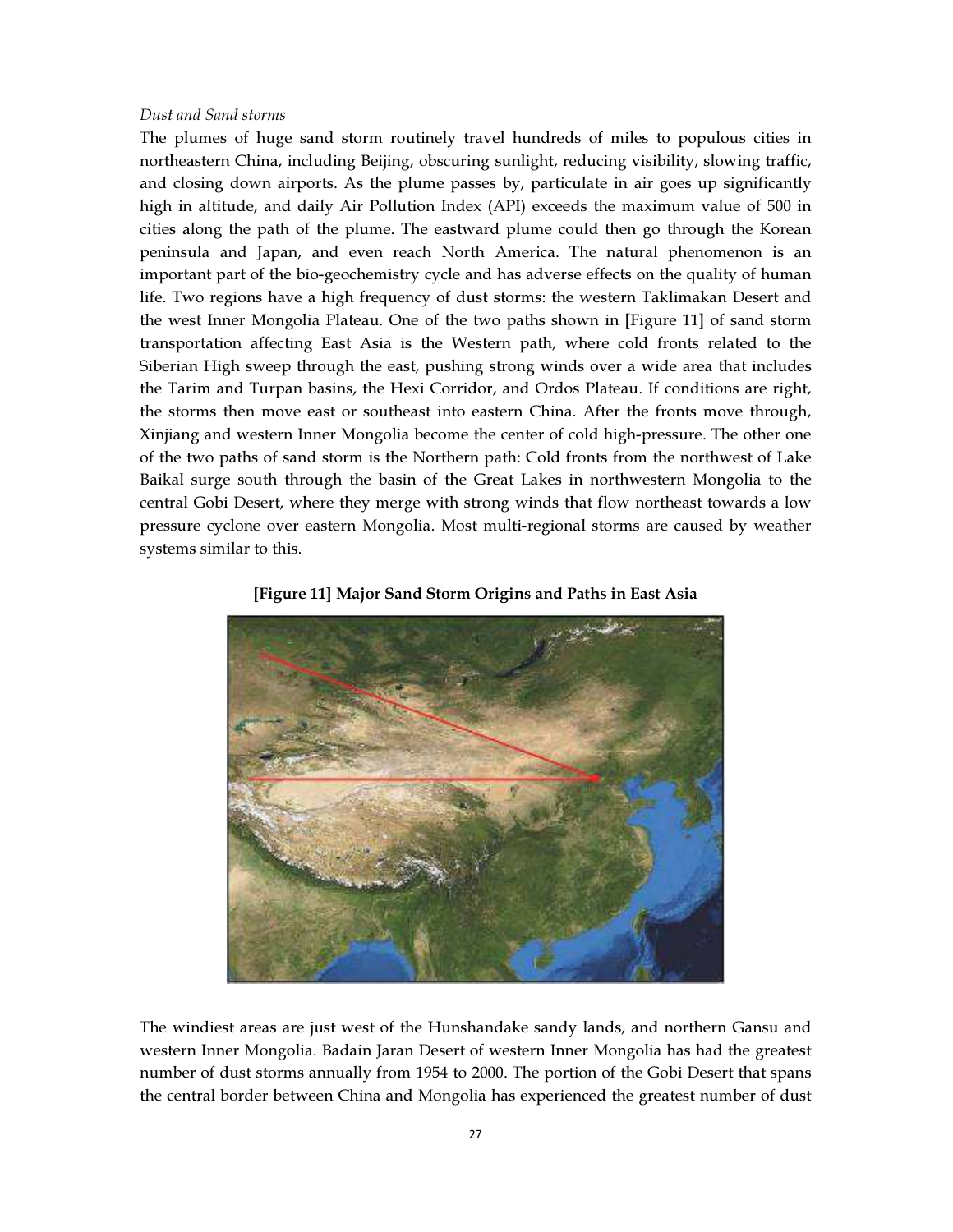*Dust and Sand storms*

The plumes of huge sand storm routinely travel hundreds of miles to populous cities in northeastern China, including Beijing, obscuring sunlight, reducing visibility, slowing traffic, and closing down airports. As the plume passes by, particulate in air goes up significantly high in altitude, and daily Air Pollution Index (API) exceeds the maximum value of 500 in cities along the path of the plume. The eastward plume could then go through the Korean peninsula and Japan, and even reach North America. The natural phenomenon is an important part of the bio-geochemistry cycle and has adverse effects on the quality of human life. Two regions have a high frequency of dust storms: the western Taklimakan Desert and the west Inner Mongolia Plateau. One of the two paths shown in [Figure 11] of sand storm transportation affecting East Asia is the Western path, where cold fronts related to the Siberian High sweep through the east, pushing strong winds over a wide area that includes the Tarim and Turpan basins, the Hexi Corridor, and Ordos Plateau. If conditions are right, the storms then move east or southeast into eastern China. After the fronts move through, Xinjiang and western Inner Mongolia become the center of cold high-pressure. The other one of the two paths of sand storm is the Northern path: Cold fronts from the northwest of Lake Baikal surge south through the basin of the Great Lakes in northwestern Mongolia to the central Gobi Desert, where they merge with strong winds that flow northeast towards a low pressure cyclone over eastern Mongolia. Most multi-regional storms are caused by weather systems similar to this.

**[Figure 11] Major Sand Storm Origins and Paths in East Asia**

The windiest areas are just west of the Hunshandake sandy lands, and northern Gansu and western Inner Mongolia. Badain Jaran Desert of western Inner Mongolia has had the greatest number of dust storms annually from 1954 to 2000. The portion of the Gobi Desert that spans the central border between China and Mongolia has experienced the greatest number of dust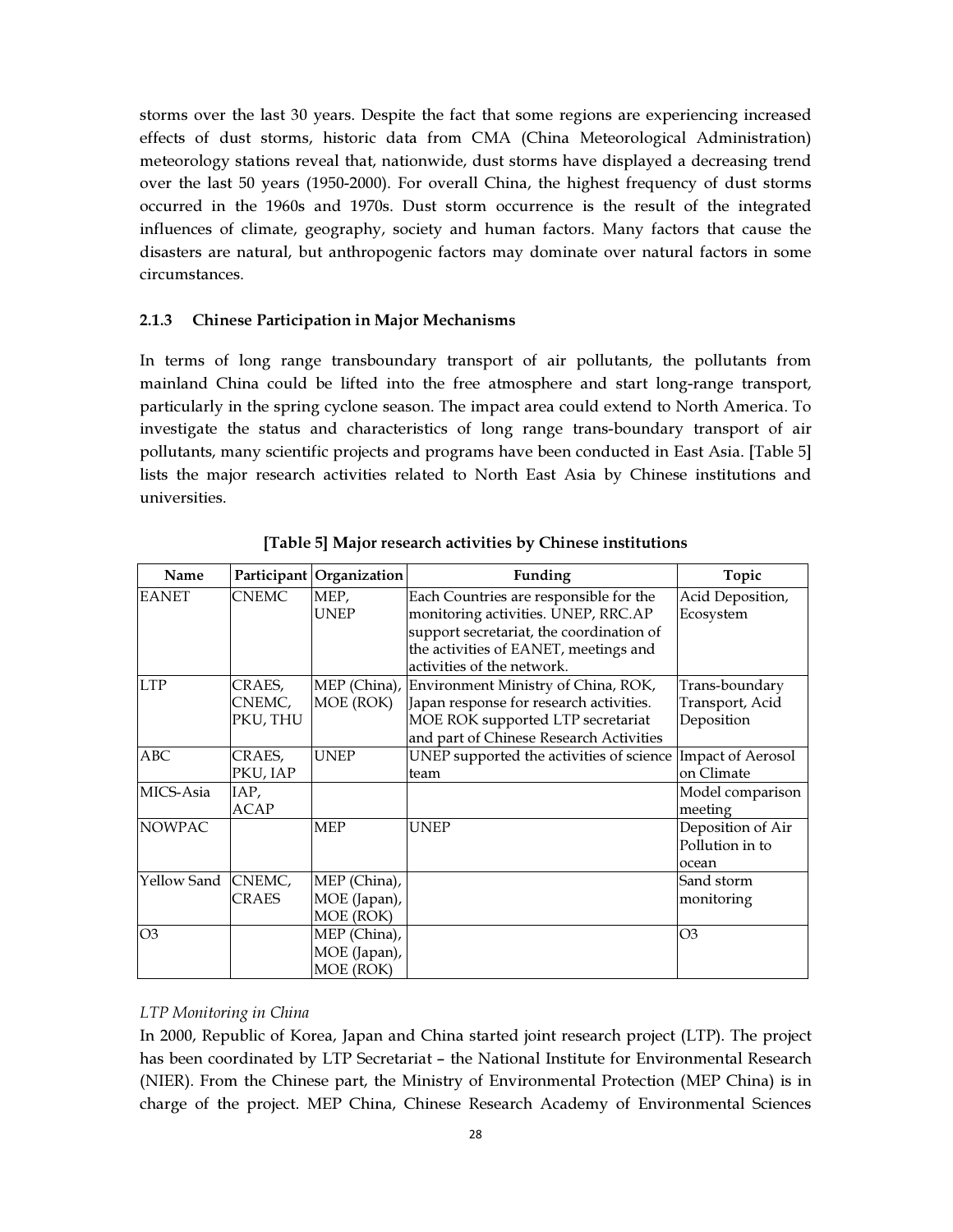storms over the last 30 years. Despite the fact that some regions are experiencing increased effects of dust storms, historic data from CMA (China Meteorological Administration) meteorology stations reveal that, nationwide, dust storms have displayed a decreasing trend over the last 50 years (1950-2000). For overall China, the highest frequency of dust storms occurred in the 1960s and 1970s. Dust storm occurrence is the result of the integrated influences of climate, geography, society and human factors. Many factors that cause the disasters are natural, but anthropogenic factors may dominate over natural factors in some circumstances.

### 2.1.3 Chinese Participation in Major Mechanisms

In terms of long range transboundary transport of air pollutants, the pollutants from mainland China could be lifted into the free atmosphere and start long-range transport, particularly in the spring cyclone season. The impact area could extend to North America. To investigate the status and characteristics of long range trans-boundary transport of air pollutants, many scientific projects and programs have been conducted in East Asia. [Table 5] lists the major research activities related to North East Asia by Chinese institutions and universities.

**[Table 5] Major research activities by Chinese institutions**

| Name | Participant | Organization | Funding | Topic |
|---|---|---|---|---|
| EANET | CNEMC | MEP, UNEP | Each Countries are responsible for the monitoring activities. UNEP, RRC.AP support secretariat, the coordination of the activities of EANET, meetings and activities of the network. | Acid Deposition, Ecosystem |
| LTP | CRAES, CNEMC, PKU, THU | MEP (China), MOE (ROK) | Environment Ministry of China, ROK, Japan response for research activities. MOE ROK supported LTP secretariat and part of Chinese Research Activities | Trans-boundary Transport, Acid Deposition |
| ABC | CRAES, PKU, IAP | UNEP | UNEP supported the activities of science team | Impact of Aerosol on Climate |
| MICS-Asia | IAP, ACAP | | | Model comparison meeting |
| NOWPAC | | MEP | UNEP | Deposition of Air Pollution in to ocean |
| Yellow Sand | CNEMC, CRAES | MEP (China), MOE (Japan), MOE (ROK) | | Sand storm monitoring |
| O3 | | MEP (China), MOE (Japan), MOE (ROK) | | O3 |

*LTP Monitoring in China*

In 2000, Republic of Korea, Japan and China started joint research project (LTP). The project has been coordinated by LTP Secretariat – the National Institute for Environmental Research (NIER). From the Chinese part, the Ministry of Environmental Protection (MEP China) is in charge of the project. MEP China, Chinese Research Academy of Environmental Sciences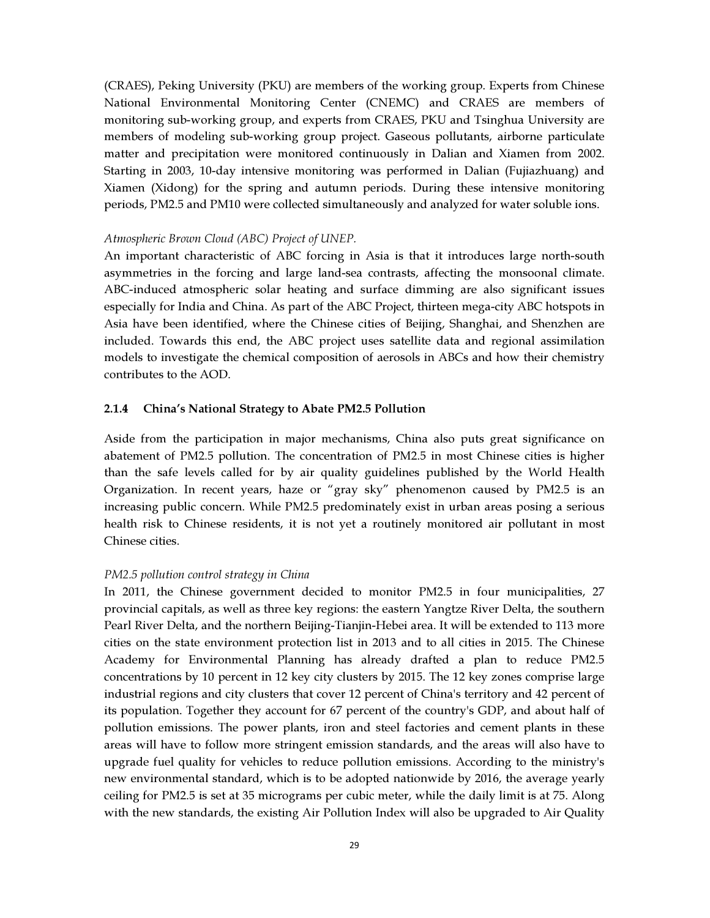(CRAES), Peking University (PKU) are members of the working group. Experts from Chinese National Environmental Monitoring Center (CNEMC) and CRAES are members of monitoring sub-working group, and experts from CRAES, PKU and Tsinghua University are members of modeling sub-working group project. Gaseous pollutants, airborne particulate matter and precipitation were monitored continuously in Dalian and Xiamen from 2002. Starting in 2003, 10-day intensive monitoring was performed in Dalian (Fujiazhuang) and Xiamen (Xidong) for the spring and autumn periods. During these intensive monitoring periods, PM2.5 and PM10 were collected simultaneously and analyzed for water soluble ions.

*Atmospheric Brown Cloud (ABC) Project of UNEP.*

An important characteristic of ABC forcing in Asia is that it introduces large north-south asymmetries in the forcing and large land-sea contrasts, affecting the monsoonal climate. ABC-induced atmospheric solar heating and surface dimming are also significant issues especially for India and China. As part of the ABC Project, thirteen mega-city ABC hotspots in Asia have been identified, where the Chinese cities of Beijing, Shanghai, and Shenzhen are included. Towards this end, the ABC project uses satellite data and regional assimilation models to investigate the chemical composition of aerosols in ABCs and how their chemistry contributes to the AOD.

### 2.1.4 China's National Strategy to Abate PM2.5 Pollution

Aside from the participation in major mechanisms, China also puts great significance on abatement of PM2.5 pollution. The concentration of PM2.5 in most Chinese cities is higher than the safe levels called for by air quality guidelines published by the World Health Organization. In recent years, haze or "gray sky" phenomenon caused by PM2.5 is an increasing public concern. While PM2.5 predominately exist in urban areas posing a serious health risk to Chinese residents, it is not yet a routinely monitored air pollutant in most Chinese cities.

*PM2.5 pollution control strategy in China*

In 2011, the Chinese government decided to monitor PM2.5 in four municipalities, 27 provincial capitals, as well as three key regions: the eastern Yangtze River Delta, the southern Pearl River Delta, and the northern Beijing-Tianjin-Hebei area. It will be extended to 113 more cities on the state environment protection list in 2013 and to all cities in 2015. The Chinese Academy for Environmental Planning has already drafted a plan to reduce PM2.5 concentrations by 10 percent in 12 key city clusters by 2015. The 12 key zones comprise large industrial regions and city clusters that cover 12 percent of China's territory and 42 percent of its population. Together they account for 67 percent of the country's GDP, and about half of pollution emissions. The power plants, iron and steel factories and cement plants in these areas will have to follow more stringent emission standards, and the areas will also have to upgrade fuel quality for vehicles to reduce pollution emissions. According to the ministry's new environmental standard, which is to be adopted nationwide by 2016, the average yearly ceiling for PM2.5 is set at 35 micrograms per cubic meter, while the daily limit is at 75. Along with the new standards, the existing Air Pollution Index will also be upgraded to Air Quality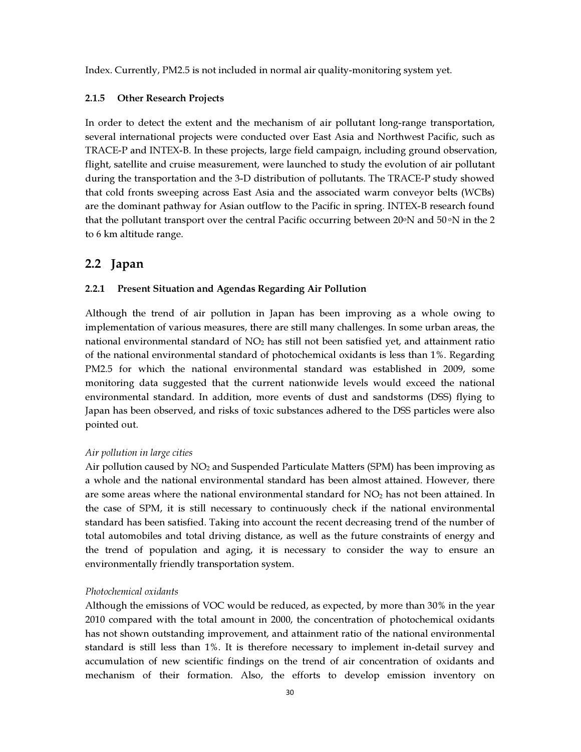Index. Currently, PM2.5 is not included in normal air quality-monitoring system yet.

### 2.1.5 Other Research Projects

In order to detect the extent and the mechanism of air pollutant long-range transportation, several international projects were conducted over East Asia and Northwest Pacific, such as TRACE-P and INTEX-B. In these projects, large field campaign, including ground observation, flight, satellite and cruise measurement, were launched to study the evolution of air pollutant during the transportation and the 3-D distribution of pollutants. The TRACE-P study showed that cold fronts sweeping across East Asia and the associated warm conveyor belts (WCBs) are the dominant pathway for Asian outflow to the Pacific in spring. INTEX-B research found that the pollutant transport over the central Pacific occurring between 20°N and 50°N in the 2 to 6 km altitude range.

## 2.2 Japan

### 2.2.1 Present Situation and Agendas Regarding Air Pollution

Although the trend of air pollution in Japan has been improving as a whole owing to implementation of various measures, there are still many challenges. In some urban areas, the national environmental standard of $NO_2$ has still not been satisfied yet, and attainment ratio of the national environmental standard of photochemical oxidants is less than 1%. Regarding PM2.5 for which the national environmental standard was established in 2009, some monitoring data suggested that the current nationwide levels would exceed the national environmental standard. In addition, more events of dust and sandstorms (DSS) flying to Japan has been observed, and risks of toxic substances adhered to the DSS particles were also pointed out.

*Air pollution in large cities*

Air pollution caused by $NO_2$ and Suspended Particulate Matters (SPM) has been improving as a whole and the national environmental standard has been almost attained. However, there are some areas where the national environmental standard for $NO_2$ has not been attained. In the case of SPM, it is still necessary to continuously check if the national environmental standard has been satisfied. Taking into account the recent decreasing trend of the number of total automobiles and total driving distance, as well as the future constraints of energy and the trend of population and aging, it is necessary to consider the way to ensure an environmentally friendly transportation system.

*Photochemical oxidants*

Although the emissions of VOC would be reduced, as expected, by more than 30% in the year 2010 compared with the total amount in 2000, the concentration of photochemical oxidants has not shown outstanding improvement, and attainment ratio of the national environmental standard is still less than 1%. It is therefore necessary to implement in-detail survey and accumulation of new scientific findings on the trend of air concentration of oxidants and mechanism of their formation. Also, the efforts to develop emission inventory on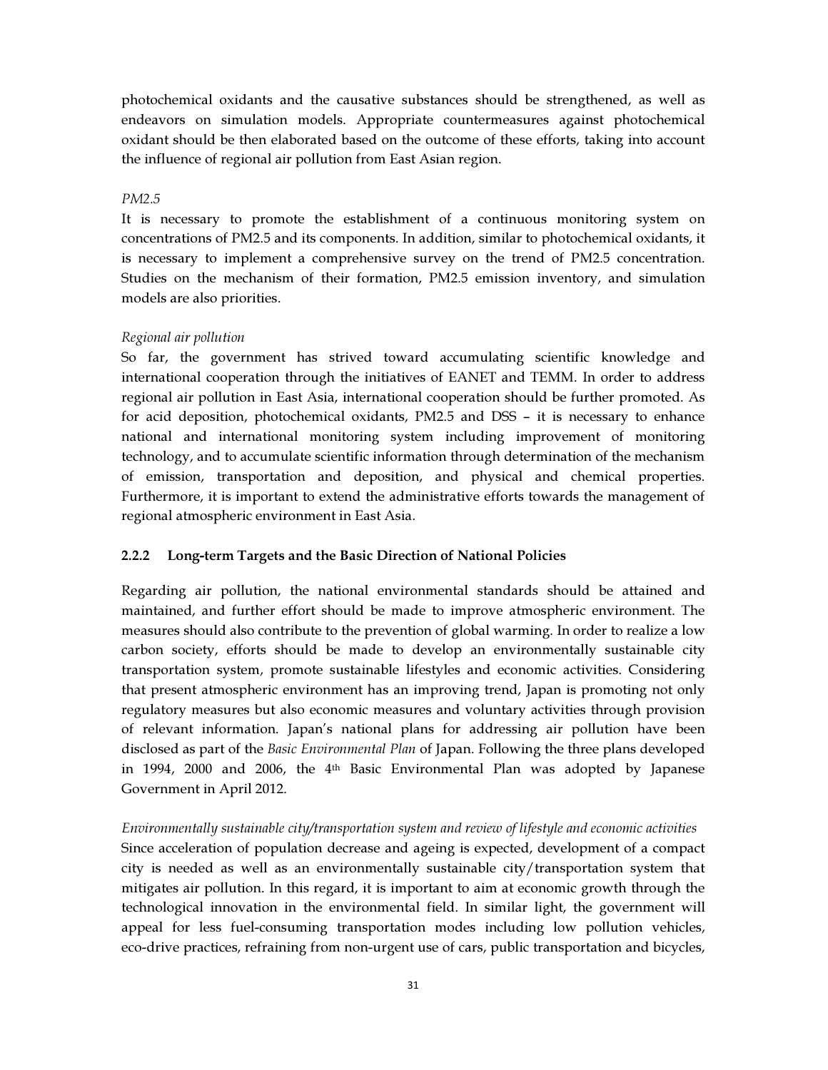photochemical oxidants and the causative substances should be strengthened, as well as endeavors on simulation models. Appropriate countermeasures against photochemical oxidant should be then elaborated based on the outcome of these efforts, taking into account the influence of regional air pollution from East Asian region.

*PM2.5*

It is necessary to promote the establishment of a continuous monitoring system on concentrations of PM2.5 and its components. In addition, similar to photochemical oxidants, it is necessary to implement a comprehensive survey on the trend of PM2.5 concentration. Studies on the mechanism of their formation, PM2.5 emission inventory, and simulation models are also priorities.

*Regional air pollution*

So far, the government has strived toward accumulating scientific knowledge and international cooperation through the initiatives of EANET and TEMM. In order to address regional air pollution in East Asia, international cooperation should be further promoted. As for acid deposition, photochemical oxidants, PM2.5 and DSS – it is necessary to enhance national and international monitoring system including improvement of monitoring technology, and to accumulate scientific information through determination of the mechanism of emission, transportation and deposition, and physical and chemical properties. Furthermore, it is important to extend the administrative efforts towards the management of regional atmospheric environment in East Asia.

### 2.2.2 Long-term Targets and the Basic Direction of National Policies

Regarding air pollution, the national environmental standards should be attained and maintained, and further effort should be made to improve atmospheric environment. The measures should also contribute to the prevention of global warming. In order to realize a low carbon society, efforts should be made to develop an environmentally sustainable city transportation system, promote sustainable lifestyles and economic activities. Considering that present atmospheric environment has an improving trend, Japan is promoting not only regulatory measures but also economic measures and voluntary activities through provision of relevant information. Japan's national plans for addressing air pollution have been disclosed as part of the *Basic Environmental Plan* of Japan. Following the three plans developed in 1994, 2000 and 2006, the 4th Basic Environmental Plan was adopted by Japanese Government in April 2012.

*Environmentally sustainable city/transportation system and review of lifestyle and economic activities*

Since acceleration of population decrease and ageing is expected, development of a compact city is needed as well as an environmentally sustainable city/transportation system that mitigates air pollution. In this regard, it is important to aim at economic growth through the technological innovation in the environmental field. In similar light, the government will appeal for less fuel-consuming transportation modes including low pollution vehicles, eco-drive practices, refraining from non-urgent use of cars, public transportation and bicycles,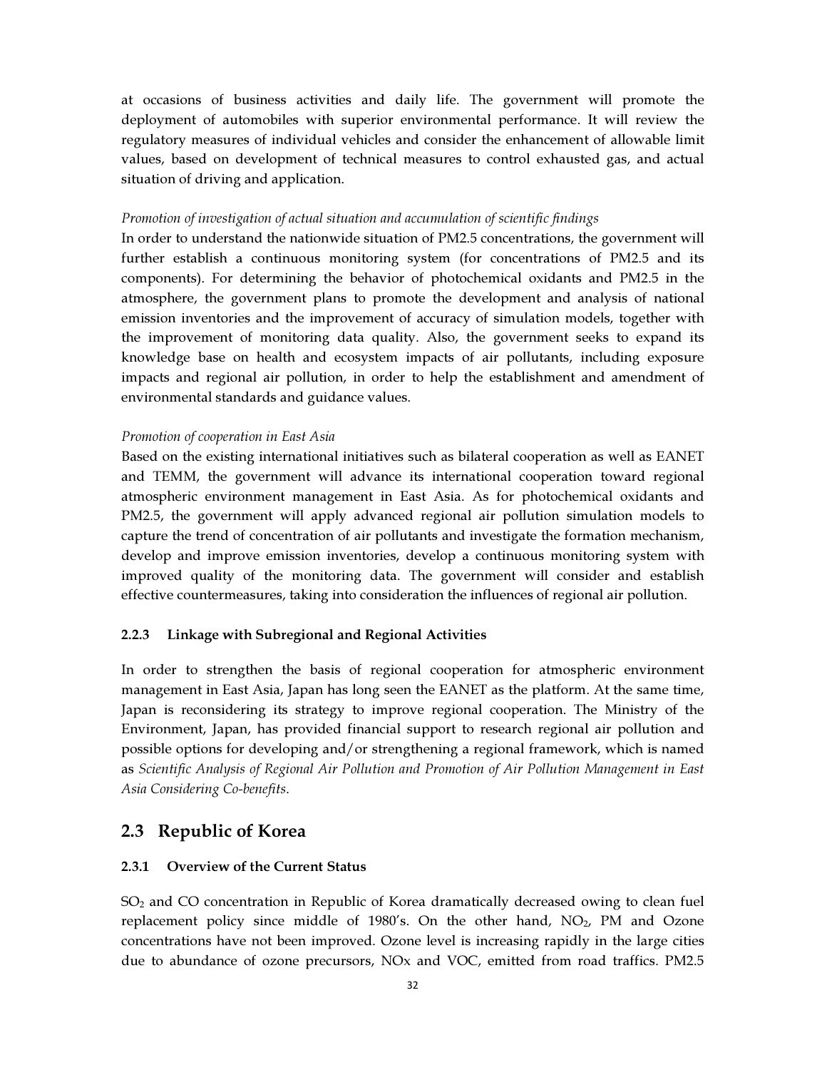at occasions of business activities and daily life. The government will promote the deployment of automobiles with superior environmental performance. It will review the regulatory measures of individual vehicles and consider the enhancement of allowable limit values, based on development of technical measures to control exhausted gas, and actual situation of driving and application.

*Promotion of investigation of actual situation and accumulation of scientific findings*

In order to understand the nationwide situation of PM2.5 concentrations, the government will further establish a continuous monitoring system (for concentrations of PM2.5 and its components). For determining the behavior of photochemical oxidants and PM2.5 in the atmosphere, the government plans to promote the development and analysis of national emission inventories and the improvement of accuracy of simulation models, together with the improvement of monitoring data quality. Also, the government seeks to expand its knowledge base on health and ecosystem impacts of air pollutants, including exposure impacts and regional air pollution, in order to help the establishment and amendment of environmental standards and guidance values.

*Promotion of cooperation in East Asia*

Based on the existing international initiatives such as bilateral cooperation as well as EANET and TEMM, the government will advance its international cooperation toward regional atmospheric environment management in East Asia. As for photochemical oxidants and PM2.5, the government will apply advanced regional air pollution simulation models to capture the trend of concentration of air pollutants and investigate the formation mechanism, develop and improve emission inventories, develop a continuous monitoring system with improved quality of the monitoring data. The government will consider and establish effective countermeasures, taking into consideration the influences of regional air pollution.

### 2.2.3 Linkage with Subregional and Regional Activities

In order to strengthen the basis of regional cooperation for atmospheric environment management in East Asia, Japan has long seen the EANET as the platform. At the same time, Japan is reconsidering its strategy to improve regional cooperation. The Ministry of the Environment, Japan, has provided financial support to research regional air pollution and possible options for developing and/or strengthening a regional framework, which is named as *Scientific Analysis of Regional Air Pollution and Promotion of Air Pollution Management in East Asia Considering Co-benefits*.

## 2.3 Republic of Korea

### 2.3.1 Overview of the Current Status

$SO_2$ and CO concentration in Republic of Korea dramatically decreased owing to clean fuel replacement policy since middle of 1980's. On the other hand, $NO_2$, PM and Ozone concentrations have not been improved. Ozone level is increasing rapidly in the large cities due to abundance of ozone precursors, NOx and VOC, emitted from road traffics. PM2.5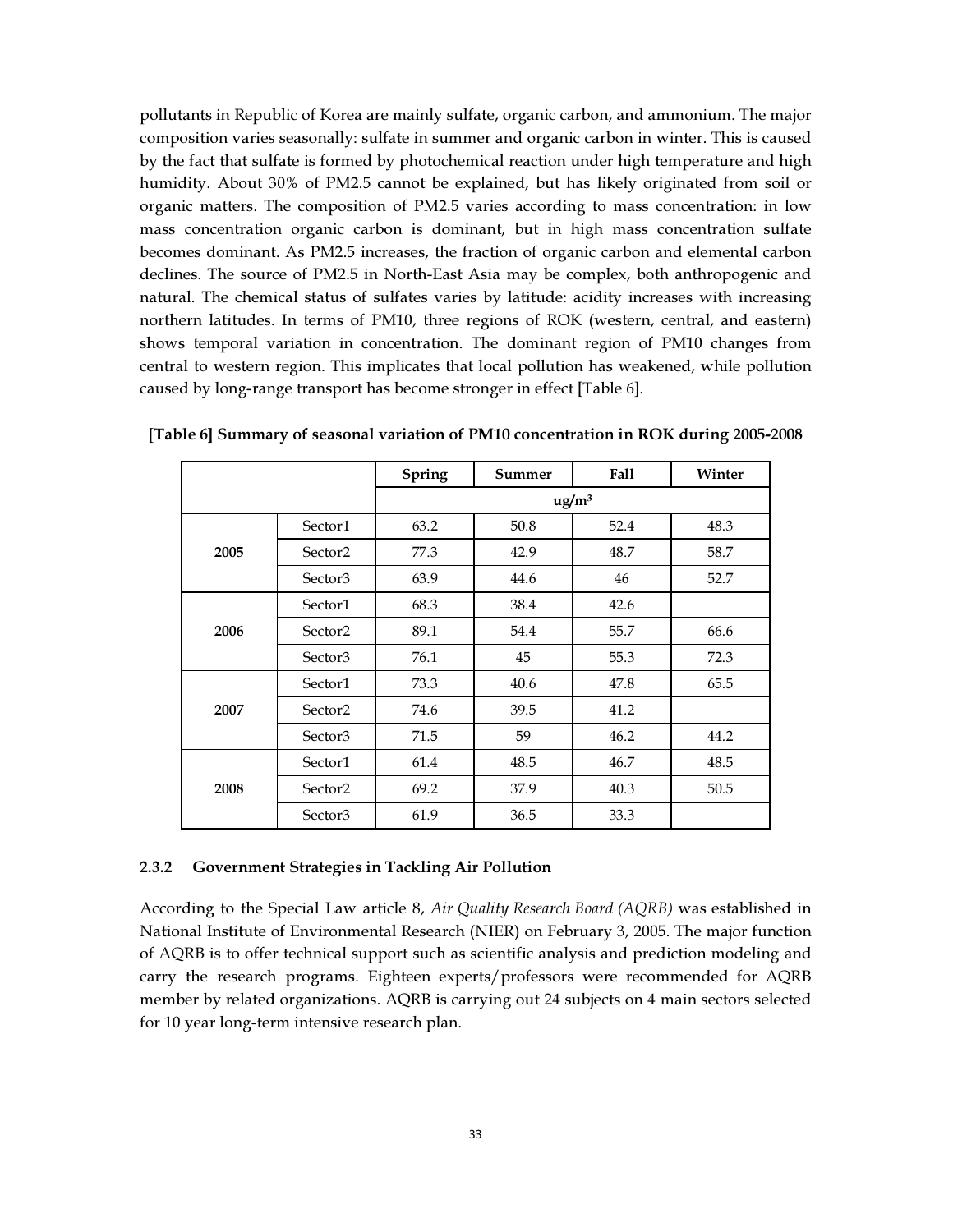pollutants in Republic of Korea are mainly sulfate, organic carbon, and ammonium. The major composition varies seasonally: sulfate in summer and organic carbon in winter. This is caused by the fact that sulfate is formed by photochemical reaction under high temperature and high humidity. About 30% of PM2.5 cannot be explained, but has likely originated from soil or organic matters. The composition of PM2.5 varies according to mass concentration: in low mass concentration organic carbon is dominant, but in high mass concentration sulfate becomes dominant. As PM2.5 increases, the fraction of organic carbon and elemental carbon declines. The source of PM2.5 in North-East Asia may be complex, both anthropogenic and natural. The chemical status of sulfates varies by latitude: acidity increases with increasing northern latitudes. In terms of PM10, three regions of ROK (western, central, and eastern) shows temporal variation in concentration. The dominant region of PM10 changes from central to western region. This implicates that local pollution has weakened, while pollution caused by long-range transport has become stronger in effect [Table 6].

**[Table 6] Summary of seasonal variation of PM10 concentration in ROK during 2005-2008**

| | | Spring | Summer | Fall | Winter |
|---|---|---|---|---|---|
| | | ug/m$^3$ | | | |
| **2005** | Sector1 | 63.2 | 50.8 | 52.4 | 48.3 |
| | Sector2 | 77.3 | 42.9 | 48.7 | 58.7 |
| | Sector3 | 63.9 | 44.6 | 46 | 52.7 |
| **2006** | Sector1 | 68.3 | 38.4 | 42.6 | |
| | Sector2 | 89.1 | 54.4 | 55.7 | 66.6 |
| | Sector3 | 76.1 | 45 | 55.3 | 72.3 |
| **2007** | Sector1 | 73.3 | 40.6 | 47.8 | 65.5 |
| | Sector2 | 74.6 | 39.5 | 41.2 | |
| | Sector3 | 71.5 | 59 | 46.2 | 44.2 |
| **2008** | Sector1 | 61.4 | 48.5 | 46.7 | 48.5 |
| | Sector2 | 69.2 | 37.9 | 40.3 | 50.5 |
| | Sector3 | 61.9 | 36.5 | 33.3 | |

### 2.3.2 Government Strategies in Tackling Air Pollution

According to the Special Law article 8, *Air Quality Research Board (AQRB)* was established in National Institute of Environmental Research (NIER) on February 3, 2005. The major function of AQRB is to offer technical support such as scientific analysis and prediction modeling and carry the research programs. Eighteen experts/professors were recommended for AQRB member by related organizations. AQRB is carrying out 24 subjects on 4 main sectors selected for 10 year long-term intensive research plan.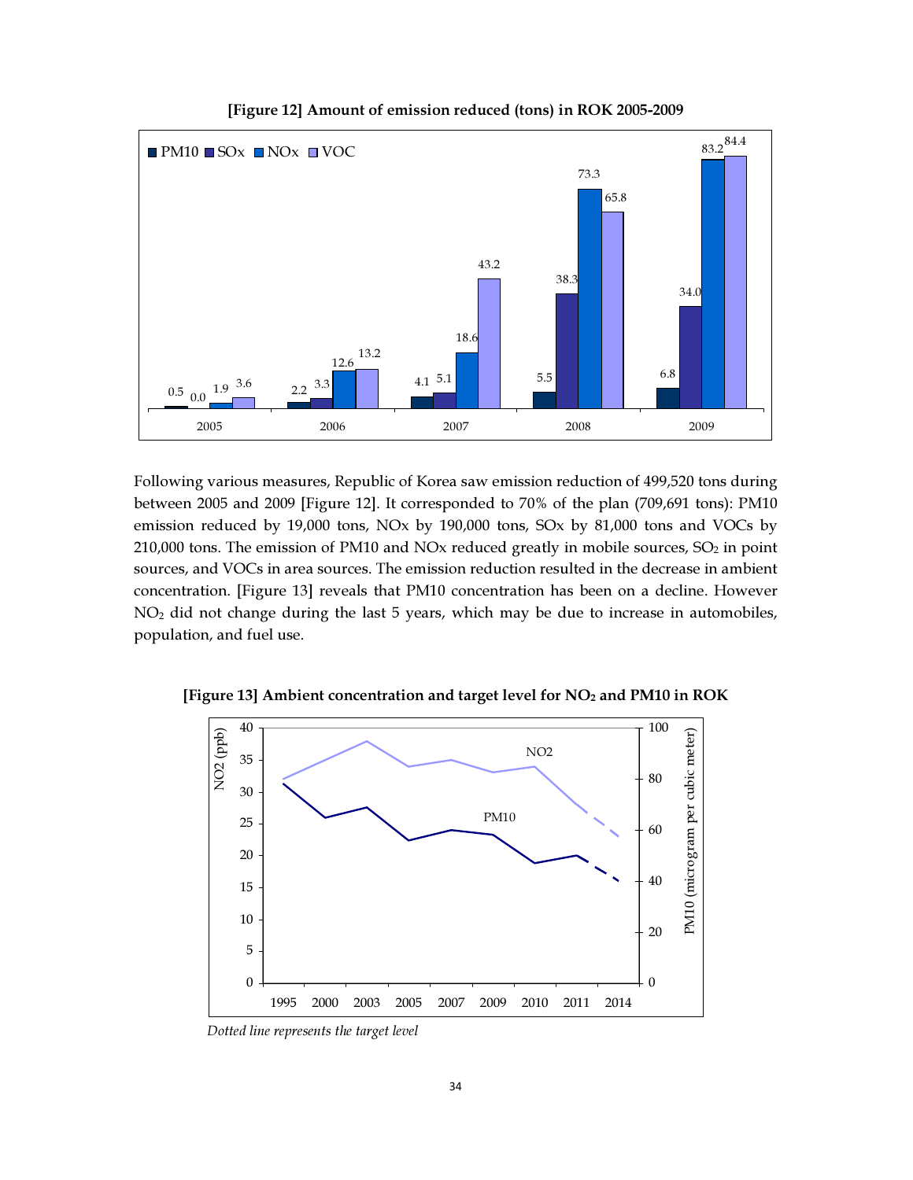**[Figure 12] Amount of emission reduced (tons) in ROK 2005-2009**

Following various measures, Republic of Korea saw emission reduction of 499,520 tons during between 2005 and 2009 [Figure 12]. It corresponded to 70% of the plan (709,691 tons): PM10 emission reduced by 19,000 tons, NOx by 190,000 tons, SOx by 81,000 tons and VOCs by 210,000 tons. The emission of PM10 and NOx reduced greatly in mobile sources, $SO_2$ in point sources, and VOCs in area sources. The emission reduction resulted in the decrease in ambient concentration. [Figure 13] reveals that PM10 concentration has been on a decline. However $NO_2$ did not change during the last 5 years, which may be due to increase in automobiles, population, and fuel use.

**[Figure 13] Ambient concentration and target level for $NO_2$ and PM10 in ROK**

*Dotted line represents the target level*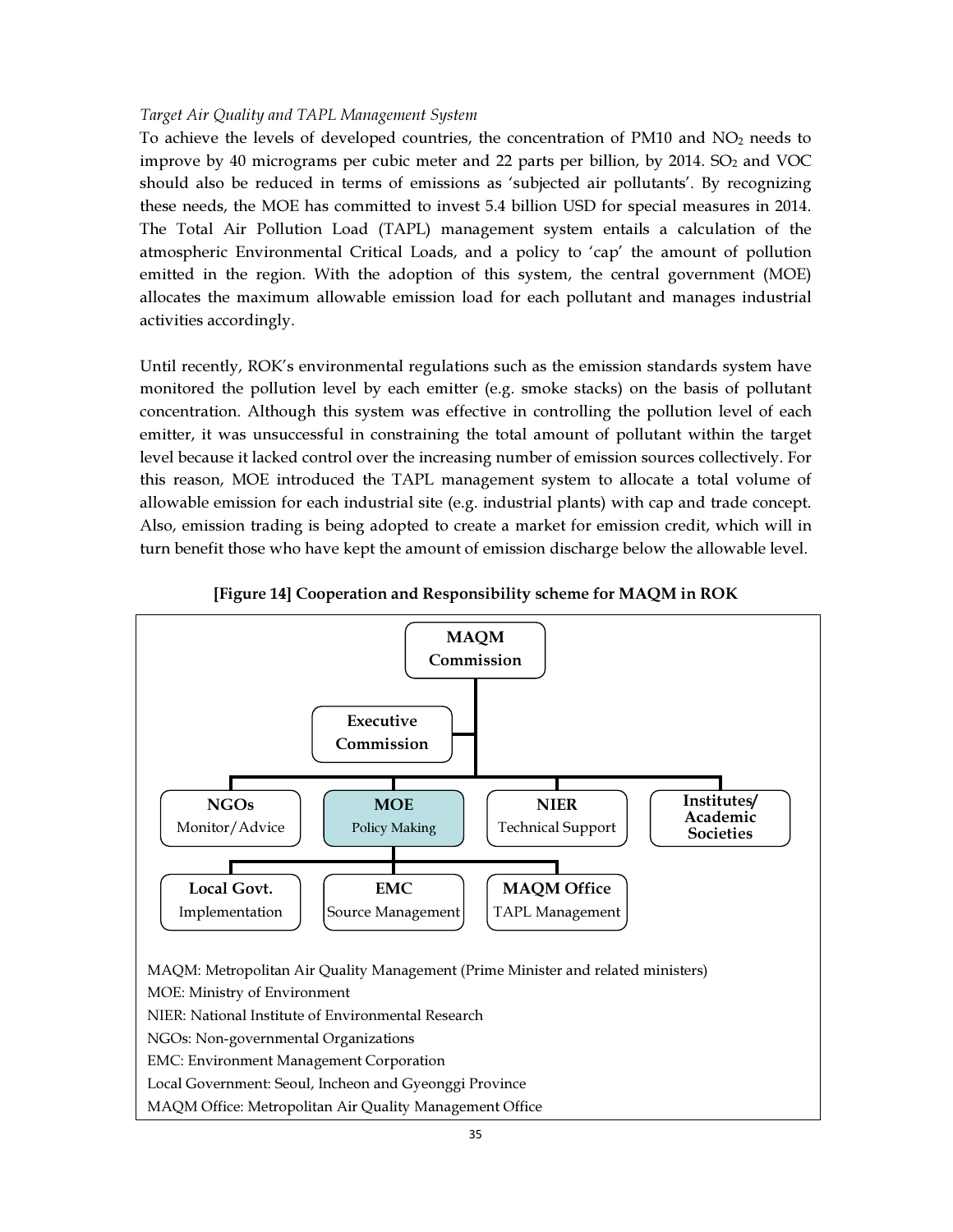*Target Air Quality and TAPL Management System*

To achieve the levels of developed countries, the concentration of PM10 and $NO_2$ needs to improve by 40 micrograms per cubic meter and 22 parts per billion, by 2014. $SO_2$ and VOC should also be reduced in terms of emissions as 'subjected air pollutants'. By recognizing these needs, the MOE has committed to invest 5.4 billion USD for special measures in 2014. The Total Air Pollution Load (TAPL) management system entails a calculation of the atmospheric Environmental Critical Loads, and a policy to 'cap' the amount of pollution emitted in the region. With the adoption of this system, the central government (MOE) allocates the maximum allowable emission load for each pollutant and manages industrial activities accordingly.

Until recently, ROK's environmental regulations such as the emission standards system have monitored the pollution level by each emitter (e.g. smoke stacks) on the basis of pollutant concentration. Although this system was effective in controlling the pollution level of each emitter, it was unsuccessful in constraining the total amount of pollutant within the target level because it lacked control over the increasing number of emission sources collectively. For this reason, MOE introduced the TAPL management system to allocate a total volume of allowable emission for each industrial site (e.g. industrial plants) with cap and trade concept. Also, emission trading is being adopted to create a market for emission credit, which will in turn benefit those who have kept the amount of emission discharge below the allowable level.

**[Figure 14] Cooperation and Responsibility scheme for MAQM in ROK**

**MAQM Commission**

**Executive Commission**

**NGOs** Monitor/Advice

**MOE** Policy Making

**NIER** Technical Support

**Institutes/ Academic Societies**

**Local Govt.** Implementation

**EMC** Source Management

**MAQM Office** TAPL Management

MAQM: Metropolitan Air Quality Management (Prime Minister and related ministers)
MOE: Ministry of Environment
NIER: National Institute of Environmental Research
NGOs: Non-governmental Organizations
EMC: Environment Management Corporation
Local Government: Seoul, Incheon and Gyeonggi Province
MAQM Office: Metropolitan Air Quality Management Office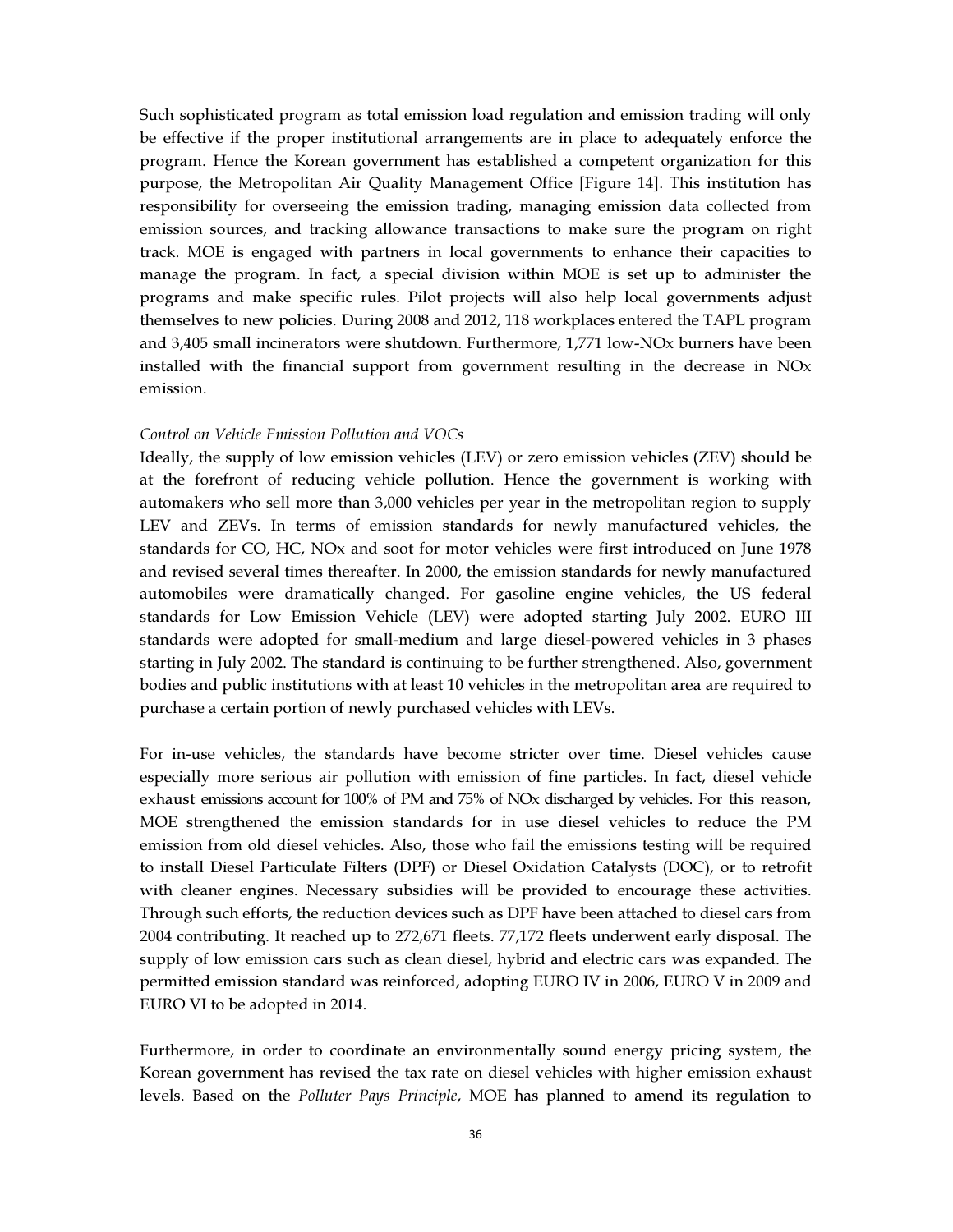Such sophisticated program as total emission load regulation and emission trading will only be effective if the proper institutional arrangements are in place to adequately enforce the program. Hence the Korean government has established a competent organization for this purpose, the Metropolitan Air Quality Management Office [Figure 14]. This institution has responsibility for overseeing the emission trading, managing emission data collected from emission sources, and tracking allowance transactions to make sure the program on right track. MOE is engaged with partners in local governments to enhance their capacities to manage the program. In fact, a special division within MOE is set up to administer the programs and make specific rules. Pilot projects will also help local governments adjust themselves to new policies. During 2008 and 2012, 118 workplaces entered the TAPL program and 3,405 small incinerators were shutdown. Furthermore, 1,771 low-NOx burners have been installed with the financial support from government resulting in the decrease in NOx emission.

*Control on Vehicle Emission Pollution and VOCs*

Ideally, the supply of low emission vehicles (LEV) or zero emission vehicles (ZEV) should be at the forefront of reducing vehicle pollution. Hence the government is working with automakers who sell more than 3,000 vehicles per year in the metropolitan region to supply LEV and ZEVs. In terms of emission standards for newly manufactured vehicles, the standards for CO, HC, NOx and soot for motor vehicles were first introduced on June 1978 and revised several times thereafter. In 2000, the emission standards for newly manufactured automobiles were dramatically changed. For gasoline engine vehicles, the US federal standards for Low Emission Vehicle (LEV) were adopted starting July 2002. EURO III standards were adopted for small-medium and large diesel-powered vehicles in 3 phases starting in July 2002. The standard is continuing to be further strengthened. Also, government bodies and public institutions with at least 10 vehicles in the metropolitan area are required to purchase a certain portion of newly purchased vehicles with LEVs.

For in-use vehicles, the standards have become stricter over time. Diesel vehicles cause especially more serious air pollution with emission of fine particles. In fact, diesel vehicle exhaust emissions account for 100% of PM and 75% of NOx discharged by vehicles. For this reason, MOE strengthened the emission standards for in use diesel vehicles to reduce the PM emission from old diesel vehicles. Also, those who fail the emissions testing will be required to install Diesel Particulate Filters (DPF) or Diesel Oxidation Catalysts (DOC), or to retrofit with cleaner engines. Necessary subsidies will be provided to encourage these activities. Through such efforts, the reduction devices such as DPF have been attached to diesel cars from 2004 contributing. It reached up to 272,671 fleets. 77,172 fleets underwent early disposal. The supply of low emission cars such as clean diesel, hybrid and electric cars was expanded. The permitted emission standard was reinforced, adopting EURO IV in 2006, EURO V in 2009 and EURO VI to be adopted in 2014.

Furthermore, in order to coordinate an environmentally sound energy pricing system, the Korean government has revised the tax rate on diesel vehicles with higher emission exhaust levels. Based on the *Polluter Pays Principle*, MOE has planned to amend its regulation to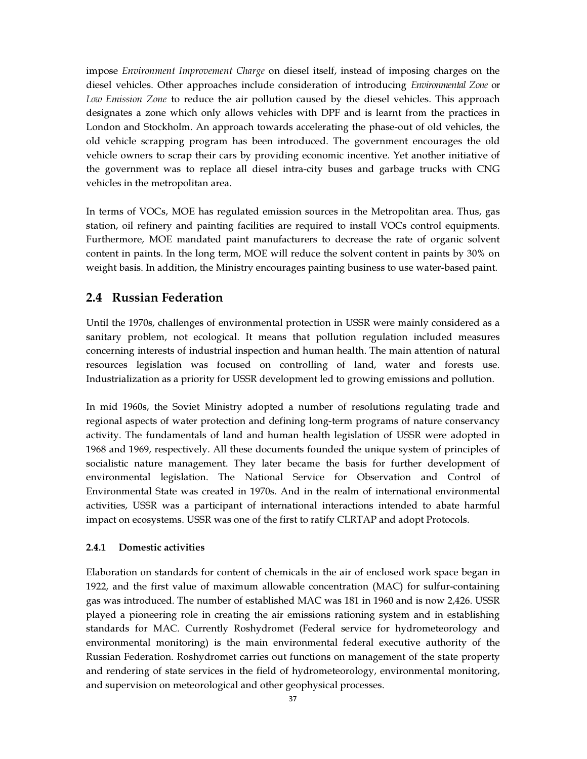impose *Environment Improvement Charge* on diesel itself, instead of imposing charges on the diesel vehicles. Other approaches include consideration of introducing *Environmental Zone* or *Low Emission Zone* to reduce the air pollution caused by the diesel vehicles. This approach designates a zone which only allows vehicles with DPF and is learnt from the practices in London and Stockholm. An approach towards accelerating the phase-out of old vehicles, the old vehicle scrapping program has been introduced. The government encourages the old vehicle owners to scrap their cars by providing economic incentive. Yet another initiative of the government was to replace all diesel intra-city buses and garbage trucks with CNG vehicles in the metropolitan area.

In terms of VOCs, MOE has regulated emission sources in the Metropolitan area. Thus, gas station, oil refinery and painting facilities are required to install VOCs control equipments. Furthermore, MOE mandated paint manufacturers to decrease the rate of organic solvent content in paints. In the long term, MOE will reduce the solvent content in paints by 30% on weight basis. In addition, the Ministry encourages painting business to use water-based paint.

## 2.4 Russian Federation

Until the 1970s, challenges of environmental protection in USSR were mainly considered as a sanitary problem, not ecological. It means that pollution regulation included measures concerning interests of industrial inspection and human health. The main attention of natural resources legislation was focused on controlling of land, water and forests use. Industrialization as a priority for USSR development led to growing emissions and pollution.

In mid 1960s, the Soviet Ministry adopted a number of resolutions regulating trade and regional aspects of water protection and defining long-term programs of nature conservancy activity. The fundamentals of land and human health legislation of USSR were adopted in 1968 and 1969, respectively. All these documents founded the unique system of principles of socialistic nature management. They later became the basis for further development of environmental legislation. The National Service for Observation and Control of Environmental State was created in 1970s. And in the realm of international environmental activities, USSR was a participant of international interactions intended to abate harmful impact on ecosystems. USSR was one of the first to ratify CLRTAP and adopt Protocols.

### 2.4.1 Domestic activities

Elaboration on standards for content of chemicals in the air of enclosed work space began in 1922, and the first value of maximum allowable concentration (MAC) for sulfur-containing gas was introduced. The number of established MAC was 181 in 1960 and is now 2,426. USSR played a pioneering role in creating the air emissions rationing system and in establishing standards for MAC. Currently Roshydromet (Federal service for hydrometeorology and environmental monitoring) is the main environmental federal executive authority of the Russian Federation. Roshydromet carries out functions on management of the state property and rendering of state services in the field of hydrometeorology, environmental monitoring, and supervision on meteorological and other geophysical processes.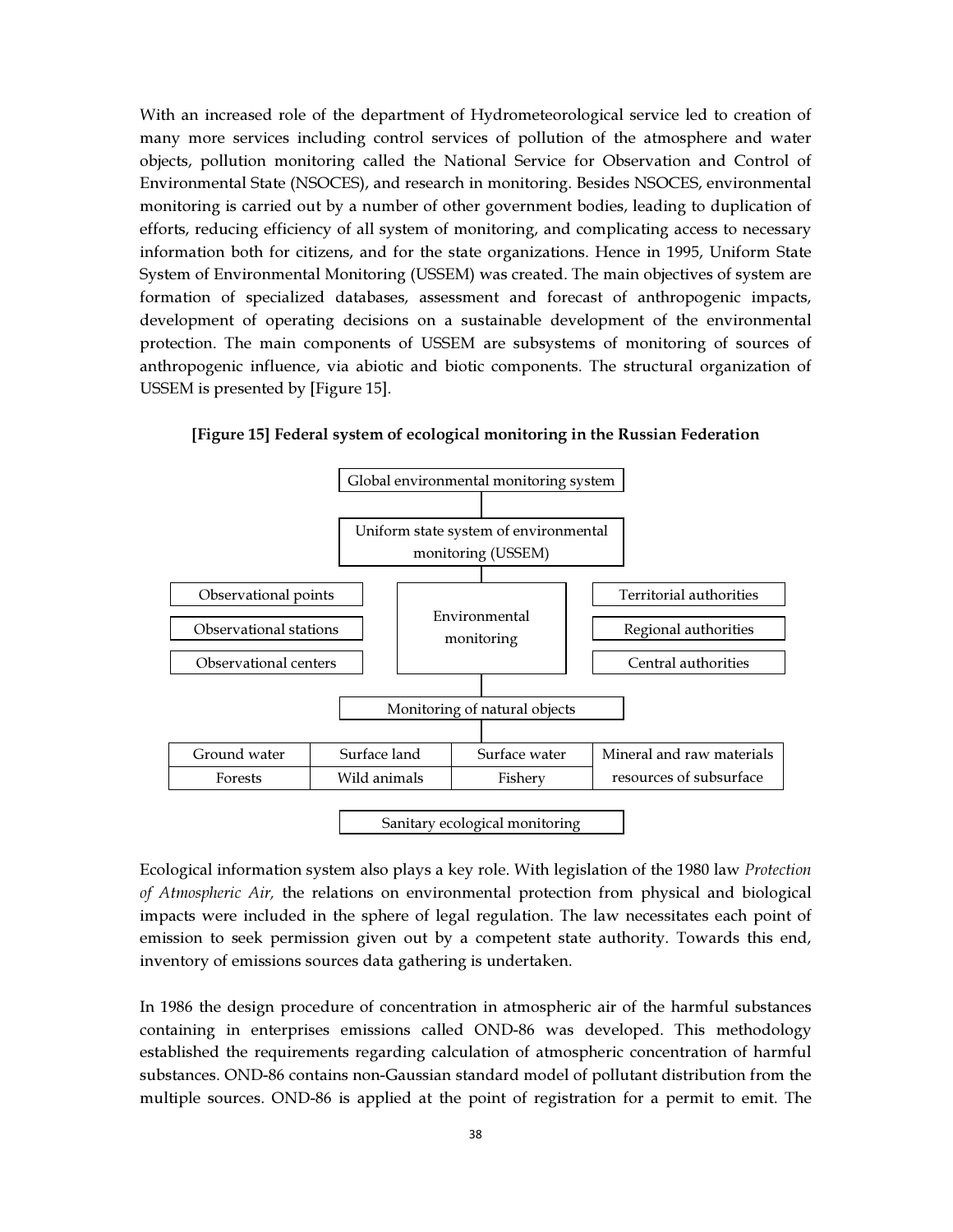With an increased role of the department of Hydrometeorological service led to creation of many more services including control services of pollution of the atmosphere and water objects, pollution monitoring called the National Service for Observation and Control of Environmental State (NSOCES), and research in monitoring. Besides NSOCES, environmental monitoring is carried out by a number of other government bodies, leading to duplication of efforts, reducing efficiency of all system of monitoring, and complicating access to necessary information both for citizens, and for the state organizations. Hence in 1995, Uniform State System of Environmental Monitoring (USSEM) was created. The main objectives of system are formation of specialized databases, assessment and forecast of anthropogenic impacts, development of operating decisions on a sustainable development of the environmental protection. The main components of USSEM are subsystems of monitoring of sources of anthropogenic influence, via abiotic and biotic components. The structural organization of USSEM is presented by [Figure 15].

**[Figure 15] Federal system of ecological monitoring in the Russian Federation**

Global environmental monitoring system

Uniform state system of environmental monitoring (USSEM)

| Observational points | Environmental monitoring | Territorial authorities |
|---|---|---|
| Observational stations | | Regional authorities |
| Observational centers | | Central authorities |

Monitoring of natural objects

| Ground water | Surface land | Surface water | Mineral and raw materials resources of subsurface |
|---|---|---|---|
| Forests | Wild animals | Fishery | |

Sanitary ecological monitoring

Ecological information system also plays a key role. With legislation of the 1980 law *Protection of Atmospheric Air,* the relations on environmental protection from physical and biological impacts were included in the sphere of legal regulation. The law necessitates each point of emission to seek permission given out by a competent state authority. Towards this end, inventory of emissions sources data gathering is undertaken.

In 1986 the design procedure of concentration in atmospheric air of the harmful substances containing in enterprises emissions called OND-86 was developed. This methodology established the requirements regarding calculation of atmospheric concentration of harmful substances. OND-86 contains non-Gaussian standard model of pollutant distribution from the multiple sources. OND-86 is applied at the point of registration for a permit to emit. The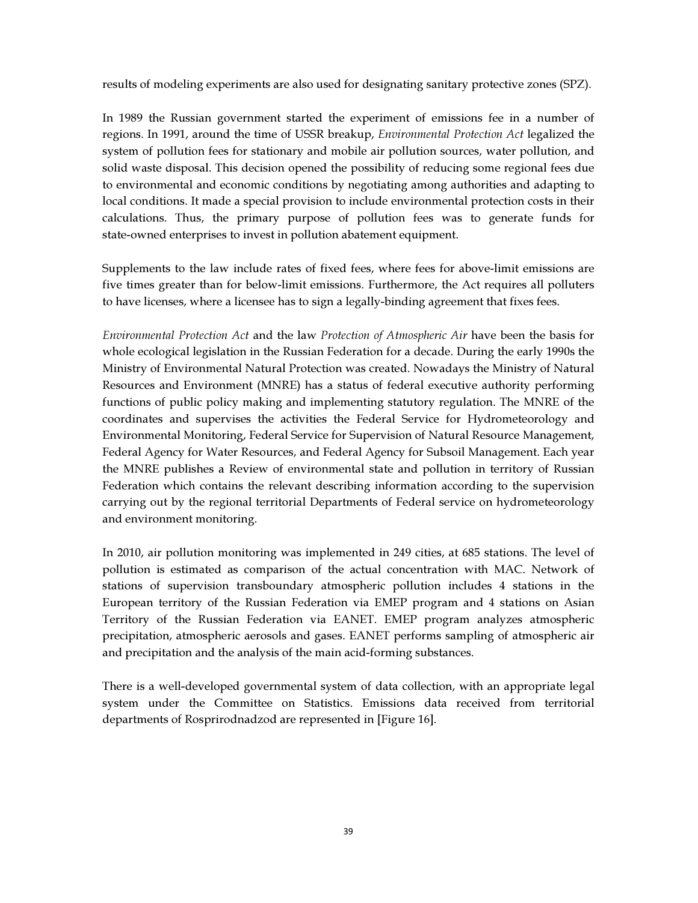results of modeling experiments are also used for designating sanitary protective zones (SPZ).

In 1989 the Russian government started the experiment of emissions fee in a number of regions. In 1991, around the time of USSR breakup, *Environmental Protection Act* legalized the system of pollution fees for stationary and mobile air pollution sources, water pollution, and solid waste disposal. This decision opened the possibility of reducing some regional fees due to environmental and economic conditions by negotiating among authorities and adapting to local conditions. It made a special provision to include environmental protection costs in their calculations. Thus, the primary purpose of pollution fees was to generate funds for state-owned enterprises to invest in pollution abatement equipment.

Supplements to the law include rates of fixed fees, where fees for above-limit emissions are five times greater than for below-limit emissions. Furthermore, the Act requires all polluters to have licenses, where a licensee has to sign a legally-binding agreement that fixes fees.

*Environmental Protection Act* and the law *Protection of Atmospheric Air* have been the basis for whole ecological legislation in the Russian Federation for a decade. During the early 1990s the Ministry of Environmental Natural Protection was created. Nowadays the Ministry of Natural Resources and Environment (MNRE) has a status of federal executive authority performing functions of public policy making and implementing statutory regulation. The MNRE of the coordinates and supervises the activities the Federal Service for Hydrometeorology and Environmental Monitoring, Federal Service for Supervision of Natural Resource Management, Federal Agency for Water Resources, and Federal Agency for Subsoil Management. Each year the MNRE publishes a Review of environmental state and pollution in territory of Russian Federation which contains the relevant describing information according to the supervision carrying out by the regional territorial Departments of Federal service on hydrometeorology and environment monitoring.

In 2010, air pollution monitoring was implemented in 249 cities, at 685 stations. The level of pollution is estimated as comparison of the actual concentration with MAC. Network of stations of supervision transboundary atmospheric pollution includes 4 stations in the European territory of the Russian Federation via EMEP program and 4 stations on Asian Territory of the Russian Federation via EANET. EMEP program analyzes atmospheric precipitation, atmospheric aerosols and gases. EANET performs sampling of atmospheric air and precipitation and the analysis of the main acid-forming substances.

There is a well-developed governmental system of data collection, with an appropriate legal system under the Committee on Statistics. Emissions data received from territorial departments of Rosprirodnadzod are represented in [Figure 16].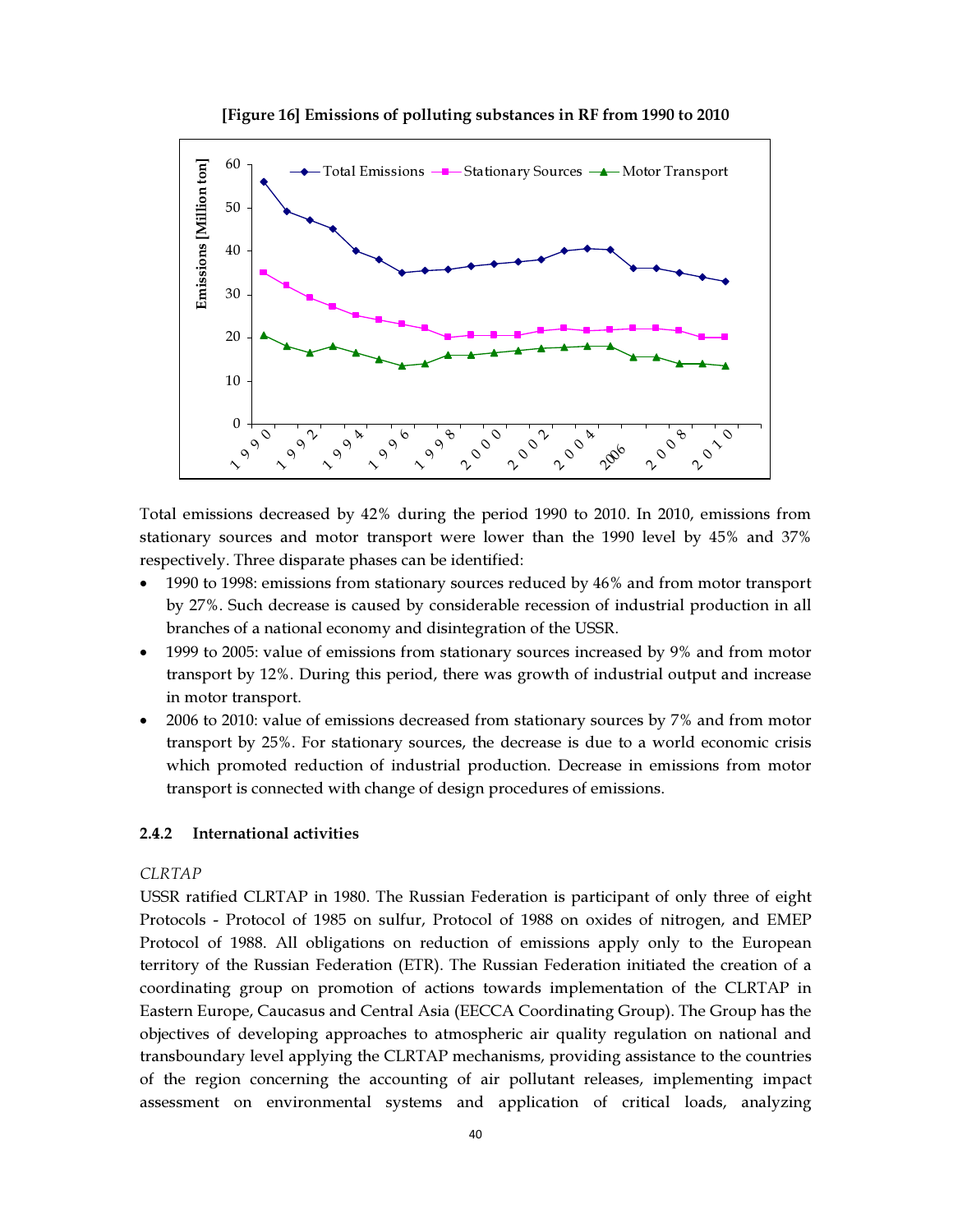**[Figure 16] Emissions of polluting substances in RF from 1990 to 2010**

Total emissions decreased by 42% during the period 1990 to 2010. In 2010, emissions from stationary sources and motor transport were lower than the 1990 level by 45% and 37% respectively. Three disparate phases can be identified:

- 1990 to 1998: emissions from stationary sources reduced by 46% and from motor transport by 27%. Such decrease is caused by considerable recession of industrial production in all branches of a national economy and disintegration of the USSR.
- 1999 to 2005: value of emissions from stationary sources increased by 9% and from motor transport by 12%. During this period, there was growth of industrial output and increase in motor transport.
- 2006 to 2010: value of emissions decreased from stationary sources by 7% and from motor transport by 25%. For stationary sources, the decrease is due to a world economic crisis which promoted reduction of industrial production. Decrease in emissions from motor transport is connected with change of design procedures of emissions.

### 2.4.2 International activities

*CLRTAP*

USSR ratified CLRTAP in 1980. The Russian Federation is participant of only three of eight Protocols - Protocol of 1985 on sulfur, Protocol of 1988 on oxides of nitrogen, and EMEP Protocol of 1988. All obligations on reduction of emissions apply only to the European territory of the Russian Federation (ETR). The Russian Federation initiated the creation of a coordinating group on promotion of actions towards implementation of the CLRTAP in Eastern Europe, Caucasus and Central Asia (EECCA Coordinating Group). The Group has the objectives of developing approaches to atmospheric air quality regulation on national and transboundary level applying the CLRTAP mechanisms, providing assistance to the countries of the region concerning the accounting of air pollutant releases, implementing impact assessment on environmental systems and application of critical loads, analyzing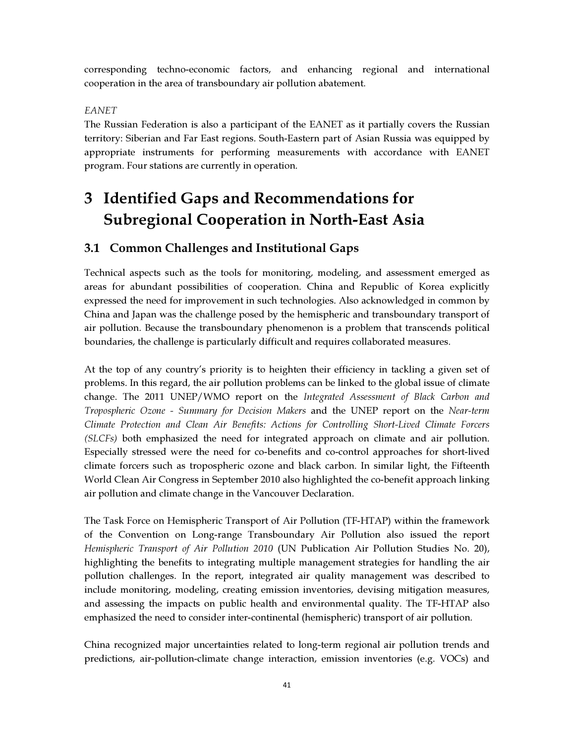corresponding techno-economic factors, and enhancing regional and international cooperation in the area of transboundary air pollution abatement.

*EANET*

The Russian Federation is also a participant of the EANET as it partially covers the Russian territory: Siberian and Far East regions. South-Eastern part of Asian Russia was equipped by appropriate instruments for performing measurements with accordance with EANET program. Four stations are currently in operation.

# 3 Identified Gaps and Recommendations for Subregional Cooperation in North-East Asia

## 3.1 Common Challenges and Institutional Gaps

Technical aspects such as the tools for monitoring, modeling, and assessment emerged as areas for abundant possibilities of cooperation. China and Republic of Korea explicitly expressed the need for improvement in such technologies. Also acknowledged in common by China and Japan was the challenge posed by the hemispheric and transboundary transport of air pollution. Because the transboundary phenomenon is a problem that transcends political boundaries, the challenge is particularly difficult and requires collaborated measures.

At the top of any country's priority is to heighten their efficiency in tackling a given set of problems. In this regard, the air pollution problems can be linked to the global issue of climate change. The 2011 UNEP/WMO report on the *Integrated Assessment of Black Carbon and Tropospheric Ozone - Summary for Decision Makers* and the UNEP report on the *Near-term Climate Protection and Clean Air Benefits: Actions for Controlling Short-Lived Climate Forcers (SLCFs)* both emphasized the need for integrated approach on climate and air pollution. Especially stressed were the need for co-benefits and co-control approaches for short-lived climate forcers such as tropospheric ozone and black carbon. In similar light, the Fifteenth World Clean Air Congress in September 2010 also highlighted the co-benefit approach linking air pollution and climate change in the Vancouver Declaration.

The Task Force on Hemispheric Transport of Air Pollution (TF-HTAP) within the framework of the Convention on Long-range Transboundary Air Pollution also issued the report *Hemispheric Transport of Air Pollution 2010* (UN Publication Air Pollution Studies No. 20), highlighting the benefits to integrating multiple management strategies for handling the air pollution challenges. In the report, integrated air quality management was described to include monitoring, modeling, creating emission inventories, devising mitigation measures, and assessing the impacts on public health and environmental quality. The TF-HTAP also emphasized the need to consider inter-continental (hemispheric) transport of air pollution.

China recognized major uncertainties related to long-term regional air pollution trends and predictions, air-pollution-climate change interaction, emission inventories (e.g. VOCs) and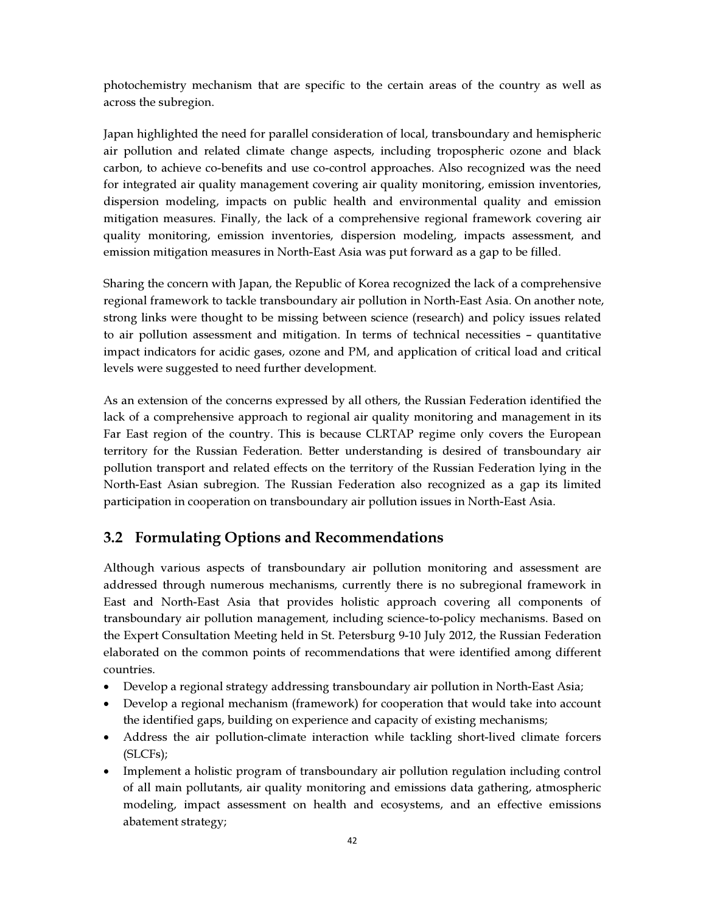photochemistry mechanism that are specific to the certain areas of the country as well as across the subregion.

Japan highlighted the need for parallel consideration of local, transboundary and hemispheric air pollution and related climate change aspects, including tropospheric ozone and black carbon, to achieve co-benefits and use co-control approaches. Also recognized was the need for integrated air quality management covering air quality monitoring, emission inventories, dispersion modeling, impacts on public health and environmental quality and emission mitigation measures. Finally, the lack of a comprehensive regional framework covering air quality monitoring, emission inventories, dispersion modeling, impacts assessment, and emission mitigation measures in North-East Asia was put forward as a gap to be filled.

Sharing the concern with Japan, the Republic of Korea recognized the lack of a comprehensive regional framework to tackle transboundary air pollution in North-East Asia. On another note, strong links were thought to be missing between science (research) and policy issues related to air pollution assessment and mitigation. In terms of technical necessities – quantitative impact indicators for acidic gases, ozone and PM, and application of critical load and critical levels were suggested to need further development.

As an extension of the concerns expressed by all others, the Russian Federation identified the lack of a comprehensive approach to regional air quality monitoring and management in its Far East region of the country. This is because CLRTAP regime only covers the European territory for the Russian Federation. Better understanding is desired of transboundary air pollution transport and related effects on the territory of the Russian Federation lying in the North-East Asian subregion. The Russian Federation also recognized as a gap its limited participation in cooperation on transboundary air pollution issues in North-East Asia.

## 3.2 Formulating Options and Recommendations

Although various aspects of transboundary air pollution monitoring and assessment are addressed through numerous mechanisms, currently there is no subregional framework in East and North-East Asia that provides holistic approach covering all components of transboundary air pollution management, including science-to-policy mechanisms. Based on the Expert Consultation Meeting held in St. Petersburg 9-10 July 2012, the Russian Federation elaborated on the common points of recommendations that were identified among different countries.

- Develop a regional strategy addressing transboundary air pollution in North-East Asia;
- Develop a regional mechanism (framework) for cooperation that would take into account the identified gaps, building on experience and capacity of existing mechanisms;
- Address the air pollution-climate interaction while tackling short-lived climate forcers (SLCFs);
- Implement a holistic program of transboundary air pollution regulation including control of all main pollutants, air quality monitoring and emissions data gathering, atmospheric modeling, impact assessment on health and ecosystems, and an effective emissions abatement strategy;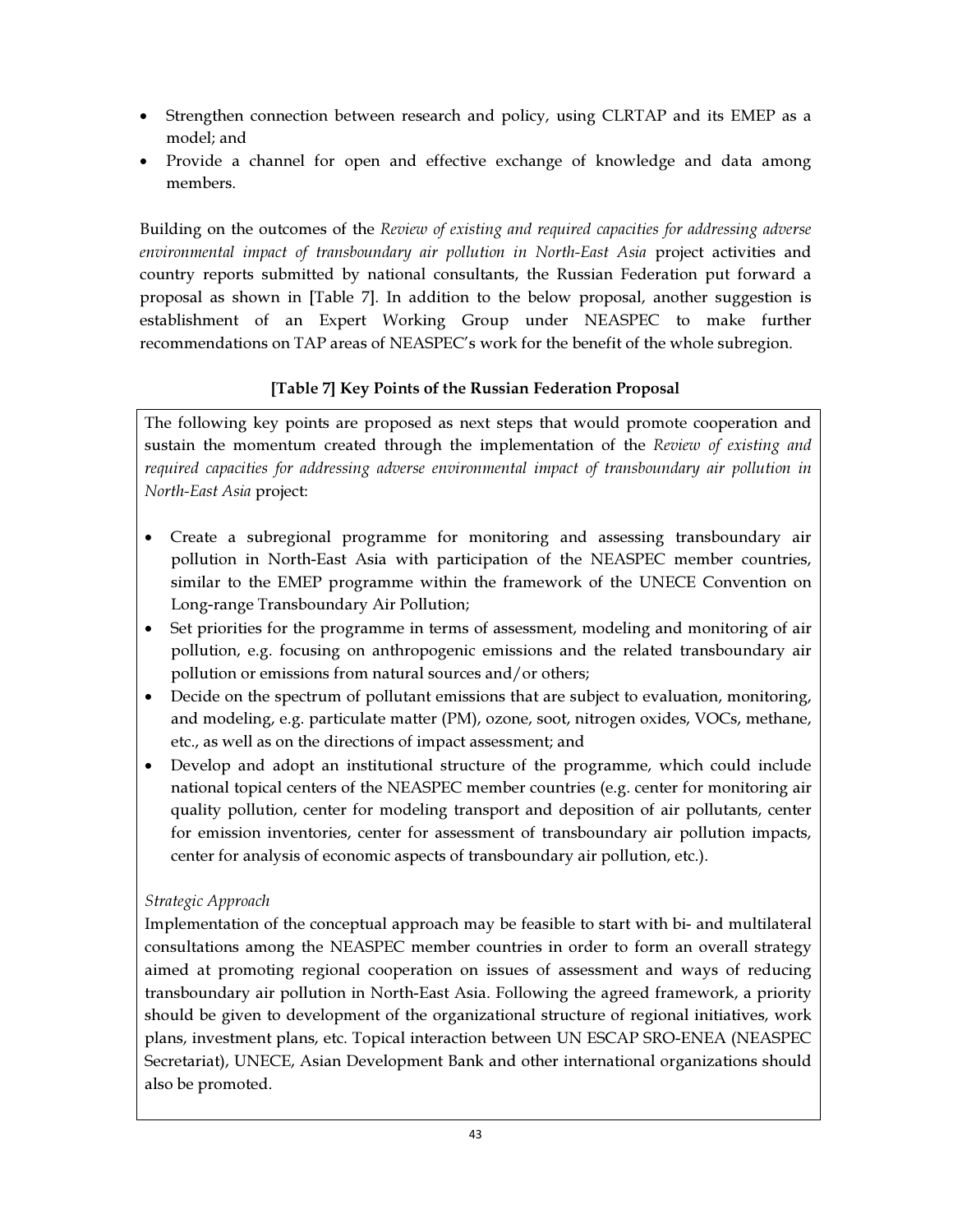- Strengthen connection between research and policy, using CLRTAP and its EMEP as a model; and
- Provide a channel for open and effective exchange of knowledge and data among members.

Building on the outcomes of the *Review of existing and required capacities for addressing adverse environmental impact of transboundary air pollution in North-East Asia* project activities and country reports submitted by national consultants, the Russian Federation put forward a proposal as shown in [Table 7]. In addition to the below proposal, another suggestion is establishment of an Expert Working Group under NEASPEC to make further recommendations on TAP areas of NEASPEC's work for the benefit of the whole subregion.

**[Table 7] Key Points of the Russian Federation Proposal**

The following key points are proposed as next steps that would promote cooperation and sustain the momentum created through the implementation of the *Review of existing and required capacities for addressing adverse environmental impact of transboundary air pollution in North-East Asia* project:

- Create a subregional programme for monitoring and assessing transboundary air pollution in North-East Asia with participation of the NEASPEC member countries, similar to the EMEP programme within the framework of the UNECE Convention on Long-range Transboundary Air Pollution;
- Set priorities for the programme in terms of assessment, modeling and monitoring of air pollution, e.g. focusing on anthropogenic emissions and the related transboundary air pollution or emissions from natural sources and/or others;
- Decide on the spectrum of pollutant emissions that are subject to evaluation, monitoring, and modeling, e.g. particulate matter (PM), ozone, soot, nitrogen oxides, VOCs, methane, etc., as well as on the directions of impact assessment; and
- Develop and adopt an institutional structure of the programme, which could include national topical centers of the NEASPEC member countries (e.g. center for monitoring air quality pollution, center for modeling transport and deposition of air pollutants, center for emission inventories, center for assessment of transboundary air pollution impacts, center for analysis of economic aspects of transboundary air pollution, etc.).

*Strategic Approach*

Implementation of the conceptual approach may be feasible to start with bi- and multilateral consultations among the NEASPEC member countries in order to form an overall strategy aimed at promoting regional cooperation on issues of assessment and ways of reducing transboundary air pollution in North-East Asia. Following the agreed framework, a priority should be given to development of the organizational structure of regional initiatives, work plans, investment plans, etc. Topical interaction between UN ESCAP SRO-ENEA (NEASPEC Secretariat), UNECE, Asian Development Bank and other international organizations should also be promoted.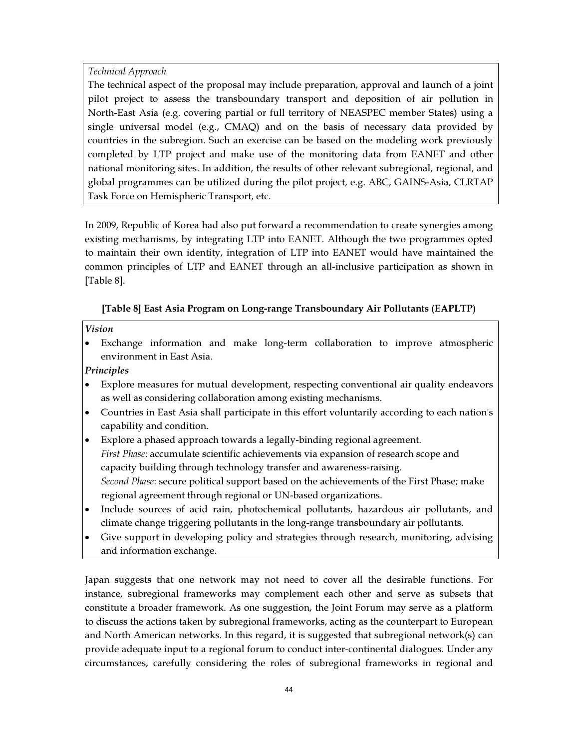*Technical Approach*

The technical aspect of the proposal may include preparation, approval and launch of a joint pilot project to assess the transboundary transport and deposition of air pollution in North-East Asia (e.g. covering partial or full territory of NEASPEC member States) using a single universal model (e.g., CMAQ) and on the basis of necessary data provided by countries in the subregion. Such an exercise can be based on the modeling work previously completed by LTP project and make use of the monitoring data from EANET and other national monitoring sites. In addition, the results of other relevant subregional, regional, and global programmes can be utilized during the pilot project, e.g. ABC, GAINS-Asia, CLRTAP Task Force on Hemispheric Transport, etc.

In 2009, Republic of Korea had also put forward a recommendation to create synergies among existing mechanisms, by integrating LTP into EANET. Although the two programmes opted to maintain their own identity, integration of LTP into EANET would have maintained the common principles of LTP and EANET through an all-inclusive participation as shown in [Table 8].

**[Table 8] East Asia Program on Long-range Transboundary Air Pollutants (EAPLTP)**

***Vision***

- Exchange information and make long-term collaboration to improve atmospheric environment in East Asia.

***Principles***

- Explore measures for mutual development, respecting conventional air quality endeavors as well as considering collaboration among existing mechanisms.
- Countries in East Asia shall participate in this effort voluntarily according to each nation's capability and condition.
- Explore a phased approach towards a legally-binding regional agreement.
  *First Phase*: accumulate scientific achievements via expansion of research scope and capacity building through technology transfer and awareness-raising.
  *Second Phase*: secure political support based on the achievements of the First Phase; make regional agreement through regional or UN-based organizations.
- Include sources of acid rain, photochemical pollutants, hazardous air pollutants, and climate change triggering pollutants in the long-range transboundary air pollutants.
- Give support in developing policy and strategies through research, monitoring, advising and information exchange.

Japan suggests that one network may not need to cover all the desirable functions. For instance, subregional frameworks may complement each other and serve as subsets that constitute a broader framework. As one suggestion, the Joint Forum may serve as a platform to discuss the actions taken by subregional frameworks, acting as the counterpart to European and North American networks. In this regard, it is suggested that subregional network(s) can provide adequate input to a regional forum to conduct inter-continental dialogues. Under any circumstances, carefully considering the roles of subregional frameworks in regional and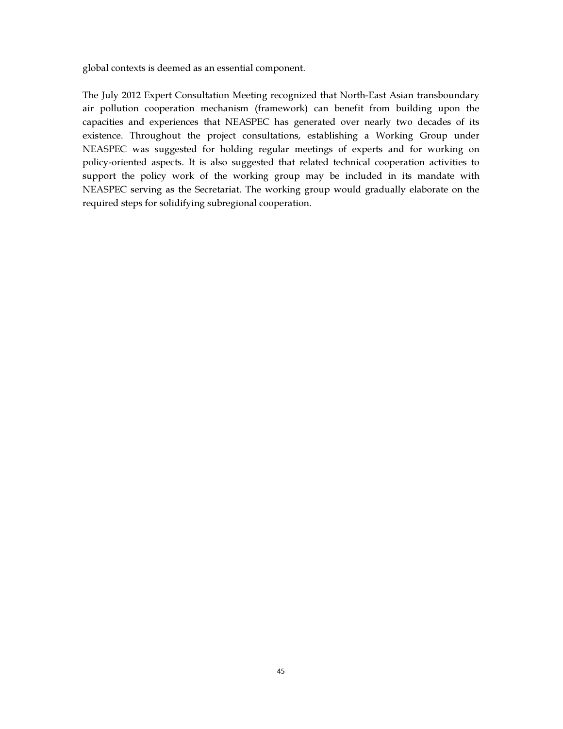global contexts is deemed as an essential component.

The July 2012 Expert Consultation Meeting recognized that North-East Asian transboundary air pollution cooperation mechanism (framework) can benefit from building upon the capacities and experiences that NEASPEC has generated over nearly two decades of its existence. Throughout the project consultations, establishing a Working Group under NEASPEC was suggested for holding regular meetings of experts and for working on policy-oriented aspects. It is also suggested that related technical cooperation activities to support the policy work of the working group may be included in its mandate with NEASPEC serving as the Secretariat. The working group would gradually elaborate on the required steps for solidifying subregional cooperation.